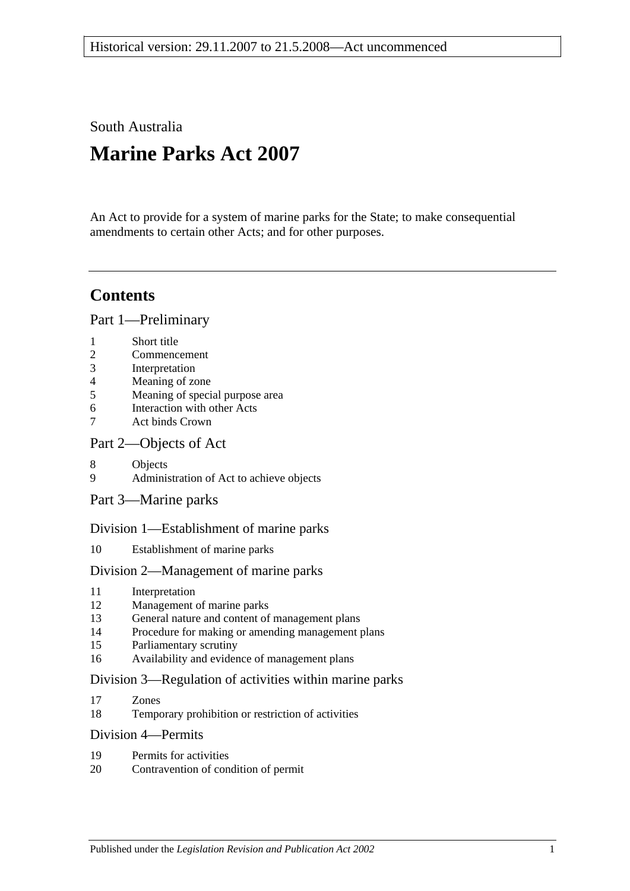Historical version: 29.11.2007 to 21.5.2008—Act uncommenced

South Australia

# Marine Parks Act 2007

An Act to provide for a system of marine parks for the State; to make consequential amendments to certain other Acts; and for other purposes.

## Contents

### Part 1—Preliminary

1 Short title
2 Commencement
3 Interpretation
4 Meaning of zone
5 Meaning of special purpose area
6 Interaction with other Acts
7 Act binds Crown

### Part 2—Objects of Act

8 Objects
9 Administration of Act to achieve objects

### Part 3—Marine parks

#### Division 1—Establishment of marine parks

10 Establishment of marine parks

#### Division 2—Management of marine parks

11 Interpretation
12 Management of marine parks
13 General nature and content of management plans
14 Procedure for making or amending management plans
15 Parliamentary scrutiny
16 Availability and evidence of management plans

#### Division 3—Regulation of activities within marine parks

17 Zones
18 Temporary prohibition or restriction of activities

#### Division 4—Permits

19 Permits for activities
20 Contravention of condition of permit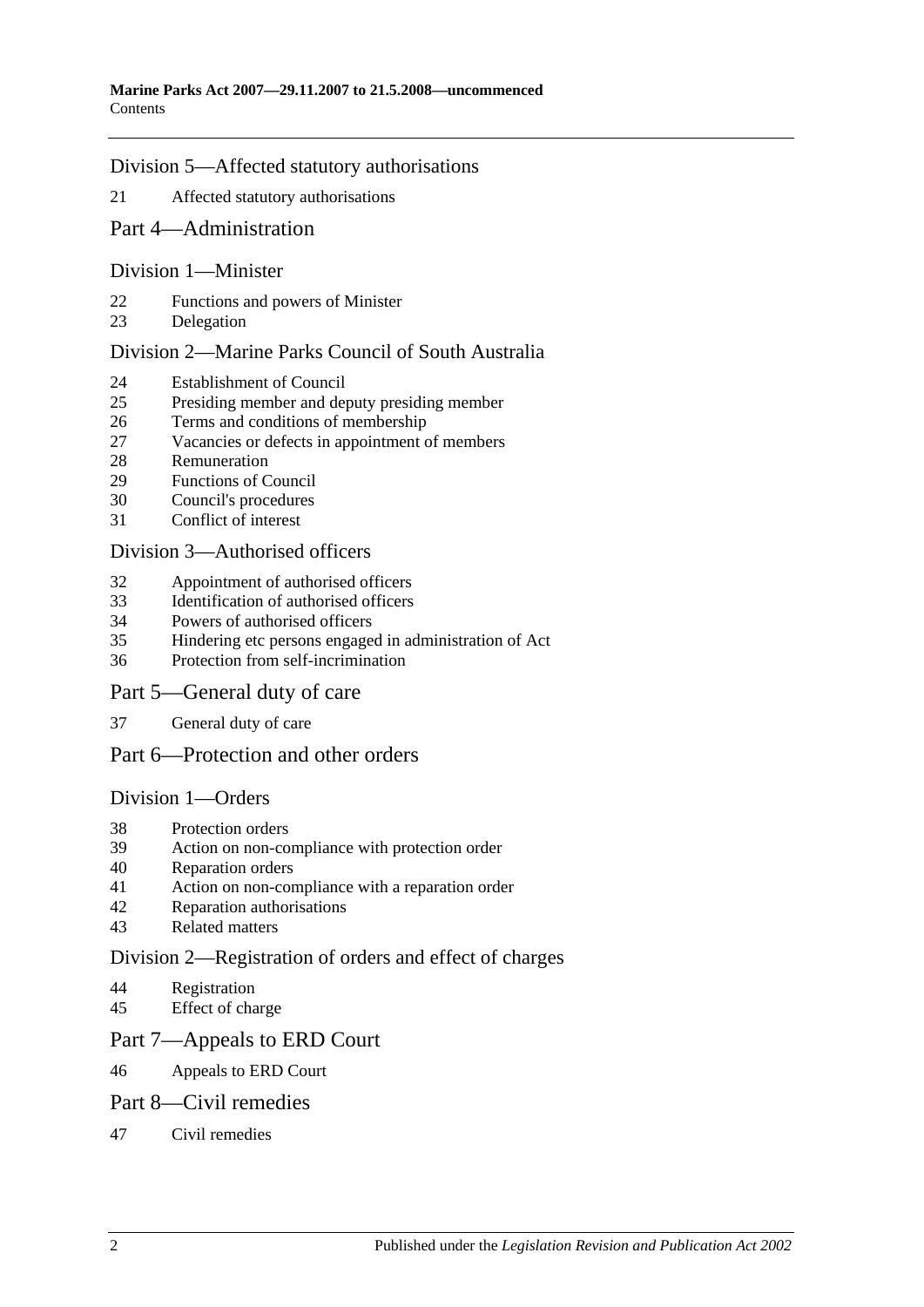Division 5—Affected statutory authorisations

21 Affected statutory authorisations

Part 4—Administration

Division 1—Minister

22 Functions and powers of Minister
23 Delegation

Division 2—Marine Parks Council of South Australia

24 Establishment of Council
25 Presiding member and deputy presiding member
26 Terms and conditions of membership
27 Vacancies or defects in appointment of members
28 Remuneration
29 Functions of Council
30 Council's procedures
31 Conflict of interest

Division 3—Authorised officers

32 Appointment of authorised officers
33 Identification of authorised officers
34 Powers of authorised officers
35 Hindering etc persons engaged in administration of Act
36 Protection from self-incrimination

Part 5—General duty of care

37 General duty of care

Part 6—Protection and other orders

Division 1—Orders

38 Protection orders
39 Action on non-compliance with protection order
40 Reparation orders
41 Action on non-compliance with a reparation order
42 Reparation authorisations
43 Related matters

Division 2—Registration of orders and effect of charges

44 Registration
45 Effect of charge

Part 7—Appeals to ERD Court

46 Appeals to ERD Court

Part 8—Civil remedies

47 Civil remedies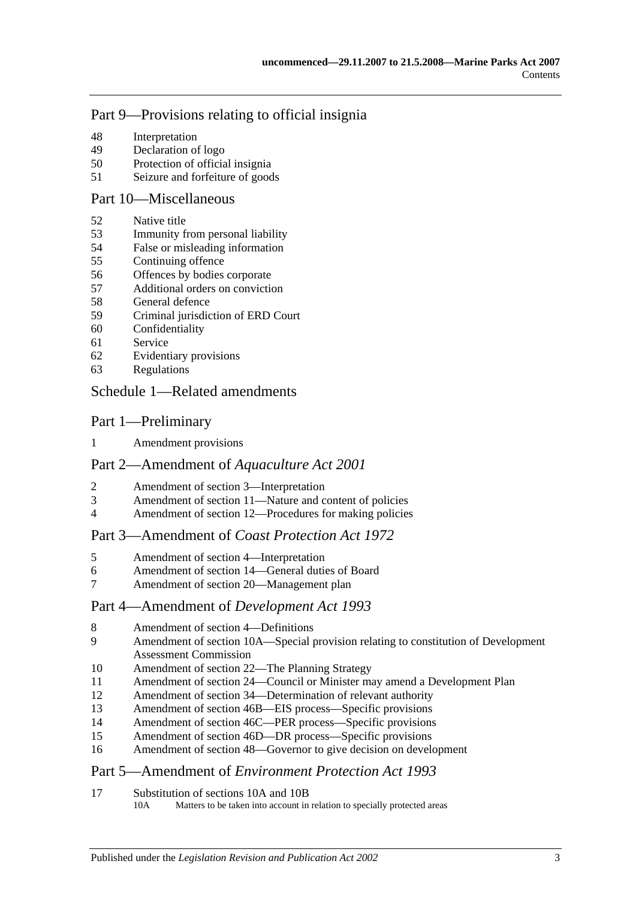## Part 9—Provisions relating to official insignia

48 Interpretation
49 Declaration of logo
50 Protection of official insignia
51 Seizure and forfeiture of goods

## Part 10—Miscellaneous

52 Native title
53 Immunity from personal liability
54 False or misleading information
55 Continuing offence
56 Offences by bodies corporate
57 Additional orders on conviction
58 General defence
59 Criminal jurisdiction of ERD Court
60 Confidentiality
61 Service
62 Evidentiary provisions
63 Regulations

## Schedule 1—Related amendments

## Part 1—Preliminary

1 Amendment provisions

## Part 2—Amendment of *Aquaculture Act 2001*

2 Amendment of section 3—Interpretation
3 Amendment of section 11—Nature and content of policies
4 Amendment of section 12—Procedures for making policies

## Part 3—Amendment of *Coast Protection Act 1972*

5 Amendment of section 4—Interpretation
6 Amendment of section 14—General duties of Board
7 Amendment of section 20—Management plan

## Part 4—Amendment of *Development Act 1993*

8 Amendment of section 4—Definitions
9 Amendment of section 10A—Special provision relating to constitution of Development Assessment Commission
10 Amendment of section 22—The Planning Strategy
11 Amendment of section 24—Council or Minister may amend a Development Plan
12 Amendment of section 34—Determination of relevant authority
13 Amendment of section 46B—EIS process—Specific provisions
14 Amendment of section 46C—PER process—Specific provisions
15 Amendment of section 46D—DR process—Specific provisions
16 Amendment of section 48—Governor to give decision on development

## Part 5—Amendment of *Environment Protection Act 1993*

17 Substitution of sections 10A and 10B
 10A Matters to be taken into account in relation to specially protected areas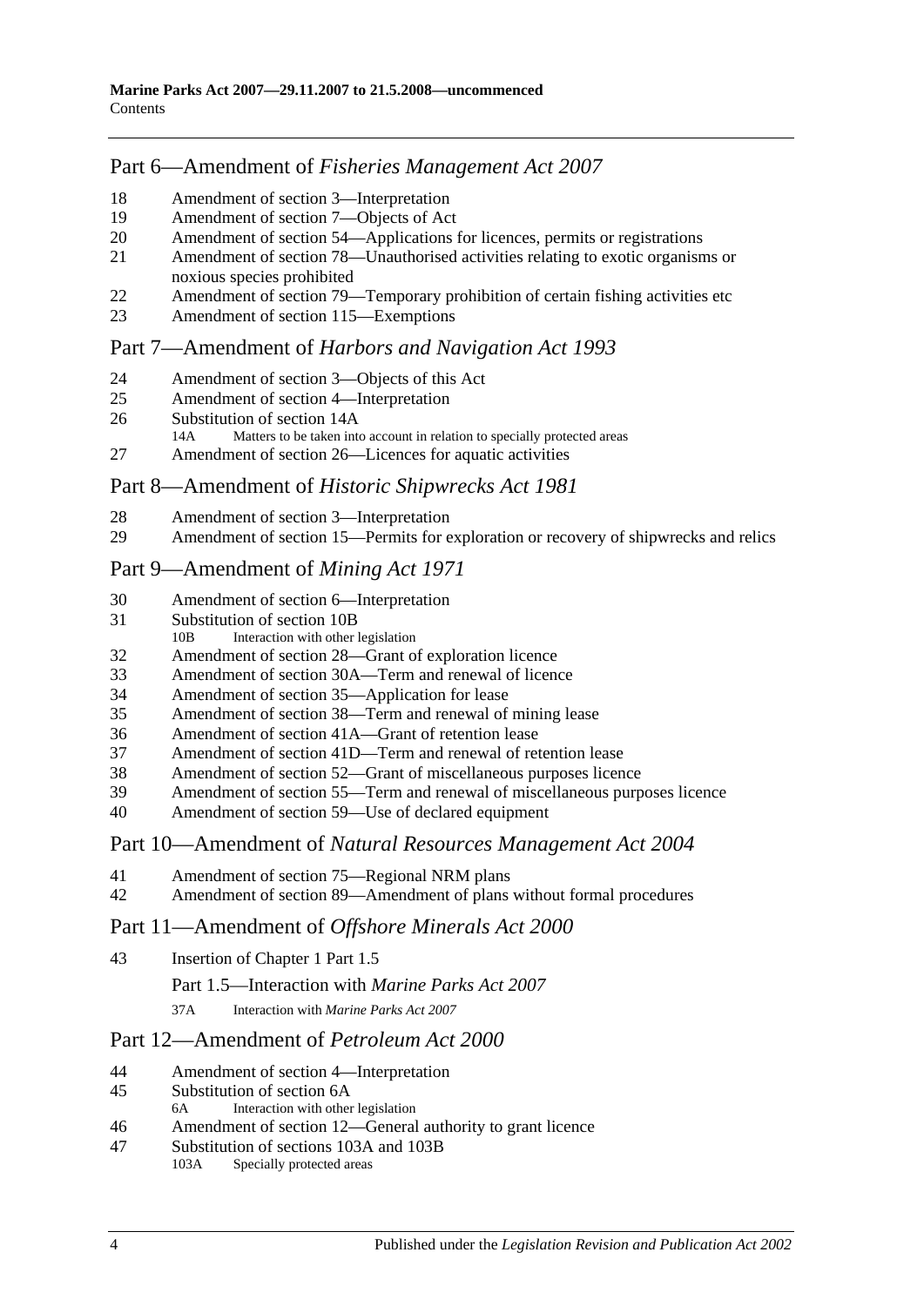## Part 6—Amendment of *Fisheries Management Act 2007*

18 Amendment of section 3—Interpretation
19 Amendment of section 7—Objects of Act
20 Amendment of section 54—Applications for licences, permits or registrations
21 Amendment of section 78—Unauthorised activities relating to exotic organisms or noxious species prohibited
22 Amendment of section 79—Temporary prohibition of certain fishing activities etc
23 Amendment of section 115—Exemptions

## Part 7—Amendment of *Harbors and Navigation Act 1993*

24 Amendment of section 3—Objects of this Act
25 Amendment of section 4—Interpretation
26 Substitution of section 14A
 14A Matters to be taken into account in relation to specially protected areas
27 Amendment of section 26—Licences for aquatic activities

## Part 8—Amendment of *Historic Shipwrecks Act 1981*

28 Amendment of section 3—Interpretation
29 Amendment of section 15—Permits for exploration or recovery of shipwrecks and relics

## Part 9—Amendment of *Mining Act 1971*

30 Amendment of section 6—Interpretation
31 Substitution of section 10B
 10B Interaction with other legislation
32 Amendment of section 28—Grant of exploration licence
33 Amendment of section 30A—Term and renewal of licence
34 Amendment of section 35—Application for lease
35 Amendment of section 38—Term and renewal of mining lease
36 Amendment of section 41A—Grant of retention lease
37 Amendment of section 41D—Term and renewal of retention lease
38 Amendment of section 52—Grant of miscellaneous purposes licence
39 Amendment of section 55—Term and renewal of miscellaneous purposes licence
40 Amendment of section 59—Use of declared equipment

## Part 10—Amendment of *Natural Resources Management Act 2004*

41 Amendment of section 75—Regional NRM plans
42 Amendment of section 89—Amendment of plans without formal procedures

## Part 11—Amendment of *Offshore Minerals Act 2000*

43 Insertion of Chapter 1 Part 1.5

 Part 1.5—Interaction with *Marine Parks Act 2007*

 37A Interaction with *Marine Parks Act 2007*

## Part 12—Amendment of *Petroleum Act 2000*

44 Amendment of section 4—Interpretation
45 Substitution of section 6A
 6A Interaction with other legislation
46 Amendment of section 12—General authority to grant licence
47 Substitution of sections 103A and 103B
 103A Specially protected areas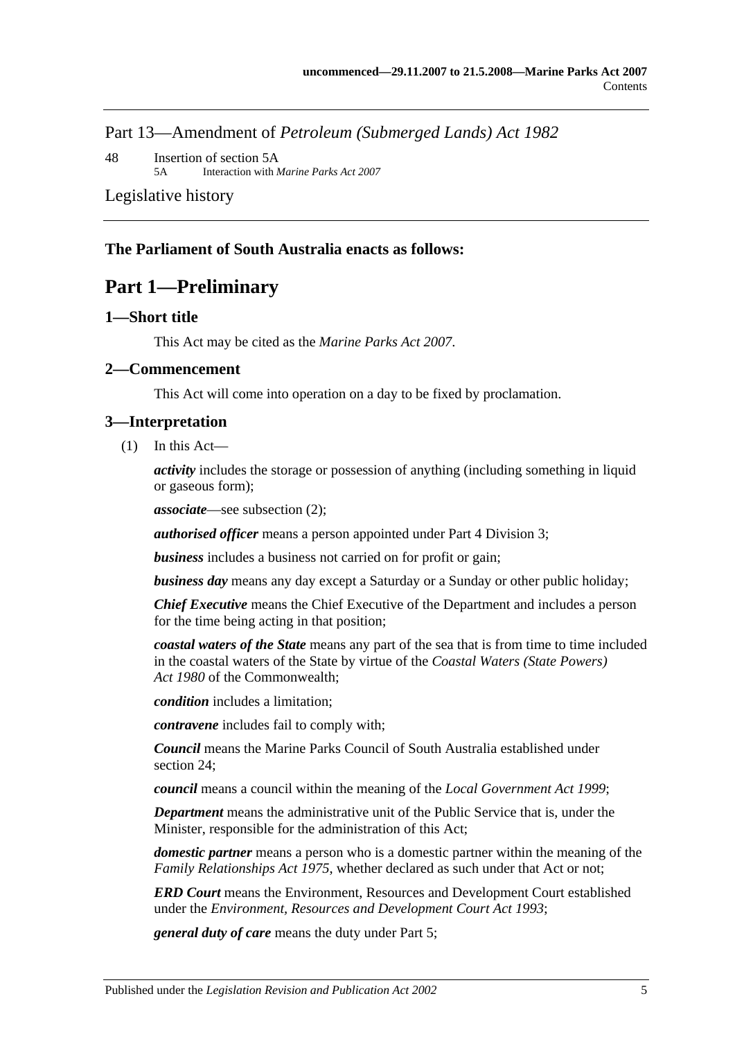Part 13—Amendment of *Petroleum (Submerged Lands) Act 1982*

48 Insertion of section 5A
 5A Interaction with *Marine Parks Act 2007*

Legislative history

**The Parliament of South Australia enacts as follows:**

# Part 1—Preliminary

## 1—Short title

This Act may be cited as the *Marine Parks Act 2007*.

## 2—Commencement

This Act will come into operation on a day to be fixed by proclamation.

## 3—Interpretation

(1) In this Act—

***activity*** includes the storage or possession of anything (including something in liquid or gaseous form);

***associate***—see subsection (2);

***authorised officer*** means a person appointed under Part 4 Division 3;

***business*** includes a business not carried on for profit or gain;

***business day*** means any day except a Saturday or a Sunday or other public holiday;

***Chief Executive*** means the Chief Executive of the Department and includes a person for the time being acting in that position;

***coastal waters of the State*** means any part of the sea that is from time to time included in the coastal waters of the State by virtue of the *Coastal Waters (State Powers) Act 1980* of the Commonwealth;

***condition*** includes a limitation;

***contravene*** includes fail to comply with;

***Council*** means the Marine Parks Council of South Australia established under section 24;

***council*** means a council within the meaning of the *Local Government Act 1999*;

***Department*** means the administrative unit of the Public Service that is, under the Minister, responsible for the administration of this Act;

***domestic partner*** means a person who is a domestic partner within the meaning of the *Family Relationships Act 1975*, whether declared as such under that Act or not;

***ERD Court*** means the Environment, Resources and Development Court established under the *Environment, Resources and Development Court Act 1993*;

***general duty of care*** means the duty under Part 5;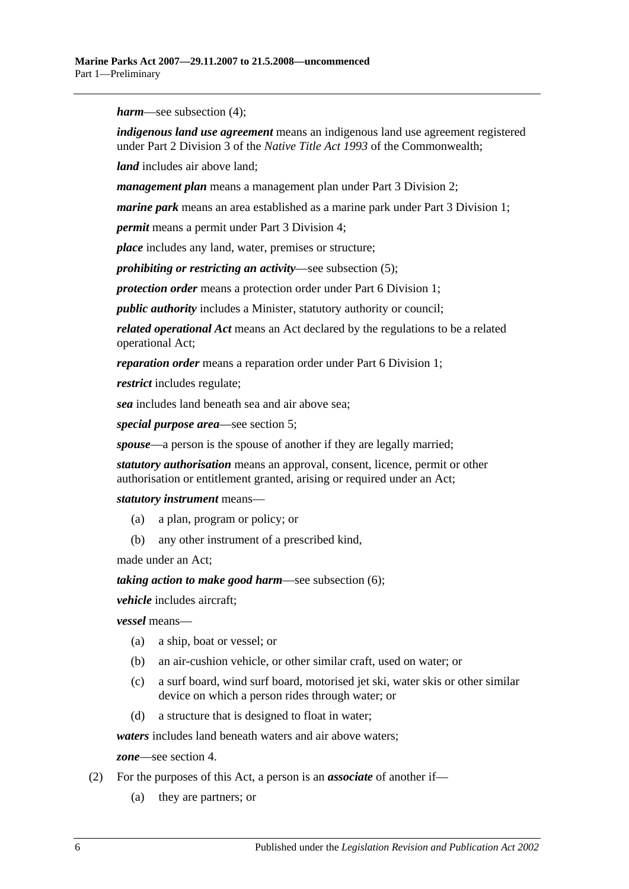***harm***—see subsection (4);

***indigenous land use agreement*** means an indigenous land use agreement registered under Part 2 Division 3 of the *Native Title Act 1993* of the Commonwealth;

***land*** includes air above land;

***management plan*** means a management plan under Part 3 Division 2;

***marine park*** means an area established as a marine park under Part 3 Division 1;

***permit*** means a permit under Part 3 Division 4;

***place*** includes any land, water, premises or structure;

***prohibiting or restricting an activity***—see subsection (5);

***protection order*** means a protection order under Part 6 Division 1;

***public authority*** includes a Minister, statutory authority or council;

***related operational Act*** means an Act declared by the regulations to be a related operational Act;

***reparation order*** means a reparation order under Part 6 Division 1;

***restrict*** includes regulate;

***sea*** includes land beneath sea and air above sea;

***special purpose area***—see section 5;

***spouse***—a person is the spouse of another if they are legally married;

***statutory authorisation*** means an approval, consent, licence, permit or other authorisation or entitlement granted, arising or required under an Act;

***statutory instrument*** means—

- (a) a plan, program or policy; or
- (b) any other instrument of a prescribed kind,

made under an Act;

***taking action to make good harm***—see subsection (6);

***vehicle*** includes aircraft;

***vessel*** means—

- (a) a ship, boat or vessel; or
- (b) an air-cushion vehicle, or other similar craft, used on water; or
- (c) a surf board, wind surf board, motorised jet ski, water skis or other similar device on which a person rides through water; or
- (d) a structure that is designed to float in water;

***waters*** includes land beneath waters and air above waters;

***zone***—see section 4.

(2) For the purposes of this Act, a person is an ***associate*** of another if—

- (a) they are partners; or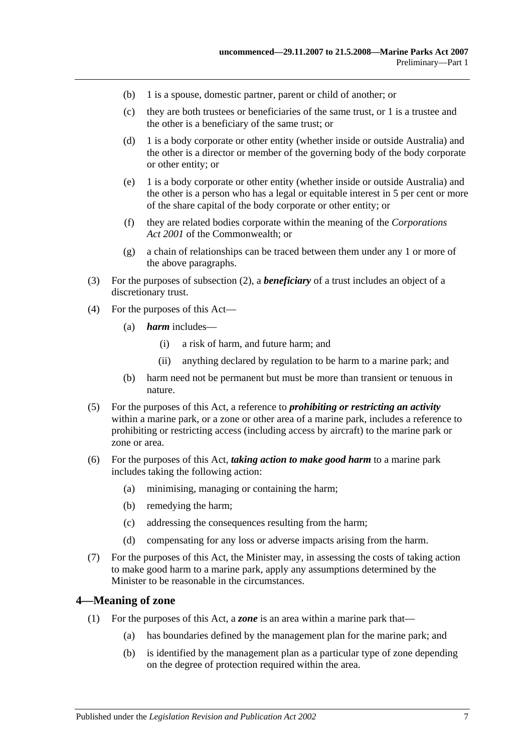(b) 1 is a spouse, domestic partner, parent or child of another; or

(c) they are both trustees or beneficiaries of the same trust, or 1 is a trustee and the other is a beneficiary of the same trust; or

(d) 1 is a body corporate or other entity (whether inside or outside Australia) and the other is a director or member of the governing body of the body corporate or other entity; or

(e) 1 is a body corporate or other entity (whether inside or outside Australia) and the other is a person who has a legal or equitable interest in 5 per cent or more of the share capital of the body corporate or other entity; or

(f) they are related bodies corporate within the meaning of the *Corporations Act 2001* of the Commonwealth; or

(g) a chain of relationships can be traced between them under any 1 or more of the above paragraphs.

(3) For the purposes of subsection (2), a ***beneficiary*** of a trust includes an object of a discretionary trust.

(4) For the purposes of this Act—

(a) ***harm*** includes—

(i) a risk of harm, and future harm; and

(ii) anything declared by regulation to be harm to a marine park; and

(b) harm need not be permanent but must be more than transient or tenuous in nature.

(5) For the purposes of this Act, a reference to ***prohibiting or restricting an activity*** within a marine park, or a zone or other area of a marine park, includes a reference to prohibiting or restricting access (including access by aircraft) to the marine park or zone or area.

(6) For the purposes of this Act, ***taking action to make good harm*** to a marine park includes taking the following action:

(a) minimising, managing or containing the harm;

(b) remedying the harm;

(c) addressing the consequences resulting from the harm;

(d) compensating for any loss or adverse impacts arising from the harm.

(7) For the purposes of this Act, the Minister may, in assessing the costs of taking action to make good harm to a marine park, apply any assumptions determined by the Minister to be reasonable in the circumstances.

## 4—Meaning of zone

(1) For the purposes of this Act, a ***zone*** is an area within a marine park that—

(a) has boundaries defined by the management plan for the marine park; and

(b) is identified by the management plan as a particular type of zone depending on the degree of protection required within the area.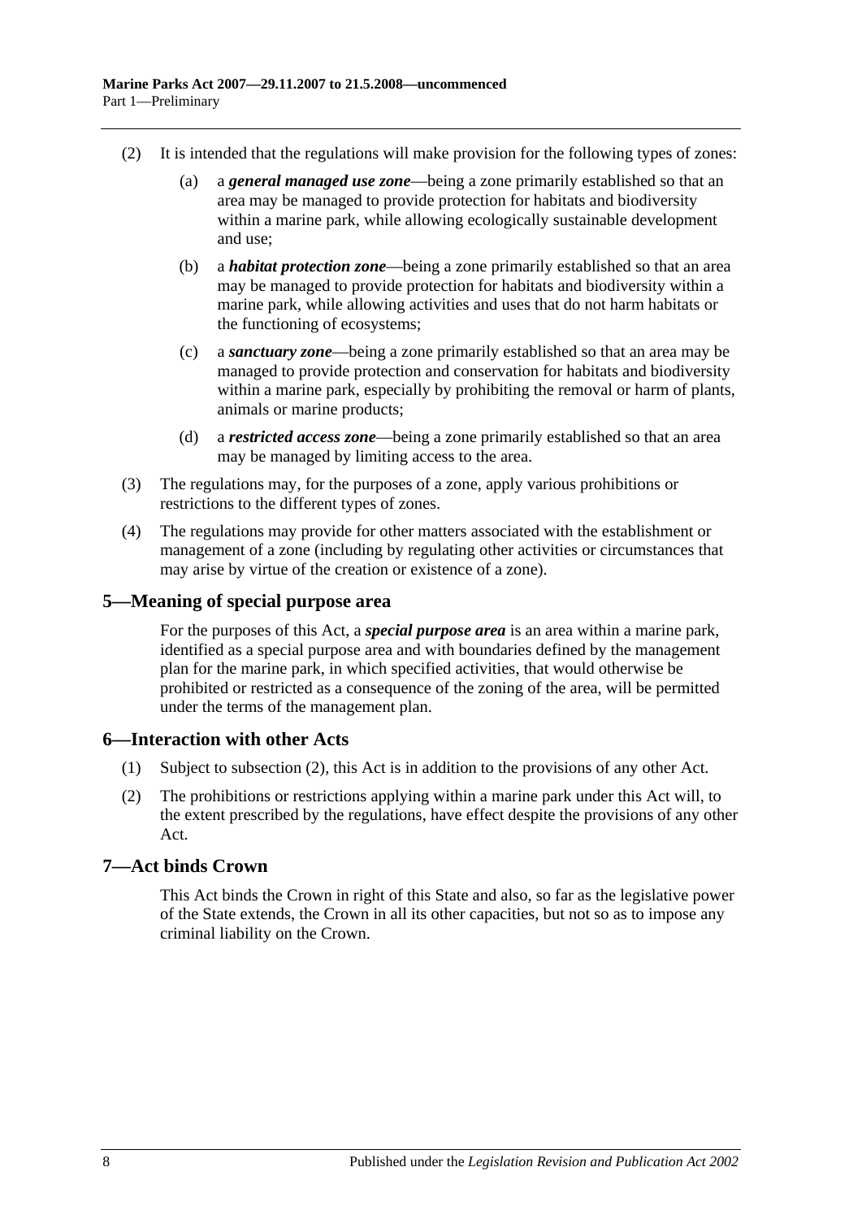(2) It is intended that the regulations will make provision for the following types of zones:

(a) a ***general managed use zone***—being a zone primarily established so that an area may be managed to provide protection for habitats and biodiversity within a marine park, while allowing ecologically sustainable development and use;

(b) a ***habitat protection zone***—being a zone primarily established so that an area may be managed to provide protection for habitats and biodiversity within a marine park, while allowing activities and uses that do not harm habitats or the functioning of ecosystems;

(c) a ***sanctuary zone***—being a zone primarily established so that an area may be managed to provide protection and conservation for habitats and biodiversity within a marine park, especially by prohibiting the removal or harm of plants, animals or marine products;

(d) a ***restricted access zone***—being a zone primarily established so that an area may be managed by limiting access to the area.

(3) The regulations may, for the purposes of a zone, apply various prohibitions or restrictions to the different types of zones.

(4) The regulations may provide for other matters associated with the establishment or management of a zone (including by regulating other activities or circumstances that may arise by virtue of the creation or existence of a zone).

## 5—Meaning of special purpose area

For the purposes of this Act, a ***special purpose area*** is an area within a marine park, identified as a special purpose area and with boundaries defined by the management plan for the marine park, in which specified activities, that would otherwise be prohibited or restricted as a consequence of the zoning of the area, will be permitted under the terms of the management plan.

## 6—Interaction with other Acts

(1) Subject to subsection (2), this Act is in addition to the provisions of any other Act.

(2) The prohibitions or restrictions applying within a marine park under this Act will, to the extent prescribed by the regulations, have effect despite the provisions of any other Act.

## 7—Act binds Crown

This Act binds the Crown in right of this State and also, so far as the legislative power of the State extends, the Crown in all its other capacities, but not so as to impose any criminal liability on the Crown.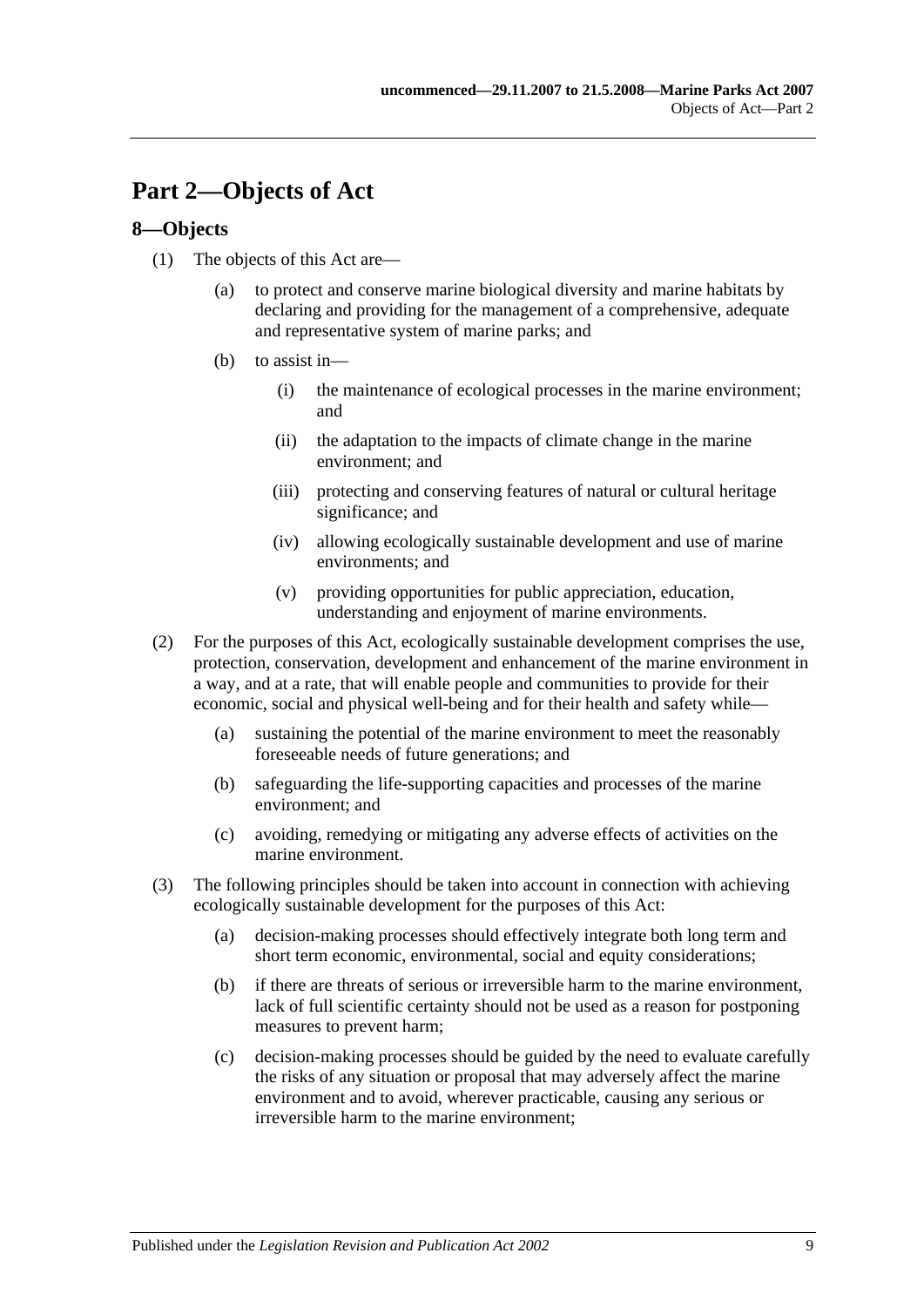# Part 2—Objects of Act

## 8—Objects

(1) The objects of this Act are—

(a) to protect and conserve marine biological diversity and marine habitats by declaring and providing for the management of a comprehensive, adequate and representative system of marine parks; and

(b) to assist in—

(i) the maintenance of ecological processes in the marine environment; and

(ii) the adaptation to the impacts of climate change in the marine environment; and

(iii) protecting and conserving features of natural or cultural heritage significance; and

(iv) allowing ecologically sustainable development and use of marine environments; and

(v) providing opportunities for public appreciation, education, understanding and enjoyment of marine environments.

(2) For the purposes of this Act, ecologically sustainable development comprises the use, protection, conservation, development and enhancement of the marine environment in a way, and at a rate, that will enable people and communities to provide for their economic, social and physical well-being and for their health and safety while—

(a) sustaining the potential of the marine environment to meet the reasonably foreseeable needs of future generations; and

(b) safeguarding the life-supporting capacities and processes of the marine environment; and

(c) avoiding, remedying or mitigating any adverse effects of activities on the marine environment.

(3) The following principles should be taken into account in connection with achieving ecologically sustainable development for the purposes of this Act:

(a) decision-making processes should effectively integrate both long term and short term economic, environmental, social and equity considerations;

(b) if there are threats of serious or irreversible harm to the marine environment, lack of full scientific certainty should not be used as a reason for postponing measures to prevent harm;

(c) decision-making processes should be guided by the need to evaluate carefully the risks of any situation or proposal that may adversely affect the marine environment and to avoid, wherever practicable, causing any serious or irreversible harm to the marine environment;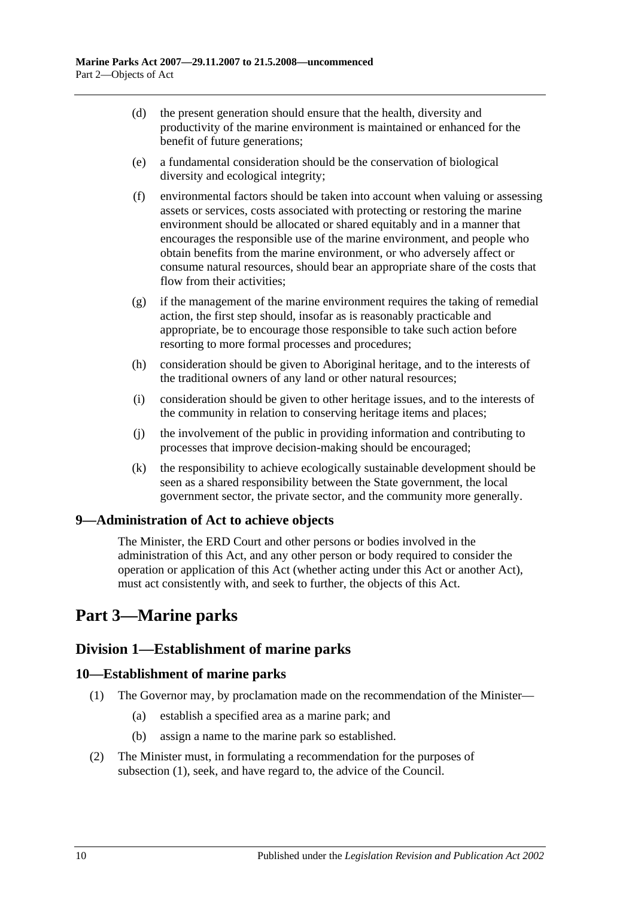(d) the present generation should ensure that the health, diversity and productivity of the marine environment is maintained or enhanced for the benefit of future generations;

(e) a fundamental consideration should be the conservation of biological diversity and ecological integrity;

(f) environmental factors should be taken into account when valuing or assessing assets or services, costs associated with protecting or restoring the marine environment should be allocated or shared equitably and in a manner that encourages the responsible use of the marine environment, and people who obtain benefits from the marine environment, or who adversely affect or consume natural resources, should bear an appropriate share of the costs that flow from their activities;

(g) if the management of the marine environment requires the taking of remedial action, the first step should, insofar as is reasonably practicable and appropriate, be to encourage those responsible to take such action before resorting to more formal processes and procedures;

(h) consideration should be given to Aboriginal heritage, and to the interests of the traditional owners of any land or other natural resources;

(i) consideration should be given to other heritage issues, and to the interests of the community in relation to conserving heritage items and places;

(j) the involvement of the public in providing information and contributing to processes that improve decision-making should be encouraged;

(k) the responsibility to achieve ecologically sustainable development should be seen as a shared responsibility between the State government, the local government sector, the private sector, and the community more generally.

### 9—Administration of Act to achieve objects

The Minister, the ERD Court and other persons or bodies involved in the administration of this Act, and any other person or body required to consider the operation or application of this Act (whether acting under this Act or another Act), must act consistently with, and seek to further, the objects of this Act.

# Part 3—Marine parks

## Division 1—Establishment of marine parks

### 10—Establishment of marine parks

(1) The Governor may, by proclamation made on the recommendation of the Minister—

(a) establish a specified area as a marine park; and

(b) assign a name to the marine park so established.

(2) The Minister must, in formulating a recommendation for the purposes of subsection (1), seek, and have regard to, the advice of the Council.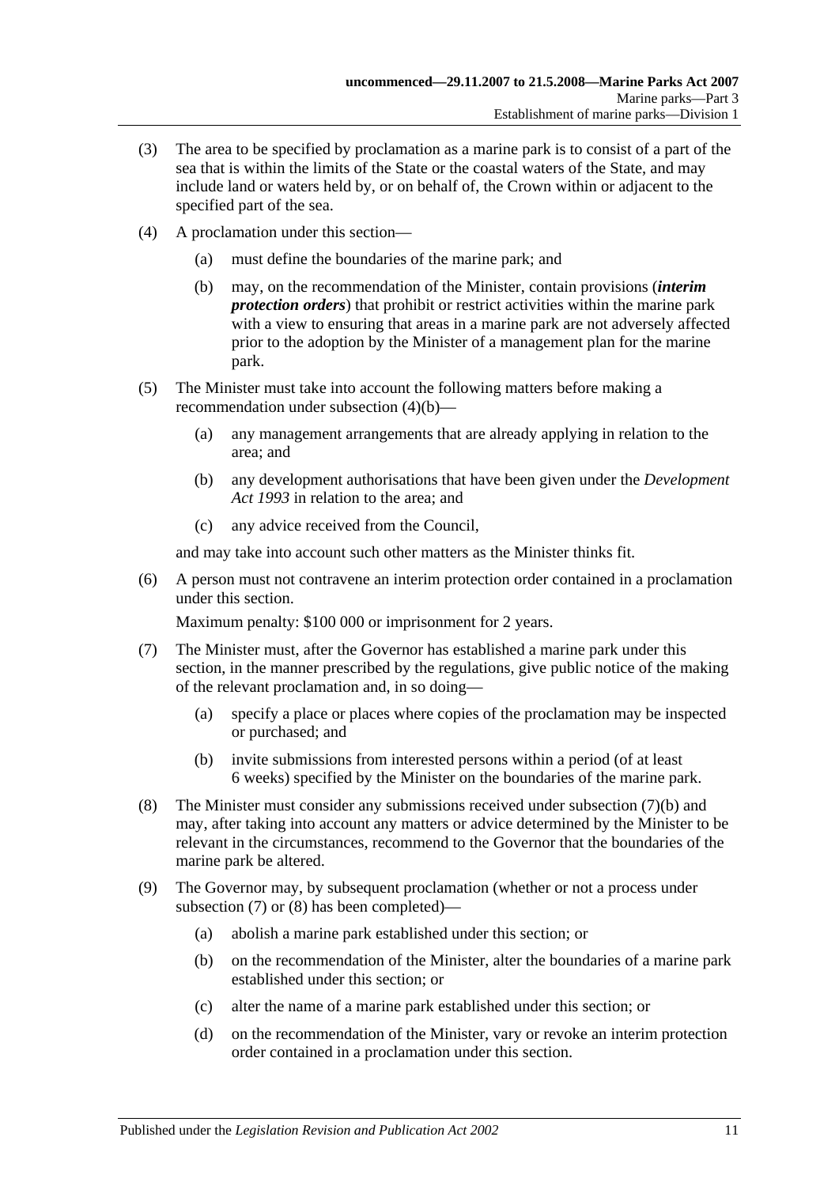(3) The area to be specified by proclamation as a marine park is to consist of a part of the sea that is within the limits of the State or the coastal waters of the State, and may include land or waters held by, or on behalf of, the Crown within or adjacent to the specified part of the sea.

(4) A proclamation under this section—

  (a) must define the boundaries of the marine park; and

  (b) may, on the recommendation of the Minister, contain provisions (***interim protection orders***) that prohibit or restrict activities within the marine park with a view to ensuring that areas in a marine park are not adversely affected prior to the adoption by the Minister of a management plan for the marine park.

(5) The Minister must take into account the following matters before making a recommendation under subsection (4)(b)—

  (a) any management arrangements that are already applying in relation to the area; and

  (b) any development authorisations that have been given under the *Development Act 1993* in relation to the area; and

  (c) any advice received from the Council,

and may take into account such other matters as the Minister thinks fit.

(6) A person must not contravene an interim protection order contained in a proclamation under this section.

Maximum penalty: $100 000 or imprisonment for 2 years.

(7) The Minister must, after the Governor has established a marine park under this section, in the manner prescribed by the regulations, give public notice of the making of the relevant proclamation and, in so doing—

  (a) specify a place or places where copies of the proclamation may be inspected or purchased; and

  (b) invite submissions from interested persons within a period (of at least 6 weeks) specified by the Minister on the boundaries of the marine park.

(8) The Minister must consider any submissions received under subsection (7)(b) and may, after taking into account any matters or advice determined by the Minister to be relevant in the circumstances, recommend to the Governor that the boundaries of the marine park be altered.

(9) The Governor may, by subsequent proclamation (whether or not a process under subsection (7) or (8) has been completed)—

  (a) abolish a marine park established under this section; or

  (b) on the recommendation of the Minister, alter the boundaries of a marine park established under this section; or

  (c) alter the name of a marine park established under this section; or

  (d) on the recommendation of the Minister, vary or revoke an interim protection order contained in a proclamation under this section.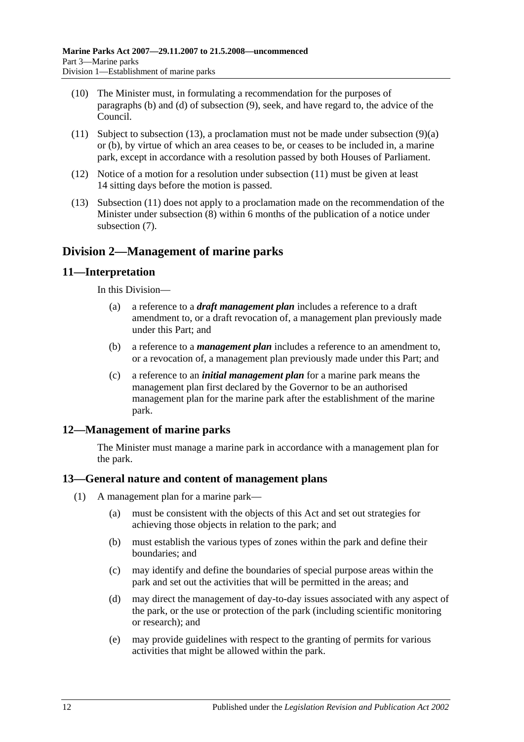(10) The Minister must, in formulating a recommendation for the purposes of paragraphs (b) and (d) of subsection (9), seek, and have regard to, the advice of the Council.

(11) Subject to subsection (13), a proclamation must not be made under subsection (9)(a) or (b), by virtue of which an area ceases to be, or ceases to be included in, a marine park, except in accordance with a resolution passed by both Houses of Parliament.

(12) Notice of a motion for a resolution under subsection (11) must be given at least 14 sitting days before the motion is passed.

(13) Subsection (11) does not apply to a proclamation made on the recommendation of the Minister under subsection (8) within 6 months of the publication of a notice under subsection (7).

## Division 2—Management of marine parks

### 11—Interpretation

In this Division—

(a) a reference to a ***draft management plan*** includes a reference to a draft amendment to, or a draft revocation of, a management plan previously made under this Part; and

(b) a reference to a ***management plan*** includes a reference to an amendment to, or a revocation of, a management plan previously made under this Part; and

(c) a reference to an ***initial management plan*** for a marine park means the management plan first declared by the Governor to be an authorised management plan for the marine park after the establishment of the marine park.

### 12—Management of marine parks

The Minister must manage a marine park in accordance with a management plan for the park.

### 13—General nature and content of management plans

(1) A management plan for a marine park—

(a) must be consistent with the objects of this Act and set out strategies for achieving those objects in relation to the park; and

(b) must establish the various types of zones within the park and define their boundaries; and

(c) may identify and define the boundaries of special purpose areas within the park and set out the activities that will be permitted in the areas; and

(d) may direct the management of day-to-day issues associated with any aspect of the park, or the use or protection of the park (including scientific monitoring or research); and

(e) may provide guidelines with respect to the granting of permits for various activities that might be allowed within the park.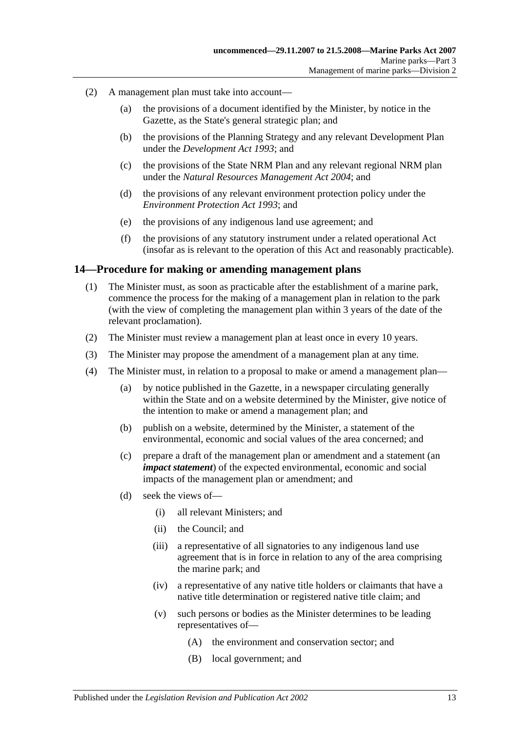(2) A management plan must take into account—

(a) the provisions of a document identified by the Minister, by notice in the Gazette, as the State's general strategic plan; and

(b) the provisions of the Planning Strategy and any relevant Development Plan under the *Development Act 1993*; and

(c) the provisions of the State NRM Plan and any relevant regional NRM plan under the *Natural Resources Management Act 2004*; and

(d) the provisions of any relevant environment protection policy under the *Environment Protection Act 1993*; and

(e) the provisions of any indigenous land use agreement; and

(f) the provisions of any statutory instrument under a related operational Act (insofar as is relevant to the operation of this Act and reasonably practicable).

## 14—Procedure for making or amending management plans

(1) The Minister must, as soon as practicable after the establishment of a marine park, commence the process for the making of a management plan in relation to the park (with the view of completing the management plan within 3 years of the date of the relevant proclamation).

(2) The Minister must review a management plan at least once in every 10 years.

(3) The Minister may propose the amendment of a management plan at any time.

(4) The Minister must, in relation to a proposal to make or amend a management plan—

(a) by notice published in the Gazette, in a newspaper circulating generally within the State and on a website determined by the Minister, give notice of the intention to make or amend a management plan; and

(b) publish on a website, determined by the Minister, a statement of the environmental, economic and social values of the area concerned; and

(c) prepare a draft of the management plan or amendment and a statement (an ***impact statement***) of the expected environmental, economic and social impacts of the management plan or amendment; and

(d) seek the views of—

(i) all relevant Ministers; and

(ii) the Council; and

(iii) a representative of all signatories to any indigenous land use agreement that is in force in relation to any of the area comprising the marine park; and

(iv) a representative of any native title holders or claimants that have a native title determination or registered native title claim; and

(v) such persons or bodies as the Minister determines to be leading representatives of—

(A) the environment and conservation sector; and

(B) local government; and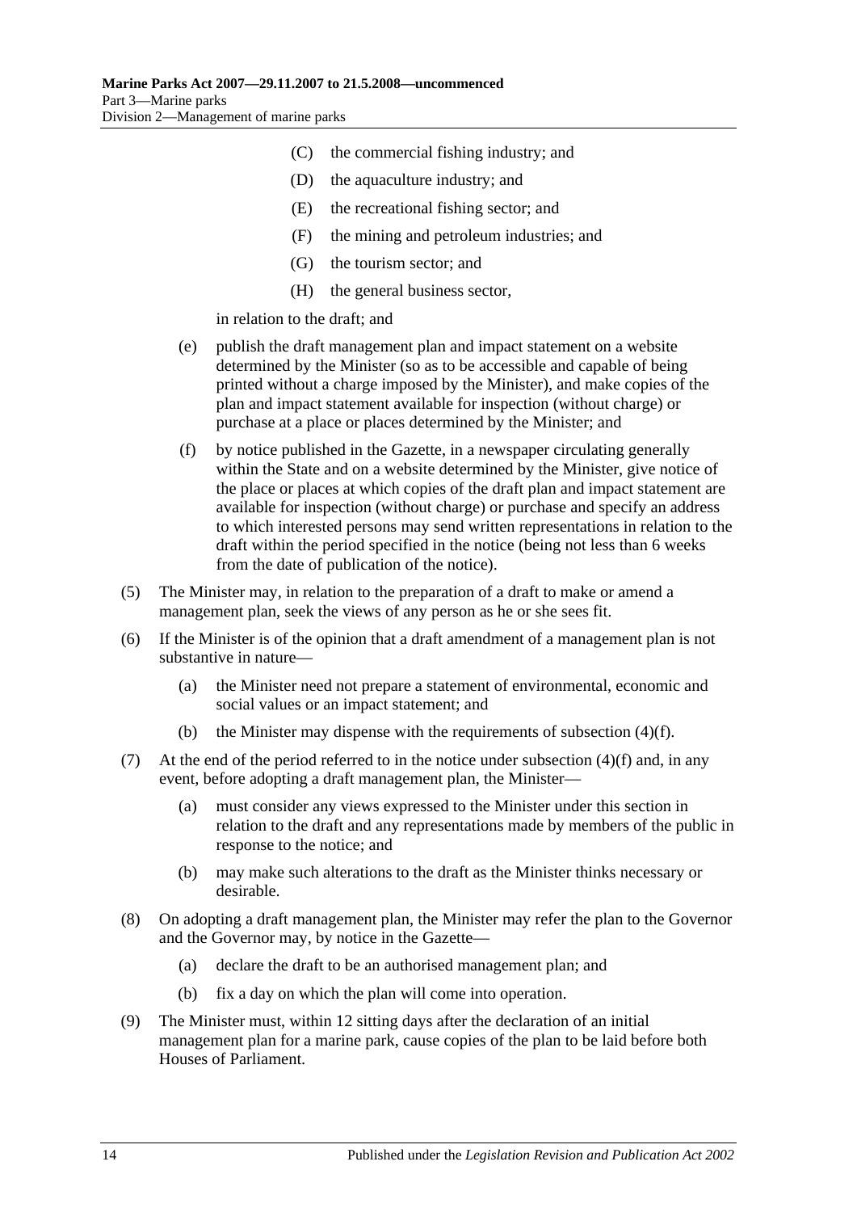(C) the commercial fishing industry; and

(D) the aquaculture industry; and

(E) the recreational fishing sector; and

(F) the mining and petroleum industries; and

(G) the tourism sector; and

(H) the general business sector,

in relation to the draft; and

(e) publish the draft management plan and impact statement on a website determined by the Minister (so as to be accessible and capable of being printed without a charge imposed by the Minister), and make copies of the plan and impact statement available for inspection (without charge) or purchase at a place or places determined by the Minister; and

(f) by notice published in the Gazette, in a newspaper circulating generally within the State and on a website determined by the Minister, give notice of the place or places at which copies of the draft plan and impact statement are available for inspection (without charge) or purchase and specify an address to which interested persons may send written representations in relation to the draft within the period specified in the notice (being not less than 6 weeks from the date of publication of the notice).

(5) The Minister may, in relation to the preparation of a draft to make or amend a management plan, seek the views of any person as he or she sees fit.

(6) If the Minister is of the opinion that a draft amendment of a management plan is not substantive in nature—

(a) the Minister need not prepare a statement of environmental, economic and social values or an impact statement; and

(b) the Minister may dispense with the requirements of subsection (4)(f).

(7) At the end of the period referred to in the notice under subsection (4)(f) and, in any event, before adopting a draft management plan, the Minister—

(a) must consider any views expressed to the Minister under this section in relation to the draft and any representations made by members of the public in response to the notice; and

(b) may make such alterations to the draft as the Minister thinks necessary or desirable.

(8) On adopting a draft management plan, the Minister may refer the plan to the Governor and the Governor may, by notice in the Gazette—

(a) declare the draft to be an authorised management plan; and

(b) fix a day on which the plan will come into operation.

(9) The Minister must, within 12 sitting days after the declaration of an initial management plan for a marine park, cause copies of the plan to be laid before both Houses of Parliament.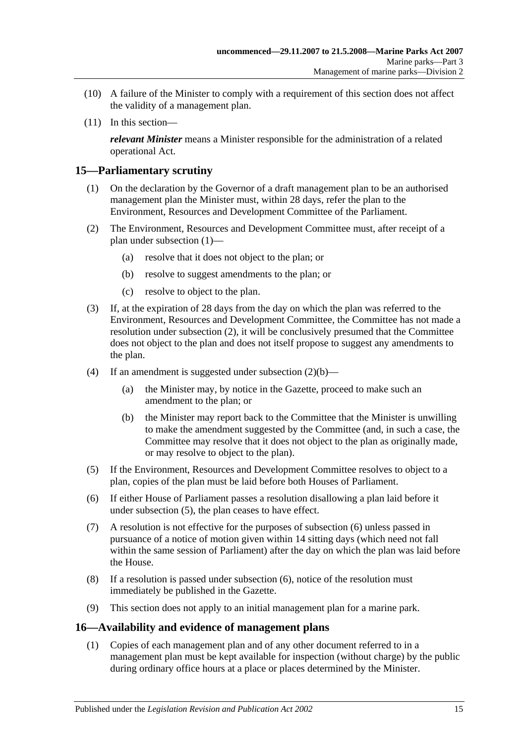(10) A failure of the Minister to comply with a requirement of this section does not affect the validity of a management plan.

(11) In this section—

***relevant Minister*** means a Minister responsible for the administration of a related operational Act.

## 15—Parliamentary scrutiny

(1) On the declaration by the Governor of a draft management plan to be an authorised management plan the Minister must, within 28 days, refer the plan to the Environment, Resources and Development Committee of the Parliament.

(2) The Environment, Resources and Development Committee must, after receipt of a plan under subsection (1)—

(a) resolve that it does not object to the plan; or

(b) resolve to suggest amendments to the plan; or

(c) resolve to object to the plan.

(3) If, at the expiration of 28 days from the day on which the plan was referred to the Environment, Resources and Development Committee, the Committee has not made a resolution under subsection (2), it will be conclusively presumed that the Committee does not object to the plan and does not itself propose to suggest any amendments to the plan.

(4) If an amendment is suggested under subsection (2)(b)—

(a) the Minister may, by notice in the Gazette, proceed to make such an amendment to the plan; or

(b) the Minister may report back to the Committee that the Minister is unwilling to make the amendment suggested by the Committee (and, in such a case, the Committee may resolve that it does not object to the plan as originally made, or may resolve to object to the plan).

(5) If the Environment, Resources and Development Committee resolves to object to a plan, copies of the plan must be laid before both Houses of Parliament.

(6) If either House of Parliament passes a resolution disallowing a plan laid before it under subsection (5), the plan ceases to have effect.

(7) A resolution is not effective for the purposes of subsection (6) unless passed in pursuance of a notice of motion given within 14 sitting days (which need not fall within the same session of Parliament) after the day on which the plan was laid before the House.

(8) If a resolution is passed under subsection (6), notice of the resolution must immediately be published in the Gazette.

(9) This section does not apply to an initial management plan for a marine park.

## 16—Availability and evidence of management plans

(1) Copies of each management plan and of any other document referred to in a management plan must be kept available for inspection (without charge) by the public during ordinary office hours at a place or places determined by the Minister.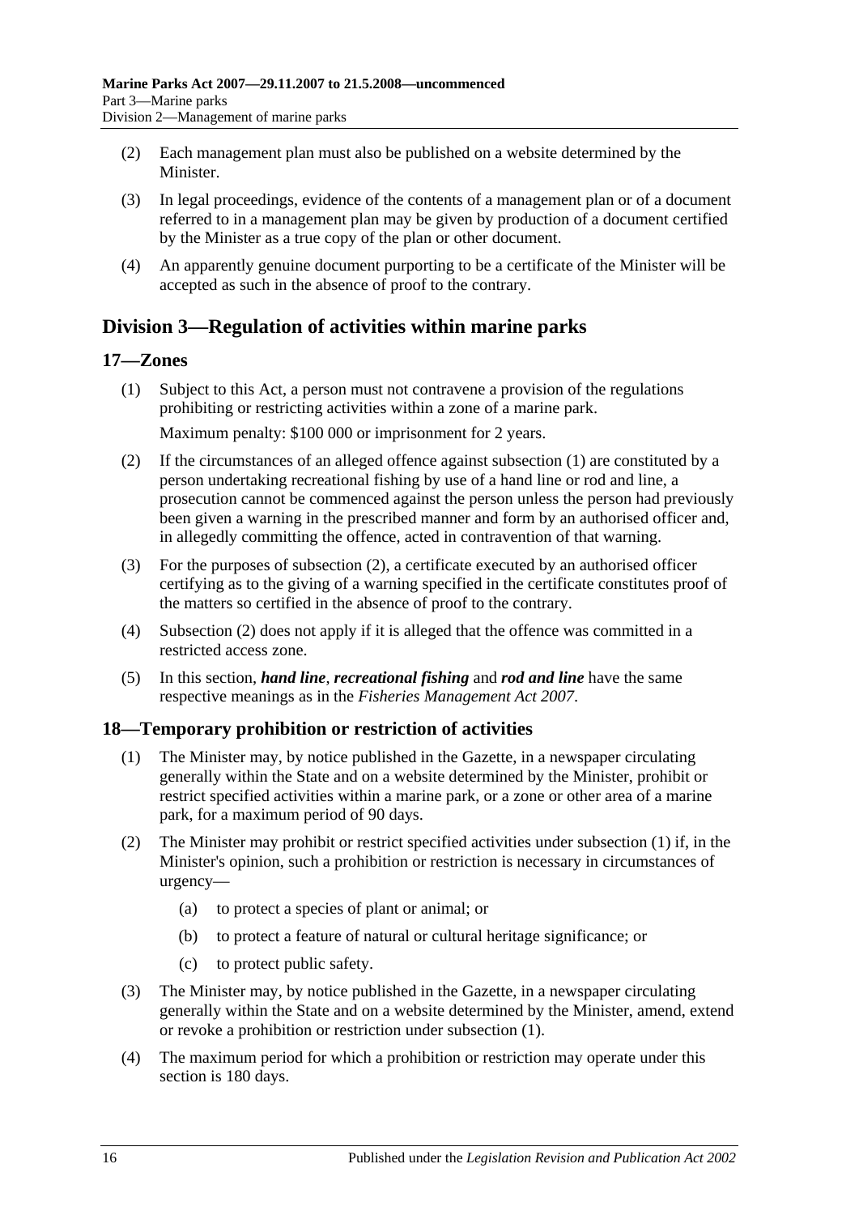(2) Each management plan must also be published on a website determined by the Minister.

(3) In legal proceedings, evidence of the contents of a management plan or of a document referred to in a management plan may be given by production of a document certified by the Minister as a true copy of the plan or other document.

(4) An apparently genuine document purporting to be a certificate of the Minister will be accepted as such in the absence of proof to the contrary.

## Division 3—Regulation of activities within marine parks

### 17—Zones

(1) Subject to this Act, a person must not contravene a provision of the regulations prohibiting or restricting activities within a zone of a marine park.

Maximum penalty: \$100 000 or imprisonment for 2 years.

(2) If the circumstances of an alleged offence against subsection (1) are constituted by a person undertaking recreational fishing by use of a hand line or rod and line, a prosecution cannot be commenced against the person unless the person had previously been given a warning in the prescribed manner and form by an authorised officer and, in allegedly committing the offence, acted in contravention of that warning.

(3) For the purposes of subsection (2), a certificate executed by an authorised officer certifying as to the giving of a warning specified in the certificate constitutes proof of the matters so certified in the absence of proof to the contrary.

(4) Subsection (2) does not apply if it is alleged that the offence was committed in a restricted access zone.

(5) In this section, ***hand line***, ***recreational fishing*** and ***rod and line*** have the same respective meanings as in the *Fisheries Management Act 2007*.

### 18—Temporary prohibition or restriction of activities

(1) The Minister may, by notice published in the Gazette, in a newspaper circulating generally within the State and on a website determined by the Minister, prohibit or restrict specified activities within a marine park, or a zone or other area of a marine park, for a maximum period of 90 days.

(2) The Minister may prohibit or restrict specified activities under subsection (1) if, in the Minister's opinion, such a prohibition or restriction is necessary in circumstances of urgency—

- (a) to protect a species of plant or animal; or
- (b) to protect a feature of natural or cultural heritage significance; or
- (c) to protect public safety.

(3) The Minister may, by notice published in the Gazette, in a newspaper circulating generally within the State and on a website determined by the Minister, amend, extend or revoke a prohibition or restriction under subsection (1).

(4) The maximum period for which a prohibition or restriction may operate under this section is 180 days.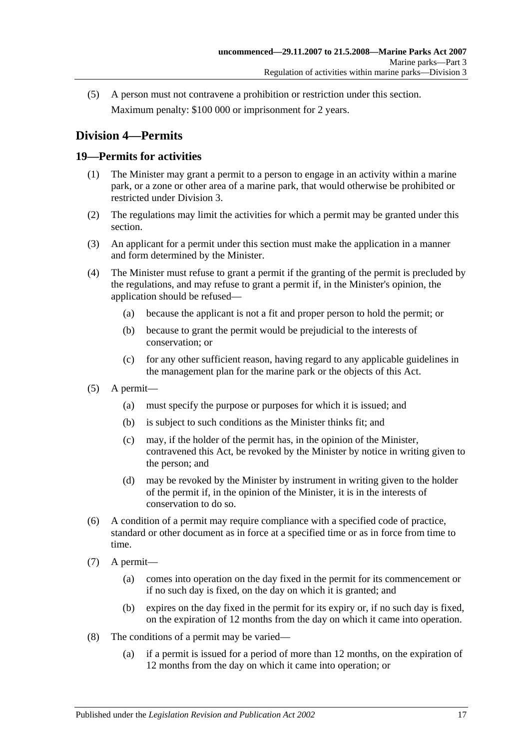(5) A person must not contravene a prohibition or restriction under this section.

Maximum penalty: $100 000 or imprisonment for 2 years.

## Division 4—Permits

### 19—Permits for activities

(1) The Minister may grant a permit to a person to engage in an activity within a marine park, or a zone or other area of a marine park, that would otherwise be prohibited or restricted under Division 3.

(2) The regulations may limit the activities for which a permit may be granted under this section.

(3) An applicant for a permit under this section must make the application in a manner and form determined by the Minister.

(4) The Minister must refuse to grant a permit if the granting of the permit is precluded by the regulations, and may refuse to grant a permit if, in the Minister's opinion, the application should be refused—

(a) because the applicant is not a fit and proper person to hold the permit; or

(b) because to grant the permit would be prejudicial to the interests of conservation; or

(c) for any other sufficient reason, having regard to any applicable guidelines in the management plan for the marine park or the objects of this Act.

(5) A permit—

(a) must specify the purpose or purposes for which it is issued; and

(b) is subject to such conditions as the Minister thinks fit; and

(c) may, if the holder of the permit has, in the opinion of the Minister, contravened this Act, be revoked by the Minister by notice in writing given to the person; and

(d) may be revoked by the Minister by instrument in writing given to the holder of the permit if, in the opinion of the Minister, it is in the interests of conservation to do so.

(6) A condition of a permit may require compliance with a specified code of practice, standard or other document as in force at a specified time or as in force from time to time.

(7) A permit—

(a) comes into operation on the day fixed in the permit for its commencement or if no such day is fixed, on the day on which it is granted; and

(b) expires on the day fixed in the permit for its expiry or, if no such day is fixed, on the expiration of 12 months from the day on which it came into operation.

(8) The conditions of a permit may be varied—

(a) if a permit is issued for a period of more than 12 months, on the expiration of 12 months from the day on which it came into operation; or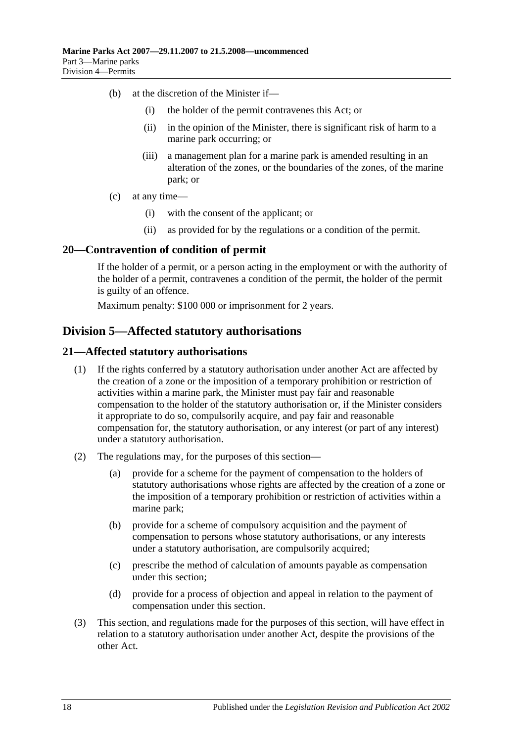(b) at the discretion of the Minister if—

   (i) the holder of the permit contravenes this Act; or

   (ii) in the opinion of the Minister, there is significant risk of harm to a marine park occurring; or

   (iii) a management plan for a marine park is amended resulting in an alteration of the zones, or the boundaries of the zones, of the marine park; or

(c) at any time—

   (i) with the consent of the applicant; or

   (ii) as provided for by the regulations or a condition of the permit.

## 20—Contravention of condition of permit

If the holder of a permit, or a person acting in the employment or with the authority of the holder of a permit, contravenes a condition of the permit, the holder of the permit is guilty of an offence.

Maximum penalty: $100 000 or imprisonment for 2 years.

# Division 5—Affected statutory authorisations

## 21—Affected statutory authorisations

(1) If the rights conferred by a statutory authorisation under another Act are affected by the creation of a zone or the imposition of a temporary prohibition or restriction of activities within a marine park, the Minister must pay fair and reasonable compensation to the holder of the statutory authorisation or, if the Minister considers it appropriate to do so, compulsorily acquire, and pay fair and reasonable compensation for, the statutory authorisation, or any interest (or part of any interest) under a statutory authorisation.

(2) The regulations may, for the purposes of this section—

   (a) provide for a scheme for the payment of compensation to the holders of statutory authorisations whose rights are affected by the creation of a zone or the imposition of a temporary prohibition or restriction of activities within a marine park;

   (b) provide for a scheme of compulsory acquisition and the payment of compensation to persons whose statutory authorisations, or any interests under a statutory authorisation, are compulsorily acquired;

   (c) prescribe the method of calculation of amounts payable as compensation under this section;

   (d) provide for a process of objection and appeal in relation to the payment of compensation under this section.

(3) This section, and regulations made for the purposes of this section, will have effect in relation to a statutory authorisation under another Act, despite the provisions of the other Act.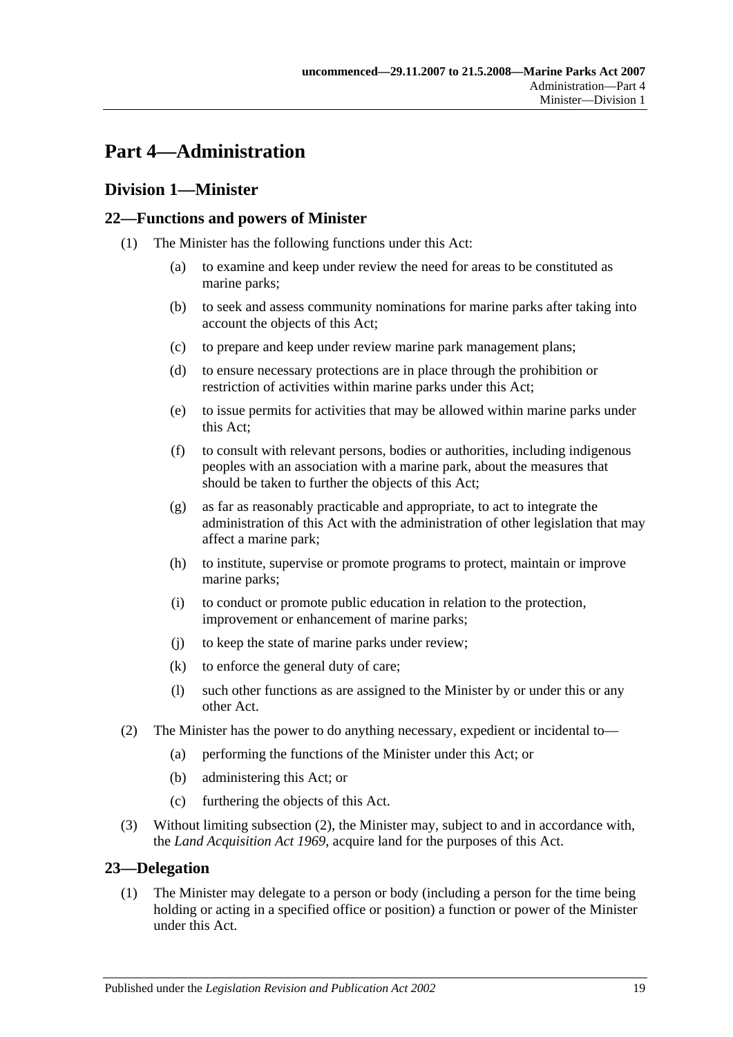# Part 4—Administration

## Division 1—Minister

### 22—Functions and powers of Minister

(1) The Minister has the following functions under this Act:

- (a) to examine and keep under review the need for areas to be constituted as marine parks;
- (b) to seek and assess community nominations for marine parks after taking into account the objects of this Act;
- (c) to prepare and keep under review marine park management plans;
- (d) to ensure necessary protections are in place through the prohibition or restriction of activities within marine parks under this Act;
- (e) to issue permits for activities that may be allowed within marine parks under this Act;
- (f) to consult with relevant persons, bodies or authorities, including indigenous peoples with an association with a marine park, about the measures that should be taken to further the objects of this Act;
- (g) as far as reasonably practicable and appropriate, to act to integrate the administration of this Act with the administration of other legislation that may affect a marine park;
- (h) to institute, supervise or promote programs to protect, maintain or improve marine parks;
- (i) to conduct or promote public education in relation to the protection, improvement or enhancement of marine parks;
- (j) to keep the state of marine parks under review;
- (k) to enforce the general duty of care;
- (l) such other functions as are assigned to the Minister by or under this or any other Act.

(2) The Minister has the power to do anything necessary, expedient or incidental to—

- (a) performing the functions of the Minister under this Act; or
- (b) administering this Act; or
- (c) furthering the objects of this Act.

(3) Without limiting subsection (2), the Minister may, subject to and in accordance with, the *Land Acquisition Act 1969*, acquire land for the purposes of this Act.

### 23—Delegation

(1) The Minister may delegate to a person or body (including a person for the time being holding or acting in a specified office or position) a function or power of the Minister under this Act.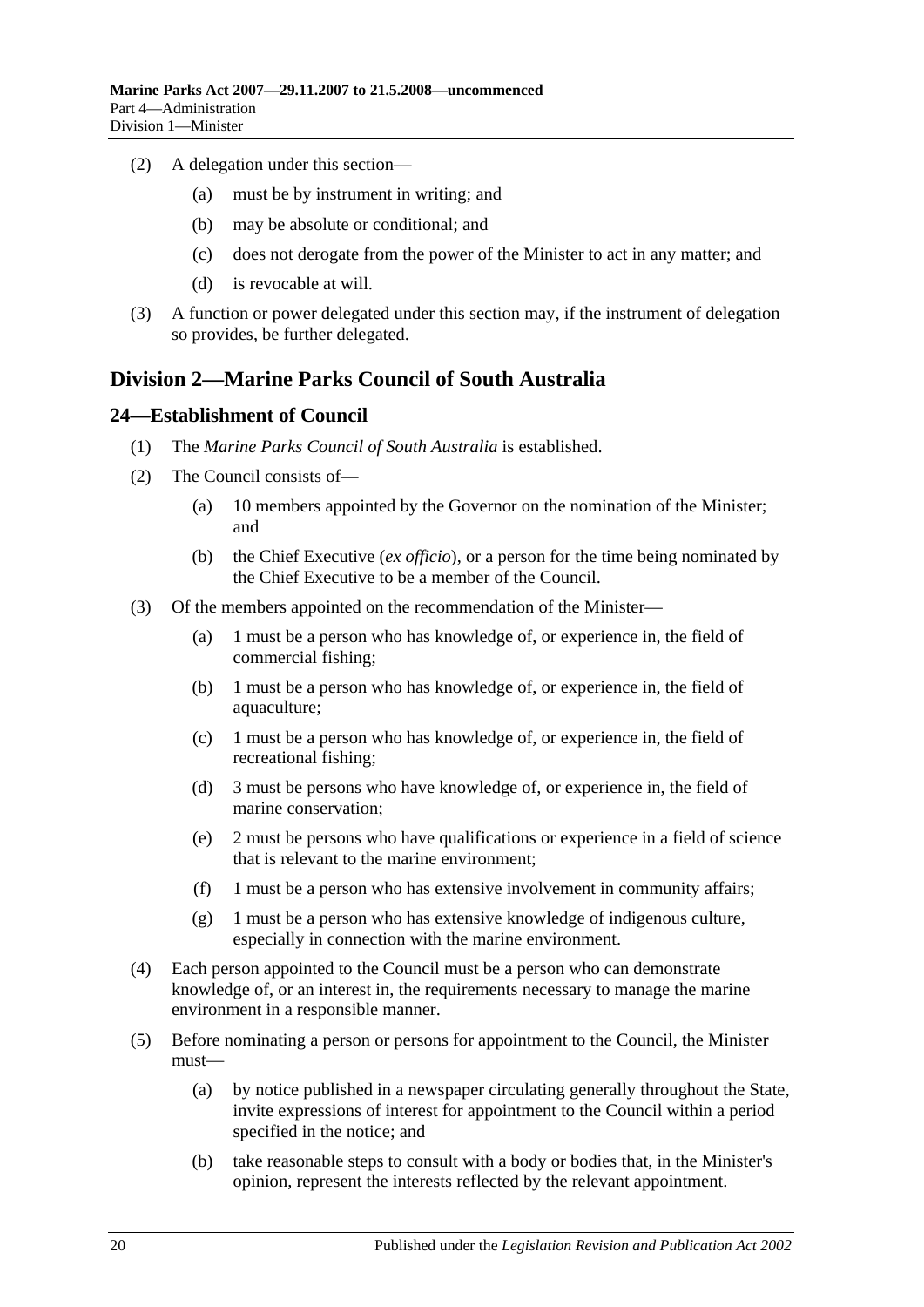(2) A delegation under this section—

(a) must be by instrument in writing; and

(b) may be absolute or conditional; and

(c) does not derogate from the power of the Minister to act in any matter; and

(d) is revocable at will.

(3) A function or power delegated under this section may, if the instrument of delegation so provides, be further delegated.

## Division 2—Marine Parks Council of South Australia

### 24—Establishment of Council

(1) The *Marine Parks Council of South Australia* is established.

(2) The Council consists of—

(a) 10 members appointed by the Governor on the nomination of the Minister; and

(b) the Chief Executive (*ex officio*), or a person for the time being nominated by the Chief Executive to be a member of the Council.

(3) Of the members appointed on the recommendation of the Minister—

(a) 1 must be a person who has knowledge of, or experience in, the field of commercial fishing;

(b) 1 must be a person who has knowledge of, or experience in, the field of aquaculture;

(c) 1 must be a person who has knowledge of, or experience in, the field of recreational fishing;

(d) 3 must be persons who have knowledge of, or experience in, the field of marine conservation;

(e) 2 must be persons who have qualifications or experience in a field of science that is relevant to the marine environment;

(f) 1 must be a person who has extensive involvement in community affairs;

(g) 1 must be a person who has extensive knowledge of indigenous culture, especially in connection with the marine environment.

(4) Each person appointed to the Council must be a person who can demonstrate knowledge of, or an interest in, the requirements necessary to manage the marine environment in a responsible manner.

(5) Before nominating a person or persons for appointment to the Council, the Minister must—

(a) by notice published in a newspaper circulating generally throughout the State, invite expressions of interest for appointment to the Council within a period specified in the notice; and

(b) take reasonable steps to consult with a body or bodies that, in the Minister's opinion, represent the interests reflected by the relevant appointment.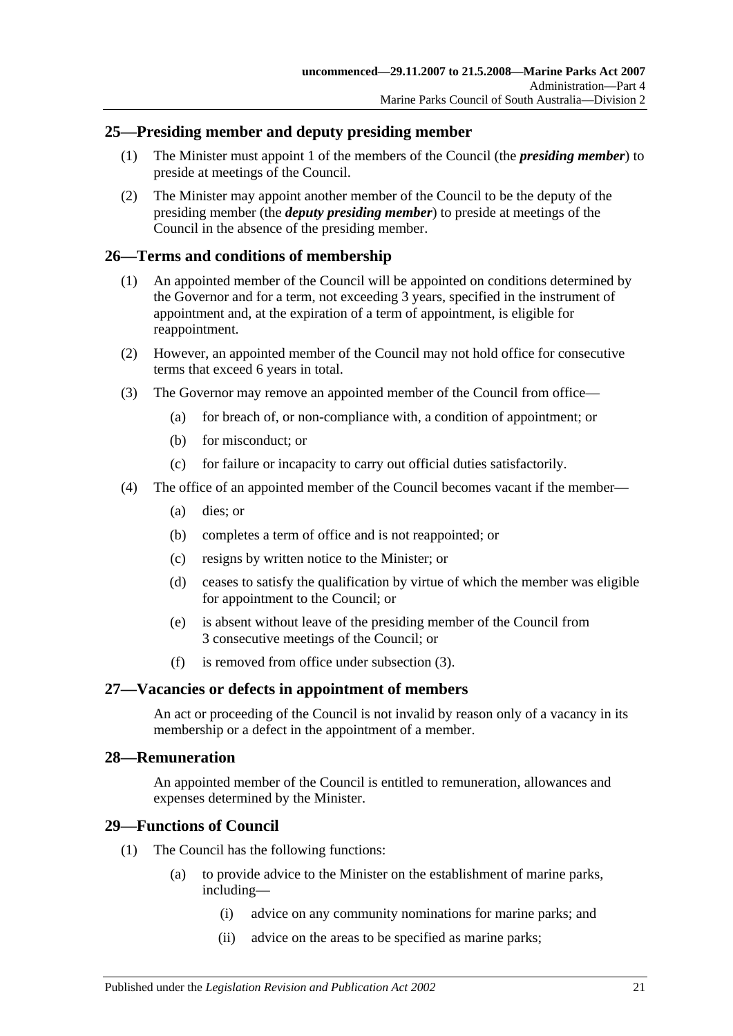## 25—Presiding member and deputy presiding member

(1) The Minister must appoint 1 of the members of the Council (the ***presiding member***) to preside at meetings of the Council.

(2) The Minister may appoint another member of the Council to be the deputy of the presiding member (the ***deputy presiding member***) to preside at meetings of the Council in the absence of the presiding member.

## 26—Terms and conditions of membership

(1) An appointed member of the Council will be appointed on conditions determined by the Governor and for a term, not exceeding 3 years, specified in the instrument of appointment and, at the expiration of a term of appointment, is eligible for reappointment.

(2) However, an appointed member of the Council may not hold office for consecutive terms that exceed 6 years in total.

(3) The Governor may remove an appointed member of the Council from office—

- (a) for breach of, or non-compliance with, a condition of appointment; or
- (b) for misconduct; or
- (c) for failure or incapacity to carry out official duties satisfactorily.

(4) The office of an appointed member of the Council becomes vacant if the member—

- (a) dies; or
- (b) completes a term of office and is not reappointed; or
- (c) resigns by written notice to the Minister; or
- (d) ceases to satisfy the qualification by virtue of which the member was eligible for appointment to the Council; or
- (e) is absent without leave of the presiding member of the Council from 3 consecutive meetings of the Council; or
- (f) is removed from office under subsection (3).

## 27—Vacancies or defects in appointment of members

An act or proceeding of the Council is not invalid by reason only of a vacancy in its membership or a defect in the appointment of a member.

## 28—Remuneration

An appointed member of the Council is entitled to remuneration, allowances and expenses determined by the Minister.

## 29—Functions of Council

(1) The Council has the following functions:

- (a) to provide advice to the Minister on the establishment of marine parks, including—
  - (i) advice on any community nominations for marine parks; and
  - (ii) advice on the areas to be specified as marine parks;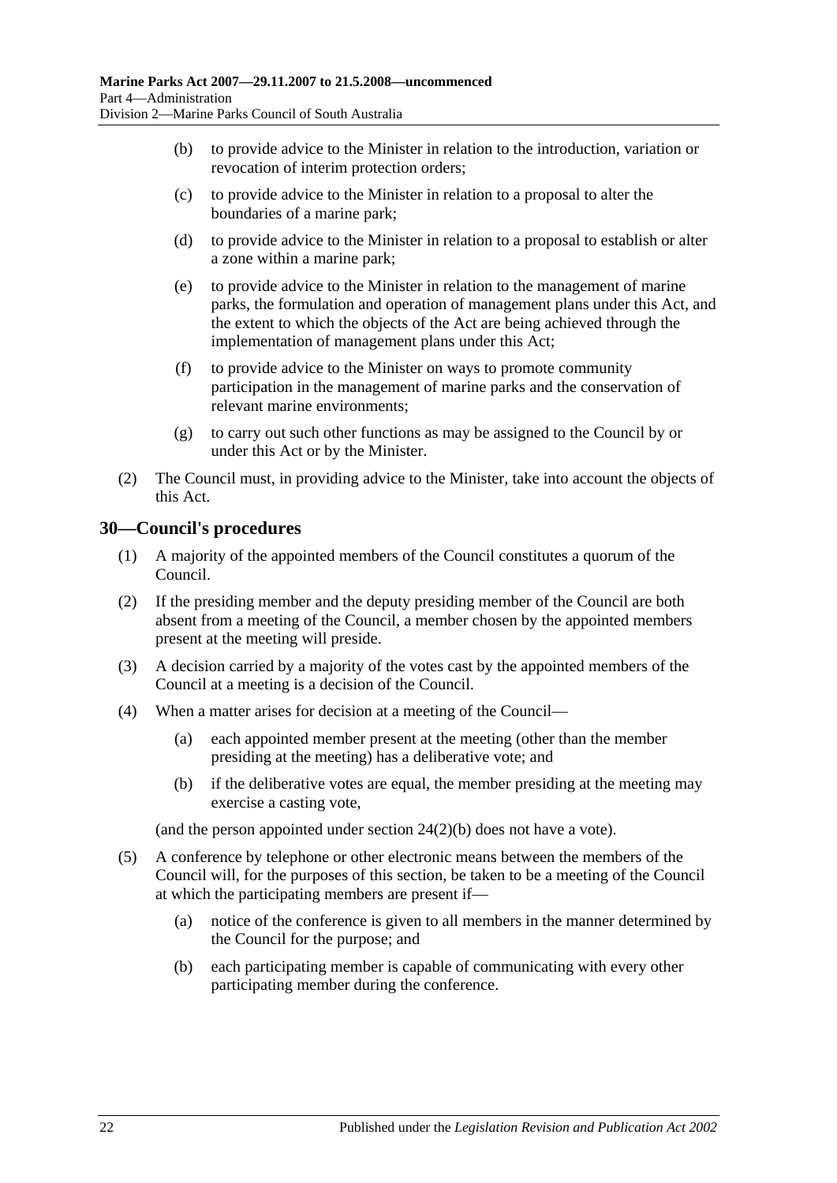(b) to provide advice to the Minister in relation to the introduction, variation or revocation of interim protection orders;

(c) to provide advice to the Minister in relation to a proposal to alter the boundaries of a marine park;

(d) to provide advice to the Minister in relation to a proposal to establish or alter a zone within a marine park;

(e) to provide advice to the Minister in relation to the management of marine parks, the formulation and operation of management plans under this Act, and the extent to which the objects of the Act are being achieved through the implementation of management plans under this Act;

(f) to provide advice to the Minister on ways to promote community participation in the management of marine parks and the conservation of relevant marine environments;

(g) to carry out such other functions as may be assigned to the Council by or under this Act or by the Minister.

(2) The Council must, in providing advice to the Minister, take into account the objects of this Act.

## 30—Council's procedures

(1) A majority of the appointed members of the Council constitutes a quorum of the Council.

(2) If the presiding member and the deputy presiding member of the Council are both absent from a meeting of the Council, a member chosen by the appointed members present at the meeting will preside.

(3) A decision carried by a majority of the votes cast by the appointed members of the Council at a meeting is a decision of the Council.

(4) When a matter arises for decision at a meeting of the Council—

(a) each appointed member present at the meeting (other than the member presiding at the meeting) has a deliberative vote; and

(b) if the deliberative votes are equal, the member presiding at the meeting may exercise a casting vote,

(and the person appointed under section 24(2)(b) does not have a vote).

(5) A conference by telephone or other electronic means between the members of the Council will, for the purposes of this section, be taken to be a meeting of the Council at which the participating members are present if—

(a) notice of the conference is given to all members in the manner determined by the Council for the purpose; and

(b) each participating member is capable of communicating with every other participating member during the conference.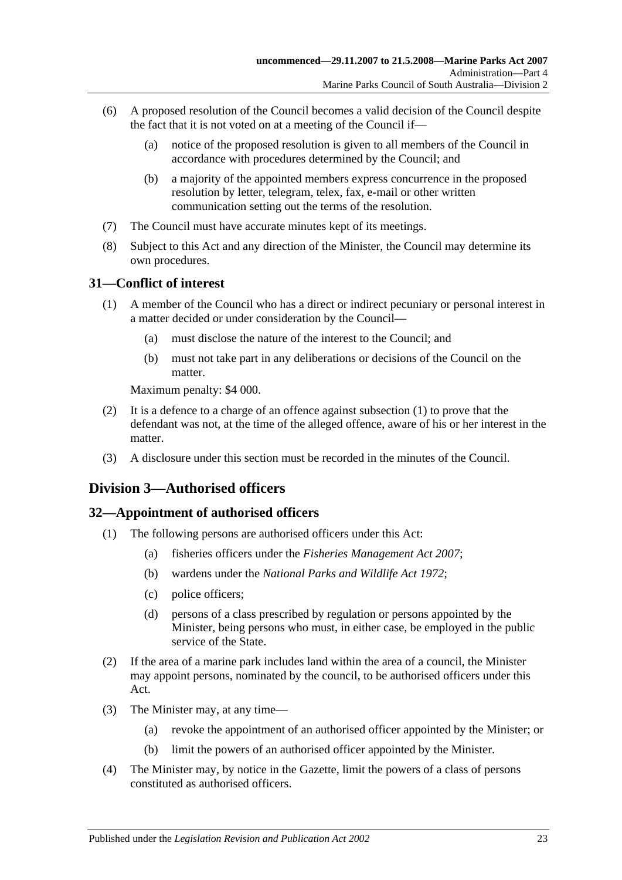(6) A proposed resolution of the Council becomes a valid decision of the Council despite the fact that it is not voted on at a meeting of the Council if—

(a) notice of the proposed resolution is given to all members of the Council in accordance with procedures determined by the Council; and

(b) a majority of the appointed members express concurrence in the proposed resolution by letter, telegram, telex, fax, e-mail or other written communication setting out the terms of the resolution.

(7) The Council must have accurate minutes kept of its meetings.

(8) Subject to this Act and any direction of the Minister, the Council may determine its own procedures.

### 31—Conflict of interest

(1) A member of the Council who has a direct or indirect pecuniary or personal interest in a matter decided or under consideration by the Council—

(a) must disclose the nature of the interest to the Council; and

(b) must not take part in any deliberations or decisions of the Council on the matter.

Maximum penalty: $4 000.

(2) It is a defence to a charge of an offence against subsection (1) to prove that the defendant was not, at the time of the alleged offence, aware of his or her interest in the matter.

(3) A disclosure under this section must be recorded in the minutes of the Council.

## Division 3—Authorised officers

### 32—Appointment of authorised officers

(1) The following persons are authorised officers under this Act:

(a) fisheries officers under the *Fisheries Management Act 2007*;

(b) wardens under the *National Parks and Wildlife Act 1972*;

(c) police officers;

(d) persons of a class prescribed by regulation or persons appointed by the Minister, being persons who must, in either case, be employed in the public service of the State.

(2) If the area of a marine park includes land within the area of a council, the Minister may appoint persons, nominated by the council, to be authorised officers under this Act.

(3) The Minister may, at any time—

(a) revoke the appointment of an authorised officer appointed by the Minister; or

(b) limit the powers of an authorised officer appointed by the Minister.

(4) The Minister may, by notice in the Gazette, limit the powers of a class of persons constituted as authorised officers.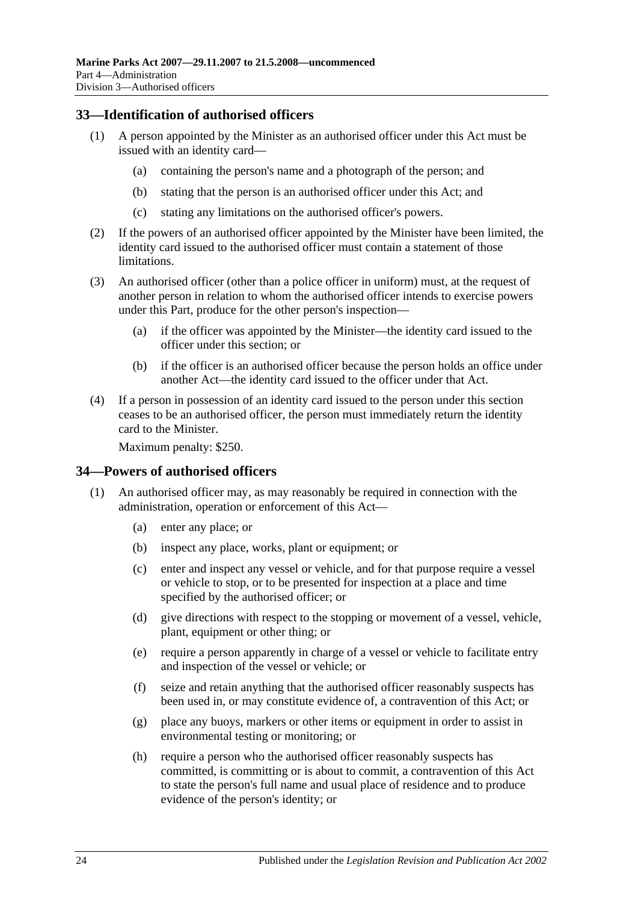## 33—Identification of authorised officers

(1) A person appointed by the Minister as an authorised officer under this Act must be issued with an identity card—

(a) containing the person's name and a photograph of the person; and

(b) stating that the person is an authorised officer under this Act; and

(c) stating any limitations on the authorised officer's powers.

(2) If the powers of an authorised officer appointed by the Minister have been limited, the identity card issued to the authorised officer must contain a statement of those limitations.

(3) An authorised officer (other than a police officer in uniform) must, at the request of another person in relation to whom the authorised officer intends to exercise powers under this Part, produce for the other person's inspection—

(a) if the officer was appointed by the Minister—the identity card issued to the officer under this section; or

(b) if the officer is an authorised officer because the person holds an office under another Act—the identity card issued to the officer under that Act.

(4) If a person in possession of an identity card issued to the person under this section ceases to be an authorised officer, the person must immediately return the identity card to the Minister.

Maximum penalty: $250.

## 34—Powers of authorised officers

(1) An authorised officer may, as may reasonably be required in connection with the administration, operation or enforcement of this Act—

(a) enter any place; or

(b) inspect any place, works, plant or equipment; or

(c) enter and inspect any vessel or vehicle, and for that purpose require a vessel or vehicle to stop, or to be presented for inspection at a place and time specified by the authorised officer; or

(d) give directions with respect to the stopping or movement of a vessel, vehicle, plant, equipment or other thing; or

(e) require a person apparently in charge of a vessel or vehicle to facilitate entry and inspection of the vessel or vehicle; or

(f) seize and retain anything that the authorised officer reasonably suspects has been used in, or may constitute evidence of, a contravention of this Act; or

(g) place any buoys, markers or other items or equipment in order to assist in environmental testing or monitoring; or

(h) require a person who the authorised officer reasonably suspects has committed, is committing or is about to commit, a contravention of this Act to state the person's full name and usual place of residence and to produce evidence of the person's identity; or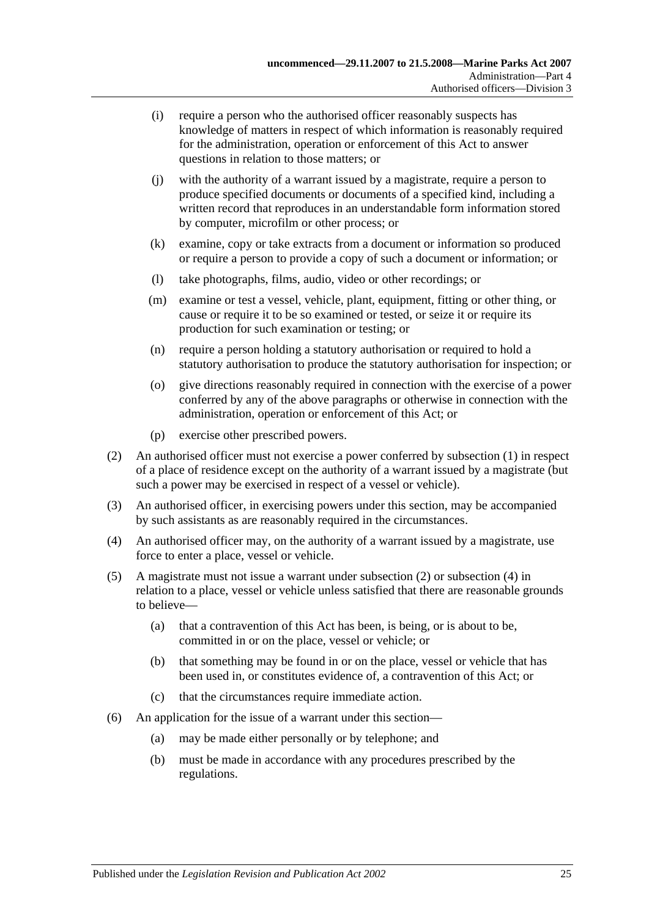(i) require a person who the authorised officer reasonably suspects has knowledge of matters in respect of which information is reasonably required for the administration, operation or enforcement of this Act to answer questions in relation to those matters; or

(j) with the authority of a warrant issued by a magistrate, require a person to produce specified documents or documents of a specified kind, including a written record that reproduces in an understandable form information stored by computer, microfilm or other process; or

(k) examine, copy or take extracts from a document or information so produced or require a person to provide a copy of such a document or information; or

(l) take photographs, films, audio, video or other recordings; or

(m) examine or test a vessel, vehicle, plant, equipment, fitting or other thing, or cause or require it to be so examined or tested, or seize it or require its production for such examination or testing; or

(n) require a person holding a statutory authorisation or required to hold a statutory authorisation to produce the statutory authorisation for inspection; or

(o) give directions reasonably required in connection with the exercise of a power conferred by any of the above paragraphs or otherwise in connection with the administration, operation or enforcement of this Act; or

(p) exercise other prescribed powers.

(2) An authorised officer must not exercise a power conferred by subsection (1) in respect of a place of residence except on the authority of a warrant issued by a magistrate (but such a power may be exercised in respect of a vessel or vehicle).

(3) An authorised officer, in exercising powers under this section, may be accompanied by such assistants as are reasonably required in the circumstances.

(4) An authorised officer may, on the authority of a warrant issued by a magistrate, use force to enter a place, vessel or vehicle.

(5) A magistrate must not issue a warrant under subsection (2) or subsection (4) in relation to a place, vessel or vehicle unless satisfied that there are reasonable grounds to believe—

(a) that a contravention of this Act has been, is being, or is about to be, committed in or on the place, vessel or vehicle; or

(b) that something may be found in or on the place, vessel or vehicle that has been used in, or constitutes evidence of, a contravention of this Act; or

(c) that the circumstances require immediate action.

(6) An application for the issue of a warrant under this section—

(a) may be made either personally or by telephone; and

(b) must be made in accordance with any procedures prescribed by the regulations.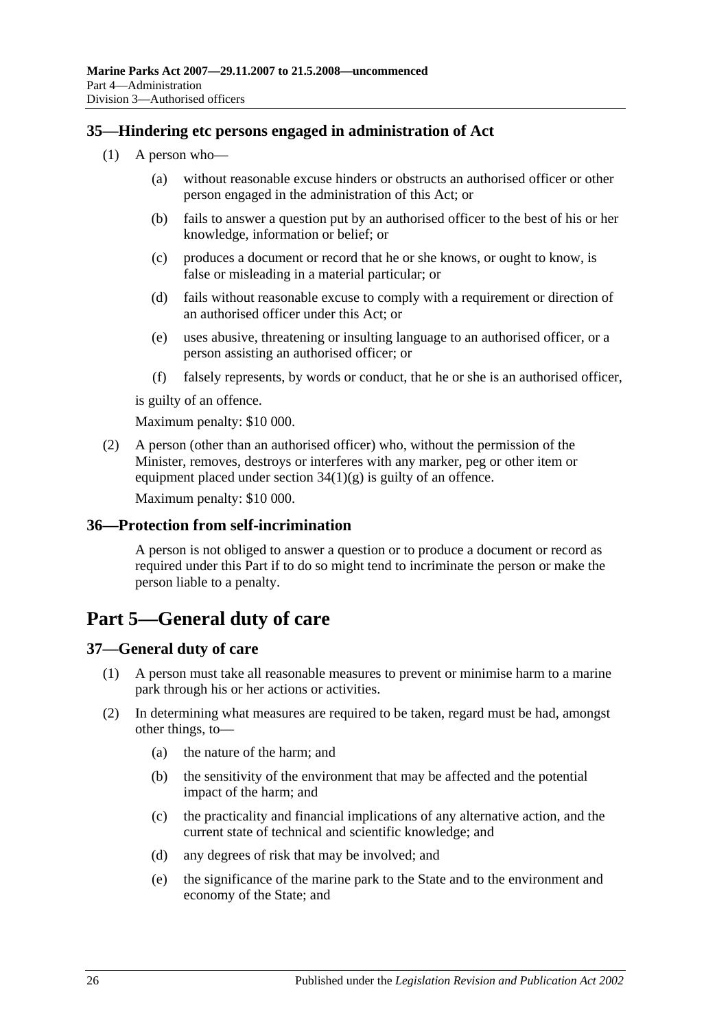## 35—Hindering etc persons engaged in administration of Act

(1) A person who—

  (a) without reasonable excuse hinders or obstructs an authorised officer or other person engaged in the administration of this Act; or

  (b) fails to answer a question put by an authorised officer to the best of his or her knowledge, information or belief; or

  (c) produces a document or record that he or she knows, or ought to know, is false or misleading in a material particular; or

  (d) fails without reasonable excuse to comply with a requirement or direction of an authorised officer under this Act; or

  (e) uses abusive, threatening or insulting language to an authorised officer, or a person assisting an authorised officer; or

  (f) falsely represents, by words or conduct, that he or she is an authorised officer,

is guilty of an offence.

Maximum penalty: $10 000.

(2) A person (other than an authorised officer) who, without the permission of the Minister, removes, destroys or interferes with any marker, peg or other item or equipment placed under section 34(1)(g) is guilty of an offence.

Maximum penalty: $10 000.

## 36—Protection from self-incrimination

A person is not obliged to answer a question or to produce a document or record as required under this Part if to do so might tend to incriminate the person or make the person liable to a penalty.

# Part 5—General duty of care

## 37—General duty of care

(1) A person must take all reasonable measures to prevent or minimise harm to a marine park through his or her actions or activities.

(2) In determining what measures are required to be taken, regard must be had, amongst other things, to—

  (a) the nature of the harm; and

  (b) the sensitivity of the environment that may be affected and the potential impact of the harm; and

  (c) the practicality and financial implications of any alternative action, and the current state of technical and scientific knowledge; and

  (d) any degrees of risk that may be involved; and

  (e) the significance of the marine park to the State and to the environment and economy of the State; and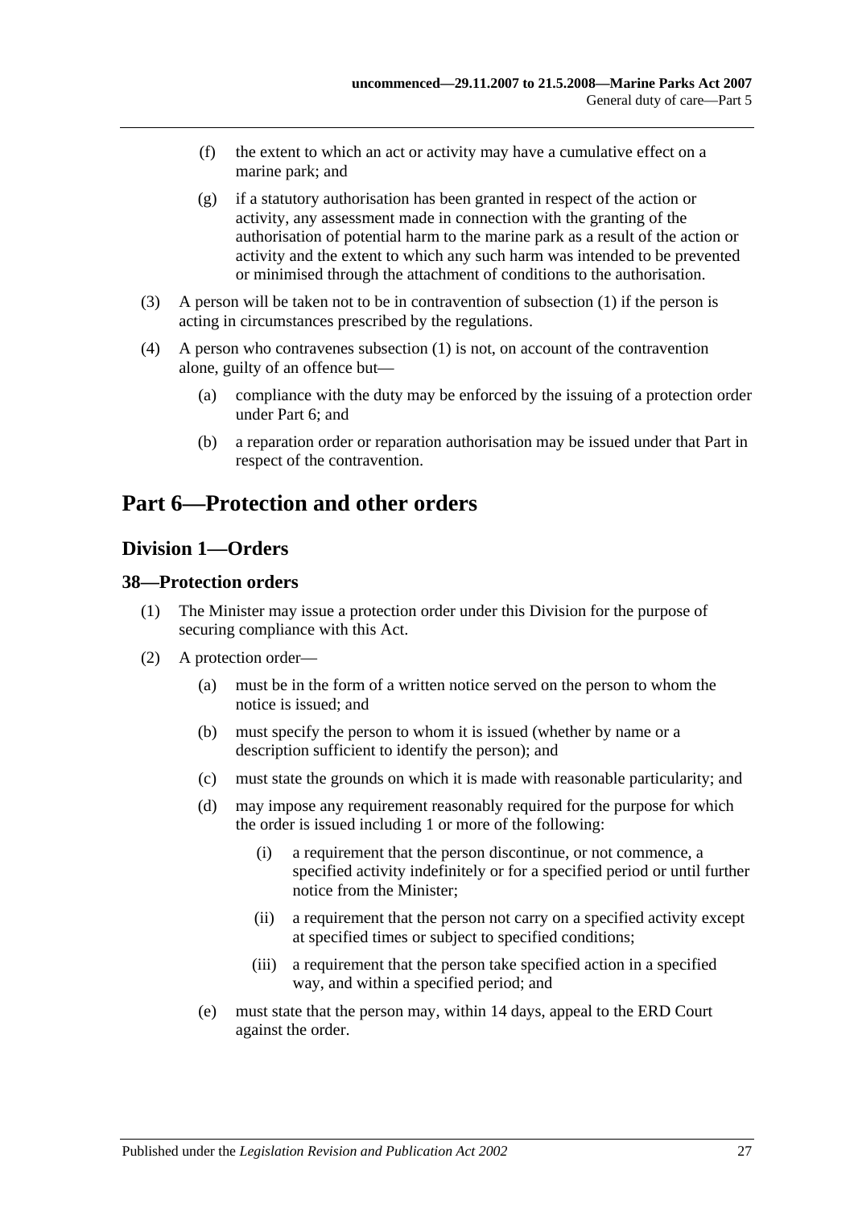(f) the extent to which an act or activity may have a cumulative effect on a marine park; and

(g) if a statutory authorisation has been granted in respect of the action or activity, any assessment made in connection with the granting of the authorisation of potential harm to the marine park as a result of the action or activity and the extent to which any such harm was intended to be prevented or minimised through the attachment of conditions to the authorisation.

(3) A person will be taken not to be in contravention of subsection (1) if the person is acting in circumstances prescribed by the regulations.

(4) A person who contravenes subsection (1) is not, on account of the contravention alone, guilty of an offence but—

(a) compliance with the duty may be enforced by the issuing of a protection order under Part 6; and

(b) a reparation order or reparation authorisation may be issued under that Part in respect of the contravention.

# Part 6—Protection and other orders

## Division 1—Orders

### 38—Protection orders

(1) The Minister may issue a protection order under this Division for the purpose of securing compliance with this Act.

(2) A protection order—

(a) must be in the form of a written notice served on the person to whom the notice is issued; and

(b) must specify the person to whom it is issued (whether by name or a description sufficient to identify the person); and

(c) must state the grounds on which it is made with reasonable particularity; and

(d) may impose any requirement reasonably required for the purpose for which the order is issued including 1 or more of the following:

(i) a requirement that the person discontinue, or not commence, a specified activity indefinitely or for a specified period or until further notice from the Minister;

(ii) a requirement that the person not carry on a specified activity except at specified times or subject to specified conditions;

(iii) a requirement that the person take specified action in a specified way, and within a specified period; and

(e) must state that the person may, within 14 days, appeal to the ERD Court against the order.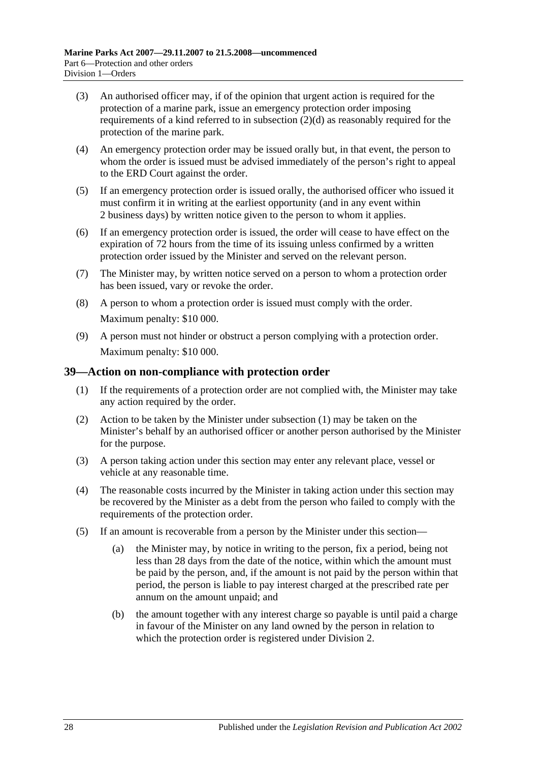(3) An authorised officer may, if of the opinion that urgent action is required for the protection of a marine park, issue an emergency protection order imposing requirements of a kind referred to in subsection (2)(d) as reasonably required for the protection of the marine park.

(4) An emergency protection order may be issued orally but, in that event, the person to whom the order is issued must be advised immediately of the person's right to appeal to the ERD Court against the order.

(5) If an emergency protection order is issued orally, the authorised officer who issued it must confirm it in writing at the earliest opportunity (and in any event within 2 business days) by written notice given to the person to whom it applies.

(6) If an emergency protection order is issued, the order will cease to have effect on the expiration of 72 hours from the time of its issuing unless confirmed by a written protection order issued by the Minister and served on the relevant person.

(7) The Minister may, by written notice served on a person to whom a protection order has been issued, vary or revoke the order.

(8) A person to whom a protection order is issued must comply with the order.

Maximum penalty: $10 000.

(9) A person must not hinder or obstruct a person complying with a protection order.

Maximum penalty: $10 000.

## 39—Action on non-compliance with protection order

(1) If the requirements of a protection order are not complied with, the Minister may take any action required by the order.

(2) Action to be taken by the Minister under subsection (1) may be taken on the Minister's behalf by an authorised officer or another person authorised by the Minister for the purpose.

(3) A person taking action under this section may enter any relevant place, vessel or vehicle at any reasonable time.

(4) The reasonable costs incurred by the Minister in taking action under this section may be recovered by the Minister as a debt from the person who failed to comply with the requirements of the protection order.

(5) If an amount is recoverable from a person by the Minister under this section—

(a) the Minister may, by notice in writing to the person, fix a period, being not less than 28 days from the date of the notice, within which the amount must be paid by the person, and, if the amount is not paid by the person within that period, the person is liable to pay interest charged at the prescribed rate per annum on the amount unpaid; and

(b) the amount together with any interest charge so payable is until paid a charge in favour of the Minister on any land owned by the person in relation to which the protection order is registered under Division 2.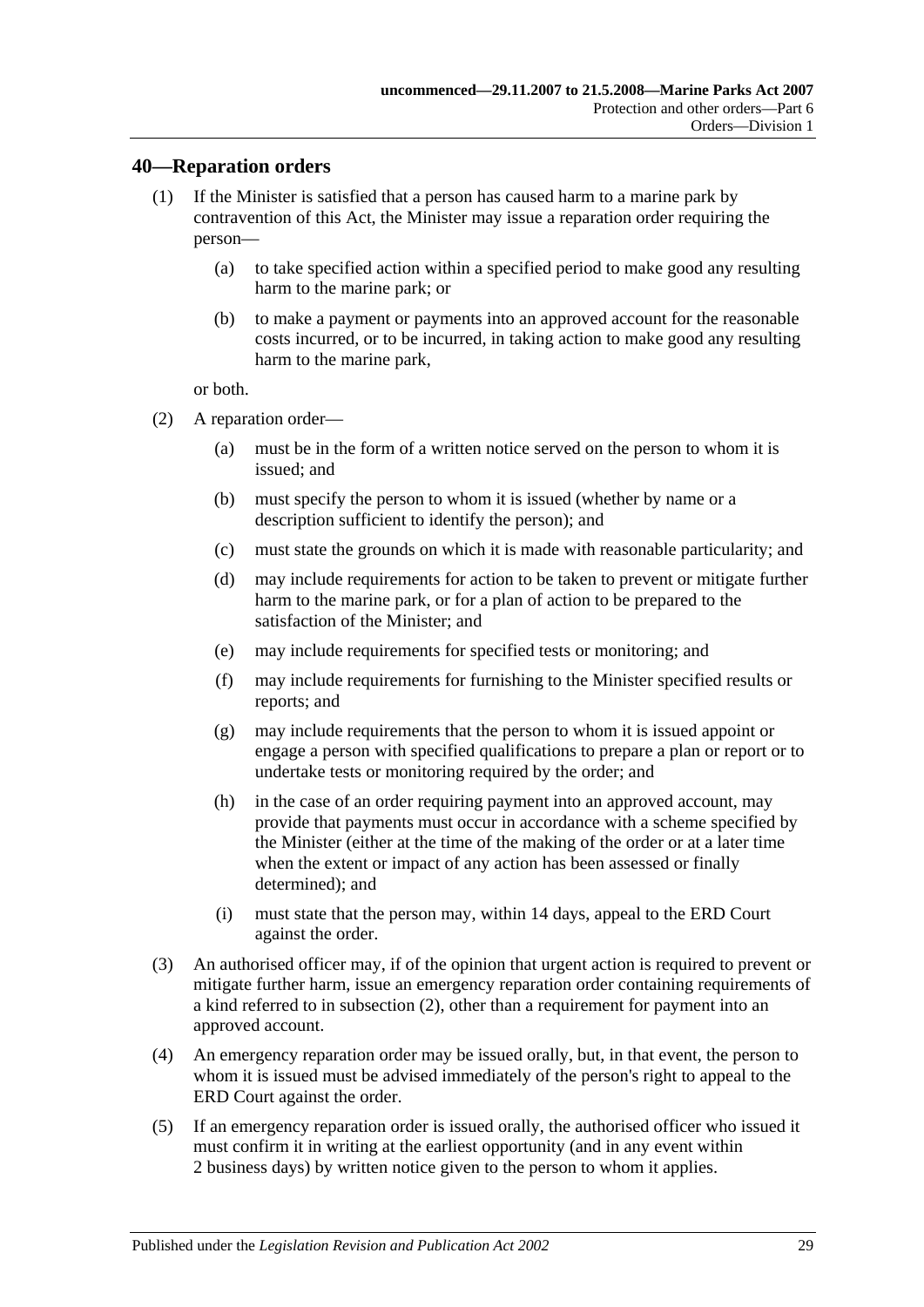## 40—Reparation orders

(1) If the Minister is satisfied that a person has caused harm to a marine park by contravention of this Act, the Minister may issue a reparation order requiring the person—

(a) to take specified action within a specified period to make good any resulting harm to the marine park; or

(b) to make a payment or payments into an approved account for the reasonable costs incurred, or to be incurred, in taking action to make good any resulting harm to the marine park,

or both.

(2) A reparation order—

(a) must be in the form of a written notice served on the person to whom it is issued; and

(b) must specify the person to whom it is issued (whether by name or a description sufficient to identify the person); and

(c) must state the grounds on which it is made with reasonable particularity; and

(d) may include requirements for action to be taken to prevent or mitigate further harm to the marine park, or for a plan of action to be prepared to the satisfaction of the Minister; and

(e) may include requirements for specified tests or monitoring; and

(f) may include requirements for furnishing to the Minister specified results or reports; and

(g) may include requirements that the person to whom it is issued appoint or engage a person with specified qualifications to prepare a plan or report or to undertake tests or monitoring required by the order; and

(h) in the case of an order requiring payment into an approved account, may provide that payments must occur in accordance with a scheme specified by the Minister (either at the time of the making of the order or at a later time when the extent or impact of any action has been assessed or finally determined); and

(i) must state that the person may, within 14 days, appeal to the ERD Court against the order.

(3) An authorised officer may, if of the opinion that urgent action is required to prevent or mitigate further harm, issue an emergency reparation order containing requirements of a kind referred to in subsection (2), other than a requirement for payment into an approved account.

(4) An emergency reparation order may be issued orally, but, in that event, the person to whom it is issued must be advised immediately of the person's right to appeal to the ERD Court against the order.

(5) If an emergency reparation order is issued orally, the authorised officer who issued it must confirm it in writing at the earliest opportunity (and in any event within 2 business days) by written notice given to the person to whom it applies.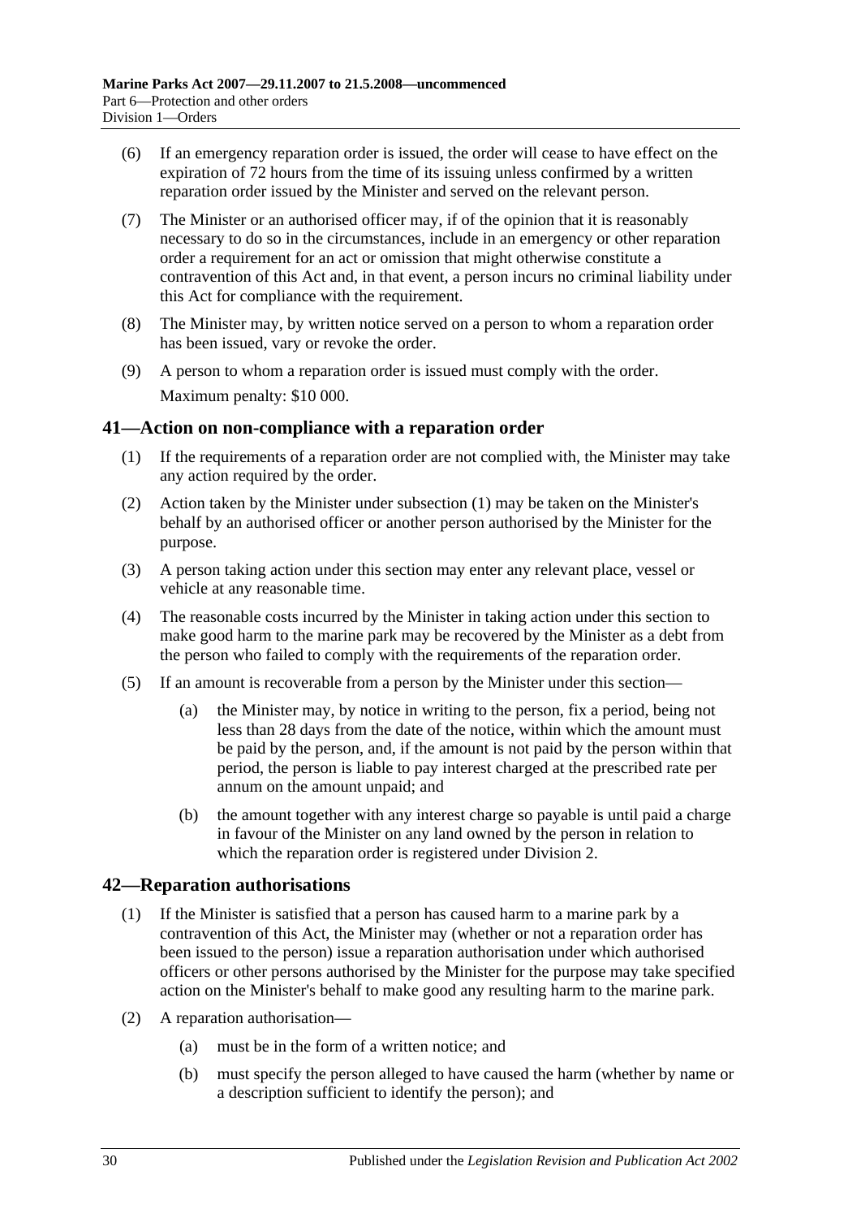(6) If an emergency reparation order is issued, the order will cease to have effect on the expiration of 72 hours from the time of its issuing unless confirmed by a written reparation order issued by the Minister and served on the relevant person.

(7) The Minister or an authorised officer may, if of the opinion that it is reasonably necessary to do so in the circumstances, include in an emergency or other reparation order a requirement for an act or omission that might otherwise constitute a contravention of this Act and, in that event, a person incurs no criminal liability under this Act for compliance with the requirement.

(8) The Minister may, by written notice served on a person to whom a reparation order has been issued, vary or revoke the order.

(9) A person to whom a reparation order is issued must comply with the order.

Maximum penalty: $10 000.

## 41—Action on non-compliance with a reparation order

(1) If the requirements of a reparation order are not complied with, the Minister may take any action required by the order.

(2) Action taken by the Minister under subsection (1) may be taken on the Minister's behalf by an authorised officer or another person authorised by the Minister for the purpose.

(3) A person taking action under this section may enter any relevant place, vessel or vehicle at any reasonable time.

(4) The reasonable costs incurred by the Minister in taking action under this section to make good harm to the marine park may be recovered by the Minister as a debt from the person who failed to comply with the requirements of the reparation order.

(5) If an amount is recoverable from a person by the Minister under this section—

(a) the Minister may, by notice in writing to the person, fix a period, being not less than 28 days from the date of the notice, within which the amount must be paid by the person, and, if the amount is not paid by the person within that period, the person is liable to pay interest charged at the prescribed rate per annum on the amount unpaid; and

(b) the amount together with any interest charge so payable is until paid a charge in favour of the Minister on any land owned by the person in relation to which the reparation order is registered under Division 2.

## 42—Reparation authorisations

(1) If the Minister is satisfied that a person has caused harm to a marine park by a contravention of this Act, the Minister may (whether or not a reparation order has been issued to the person) issue a reparation authorisation under which authorised officers or other persons authorised by the Minister for the purpose may take specified action on the Minister's behalf to make good any resulting harm to the marine park.

(2) A reparation authorisation—

(a) must be in the form of a written notice; and

(b) must specify the person alleged to have caused the harm (whether by name or a description sufficient to identify the person); and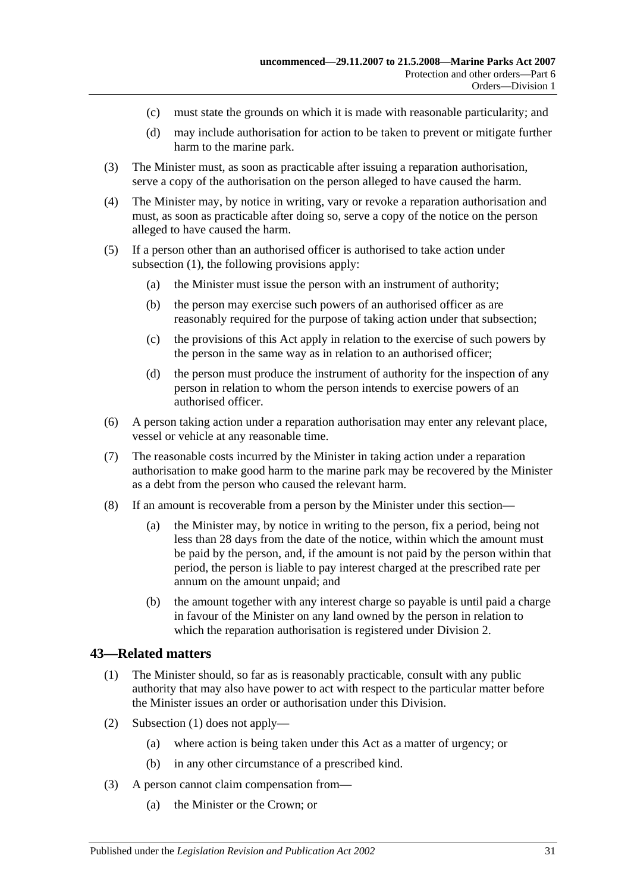(c) must state the grounds on which it is made with reasonable particularity; and

(d) may include authorisation for action to be taken to prevent or mitigate further harm to the marine park.

(3) The Minister must, as soon as practicable after issuing a reparation authorisation, serve a copy of the authorisation on the person alleged to have caused the harm.

(4) The Minister may, by notice in writing, vary or revoke a reparation authorisation and must, as soon as practicable after doing so, serve a copy of the notice on the person alleged to have caused the harm.

(5) If a person other than an authorised officer is authorised to take action under subsection (1), the following provisions apply:

(a) the Minister must issue the person with an instrument of authority;

(b) the person may exercise such powers of an authorised officer as are reasonably required for the purpose of taking action under that subsection;

(c) the provisions of this Act apply in relation to the exercise of such powers by the person in the same way as in relation to an authorised officer;

(d) the person must produce the instrument of authority for the inspection of any person in relation to whom the person intends to exercise powers of an authorised officer.

(6) A person taking action under a reparation authorisation may enter any relevant place, vessel or vehicle at any reasonable time.

(7) The reasonable costs incurred by the Minister in taking action under a reparation authorisation to make good harm to the marine park may be recovered by the Minister as a debt from the person who caused the relevant harm.

(8) If an amount is recoverable from a person by the Minister under this section—

(a) the Minister may, by notice in writing to the person, fix a period, being not less than 28 days from the date of the notice, within which the amount must be paid by the person, and, if the amount is not paid by the person within that period, the person is liable to pay interest charged at the prescribed rate per annum on the amount unpaid; and

(b) the amount together with any interest charge so payable is until paid a charge in favour of the Minister on any land owned by the person in relation to which the reparation authorisation is registered under Division 2.

## 43—Related matters

(1) The Minister should, so far as is reasonably practicable, consult with any public authority that may also have power to act with respect to the particular matter before the Minister issues an order or authorisation under this Division.

(2) Subsection (1) does not apply—

(a) where action is being taken under this Act as a matter of urgency; or

(b) in any other circumstance of a prescribed kind.

(3) A person cannot claim compensation from—

(a) the Minister or the Crown; or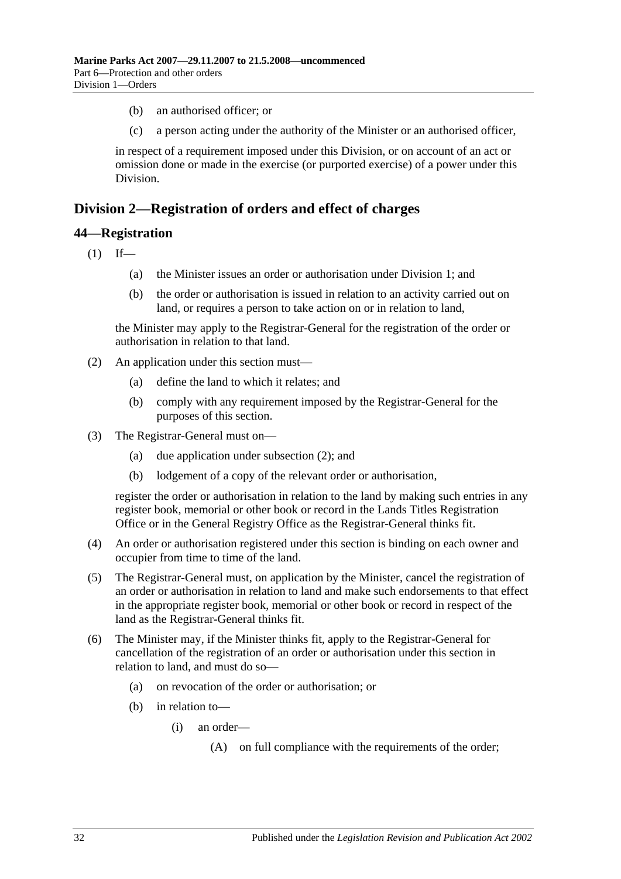(b) an authorised officer; or

(c) a person acting under the authority of the Minister or an authorised officer,

in respect of a requirement imposed under this Division, or on account of an act or omission done or made in the exercise (or purported exercise) of a power under this Division.

## Division 2—Registration of orders and effect of charges

### 44—Registration

(1) If—

(a) the Minister issues an order or authorisation under Division 1; and

(b) the order or authorisation is issued in relation to an activity carried out on land, or requires a person to take action on or in relation to land,

the Minister may apply to the Registrar-General for the registration of the order or authorisation in relation to that land.

(2) An application under this section must—

(a) define the land to which it relates; and

(b) comply with any requirement imposed by the Registrar-General for the purposes of this section.

(3) The Registrar-General must on—

(a) due application under subsection (2); and

(b) lodgement of a copy of the relevant order or authorisation,

register the order or authorisation in relation to the land by making such entries in any register book, memorial or other book or record in the Lands Titles Registration Office or in the General Registry Office as the Registrar-General thinks fit.

(4) An order or authorisation registered under this section is binding on each owner and occupier from time to time of the land.

(5) The Registrar-General must, on application by the Minister, cancel the registration of an order or authorisation in relation to land and make such endorsements to that effect in the appropriate register book, memorial or other book or record in respect of the land as the Registrar-General thinks fit.

(6) The Minister may, if the Minister thinks fit, apply to the Registrar-General for cancellation of the registration of an order or authorisation under this section in relation to land, and must do so—

(a) on revocation of the order or authorisation; or

(b) in relation to—

(i) an order—

(A) on full compliance with the requirements of the order;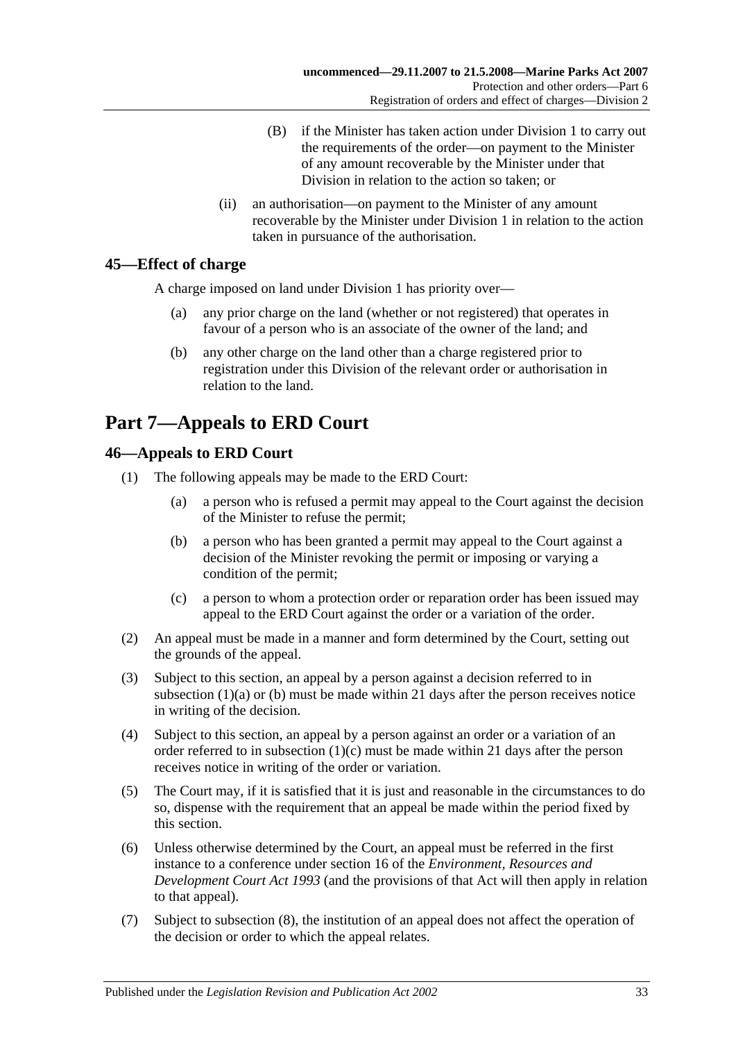(B) if the Minister has taken action under Division 1 to carry out the requirements of the order—on payment to the Minister of any amount recoverable by the Minister under that Division in relation to the action so taken; or

(ii) an authorisation—on payment to the Minister of any amount recoverable by the Minister under Division 1 in relation to the action taken in pursuance of the authorisation.

## 45—Effect of charge

A charge imposed on land under Division 1 has priority over—

(a) any prior charge on the land (whether or not registered) that operates in favour of a person who is an associate of the owner of the land; and

(b) any other charge on the land other than a charge registered prior to registration under this Division of the relevant order or authorisation in relation to the land.

# Part 7—Appeals to ERD Court

## 46—Appeals to ERD Court

(1) The following appeals may be made to the ERD Court:

(a) a person who is refused a permit may appeal to the Court against the decision of the Minister to refuse the permit;

(b) a person who has been granted a permit may appeal to the Court against a decision of the Minister revoking the permit or imposing or varying a condition of the permit;

(c) a person to whom a protection order or reparation order has been issued may appeal to the ERD Court against the order or a variation of the order.

(2) An appeal must be made in a manner and form determined by the Court, setting out the grounds of the appeal.

(3) Subject to this section, an appeal by a person against a decision referred to in subsection (1)(a) or (b) must be made within 21 days after the person receives notice in writing of the decision.

(4) Subject to this section, an appeal by a person against an order or a variation of an order referred to in subsection (1)(c) must be made within 21 days after the person receives notice in writing of the order or variation.

(5) The Court may, if it is satisfied that it is just and reasonable in the circumstances to do so, dispense with the requirement that an appeal be made within the period fixed by this section.

(6) Unless otherwise determined by the Court, an appeal must be referred in the first instance to a conference under section 16 of the *Environment, Resources and Development Court Act 1993* (and the provisions of that Act will then apply in relation to that appeal).

(7) Subject to subsection (8), the institution of an appeal does not affect the operation of the decision or order to which the appeal relates.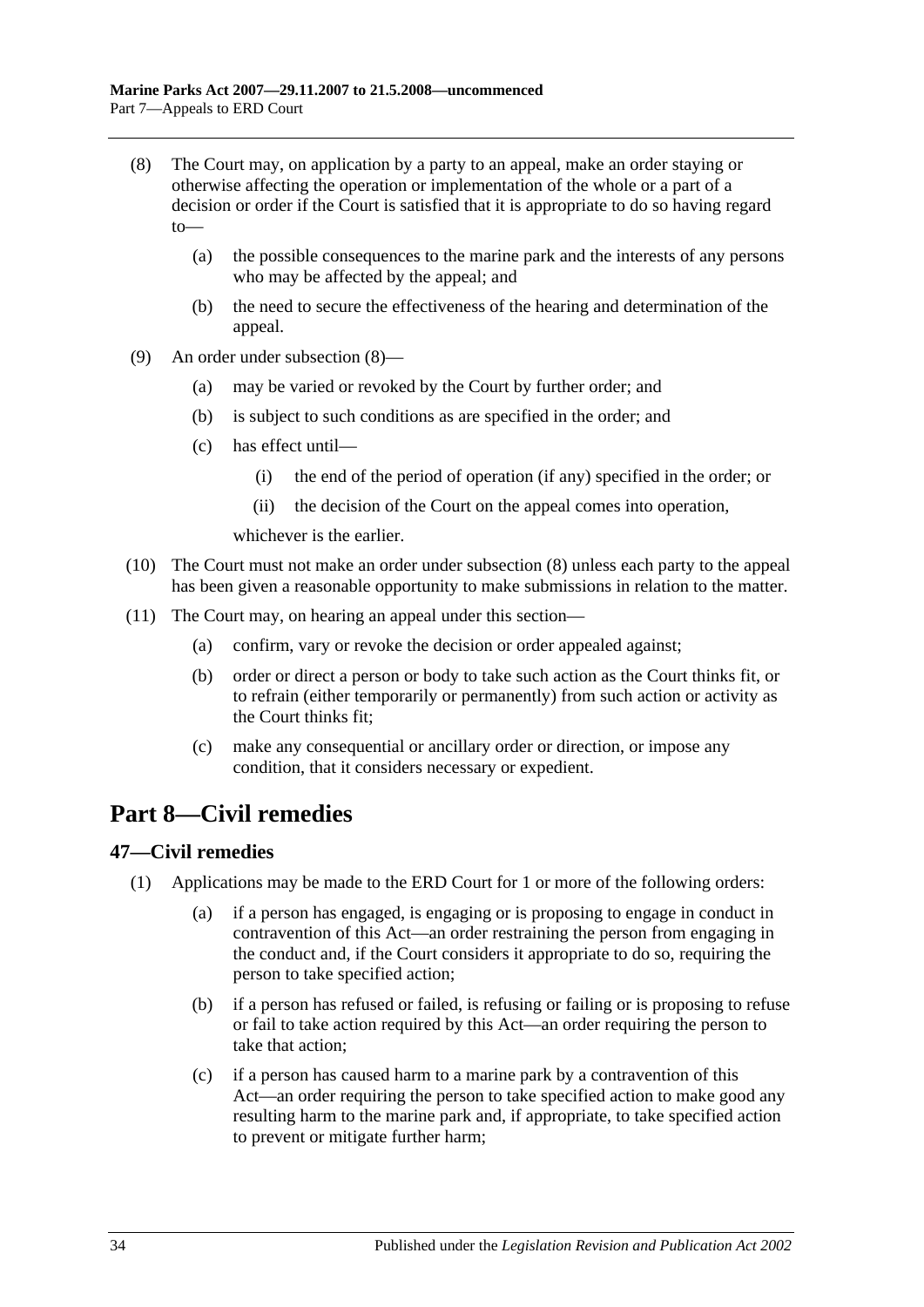(8) The Court may, on application by a party to an appeal, make an order staying or otherwise affecting the operation or implementation of the whole or a part of a decision or order if the Court is satisfied that it is appropriate to do so having regard to—

(a) the possible consequences to the marine park and the interests of any persons who may be affected by the appeal; and

(b) the need to secure the effectiveness of the hearing and determination of the appeal.

(9) An order under subsection (8)—

(a) may be varied or revoked by the Court by further order; and

(b) is subject to such conditions as are specified in the order; and

(c) has effect until—

(i) the end of the period of operation (if any) specified in the order; or

(ii) the decision of the Court on the appeal comes into operation,

whichever is the earlier.

(10) The Court must not make an order under subsection (8) unless each party to the appeal has been given a reasonable opportunity to make submissions in relation to the matter.

(11) The Court may, on hearing an appeal under this section—

(a) confirm, vary or revoke the decision or order appealed against;

(b) order or direct a person or body to take such action as the Court thinks fit, or to refrain (either temporarily or permanently) from such action or activity as the Court thinks fit;

(c) make any consequential or ancillary order or direction, or impose any condition, that it considers necessary or expedient.

# Part 8—Civil remedies

## 47—Civil remedies

(1) Applications may be made to the ERD Court for 1 or more of the following orders:

(a) if a person has engaged, is engaging or is proposing to engage in conduct in contravention of this Act—an order restraining the person from engaging in the conduct and, if the Court considers it appropriate to do so, requiring the person to take specified action;

(b) if a person has refused or failed, is refusing or failing or is proposing to refuse or fail to take action required by this Act—an order requiring the person to take that action;

(c) if a person has caused harm to a marine park by a contravention of this Act—an order requiring the person to take specified action to make good any resulting harm to the marine park and, if appropriate, to take specified action to prevent or mitigate further harm;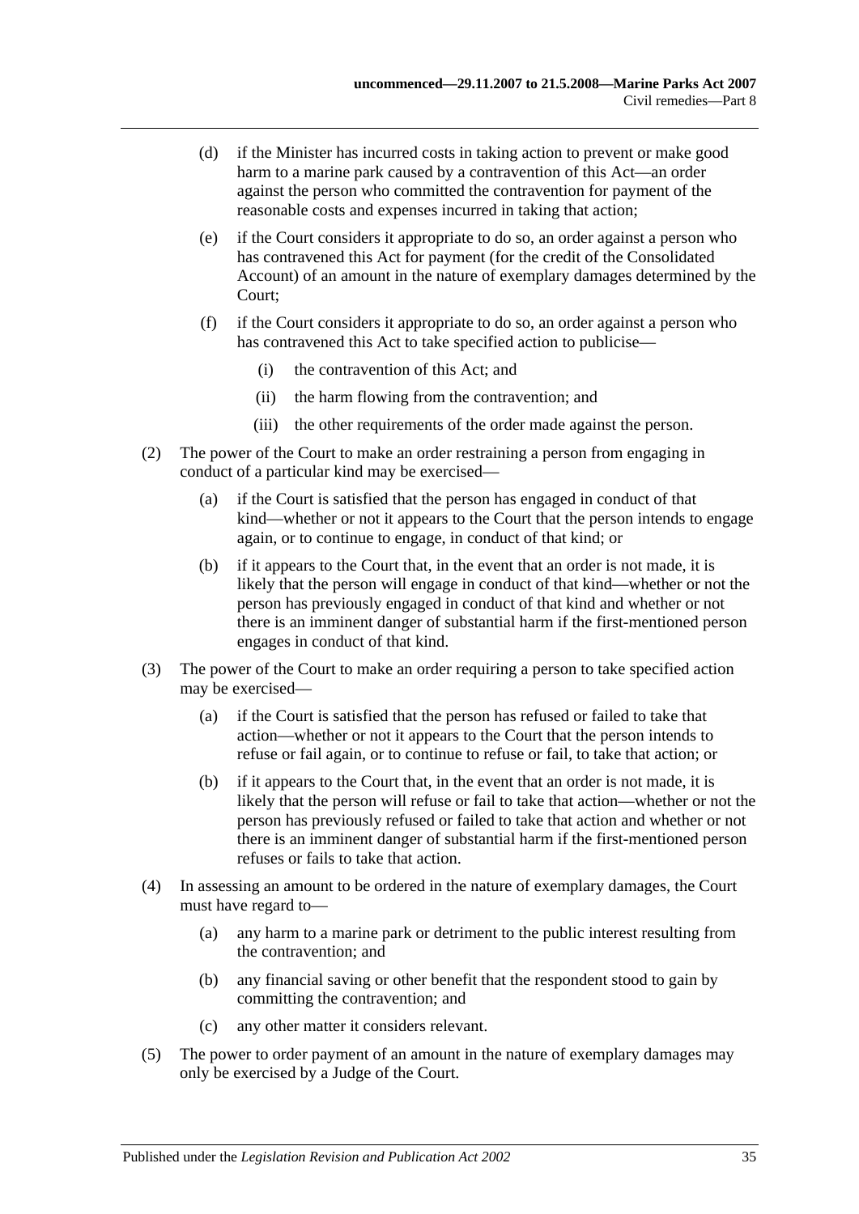(d) if the Minister has incurred costs in taking action to prevent or make good harm to a marine park caused by a contravention of this Act—an order against the person who committed the contravention for payment of the reasonable costs and expenses incurred in taking that action;

(e) if the Court considers it appropriate to do so, an order against a person who has contravened this Act for payment (for the credit of the Consolidated Account) of an amount in the nature of exemplary damages determined by the Court;

(f) if the Court considers it appropriate to do so, an order against a person who has contravened this Act to take specified action to publicise—

(i) the contravention of this Act; and

(ii) the harm flowing from the contravention; and

(iii) the other requirements of the order made against the person.

(2) The power of the Court to make an order restraining a person from engaging in conduct of a particular kind may be exercised—

(a) if the Court is satisfied that the person has engaged in conduct of that kind—whether or not it appears to the Court that the person intends to engage again, or to continue to engage, in conduct of that kind; or

(b) if it appears to the Court that, in the event that an order is not made, it is likely that the person will engage in conduct of that kind—whether or not the person has previously engaged in conduct of that kind and whether or not there is an imminent danger of substantial harm if the first-mentioned person engages in conduct of that kind.

(3) The power of the Court to make an order requiring a person to take specified action may be exercised—

(a) if the Court is satisfied that the person has refused or failed to take that action—whether or not it appears to the Court that the person intends to refuse or fail again, or to continue to refuse or fail, to take that action; or

(b) if it appears to the Court that, in the event that an order is not made, it is likely that the person will refuse or fail to take that action—whether or not the person has previously refused or failed to take that action and whether or not there is an imminent danger of substantial harm if the first-mentioned person refuses or fails to take that action.

(4) In assessing an amount to be ordered in the nature of exemplary damages, the Court must have regard to—

(a) any harm to a marine park or detriment to the public interest resulting from the contravention; and

(b) any financial saving or other benefit that the respondent stood to gain by committing the contravention; and

(c) any other matter it considers relevant.

(5) The power to order payment of an amount in the nature of exemplary damages may only be exercised by a Judge of the Court.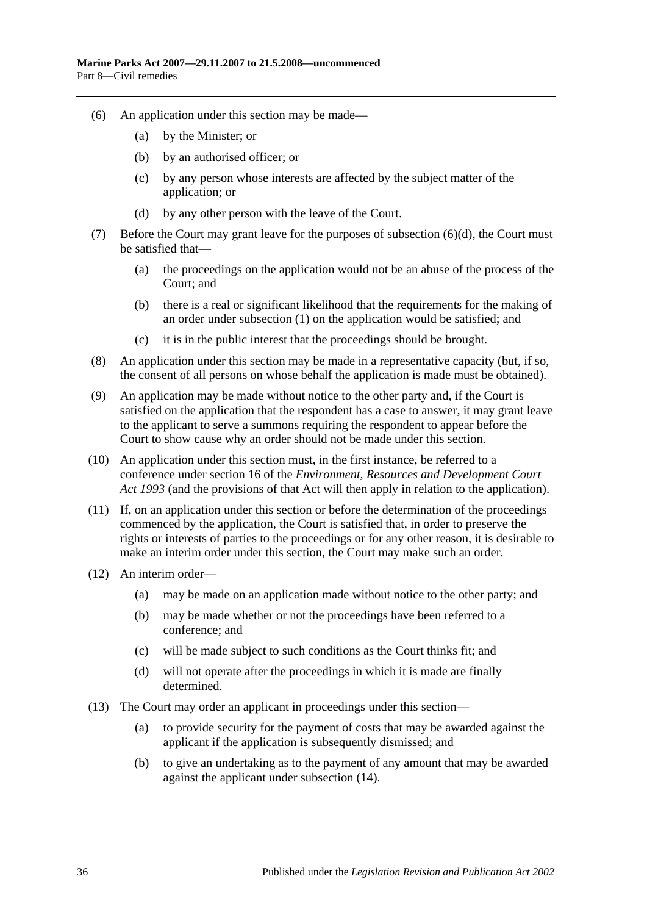(6) An application under this section may be made—

(a) by the Minister; or

(b) by an authorised officer; or

(c) by any person whose interests are affected by the subject matter of the application; or

(d) by any other person with the leave of the Court.

(7) Before the Court may grant leave for the purposes of subsection (6)(d), the Court must be satisfied that—

(a) the proceedings on the application would not be an abuse of the process of the Court; and

(b) there is a real or significant likelihood that the requirements for the making of an order under subsection (1) on the application would be satisfied; and

(c) it is in the public interest that the proceedings should be brought.

(8) An application under this section may be made in a representative capacity (but, if so, the consent of all persons on whose behalf the application is made must be obtained).

(9) An application may be made without notice to the other party and, if the Court is satisfied on the application that the respondent has a case to answer, it may grant leave to the applicant to serve a summons requiring the respondent to appear before the Court to show cause why an order should not be made under this section.

(10) An application under this section must, in the first instance, be referred to a conference under section 16 of the *Environment, Resources and Development Court Act 1993* (and the provisions of that Act will then apply in relation to the application).

(11) If, on an application under this section or before the determination of the proceedings commenced by the application, the Court is satisfied that, in order to preserve the rights or interests of parties to the proceedings or for any other reason, it is desirable to make an interim order under this section, the Court may make such an order.

(12) An interim order—

(a) may be made on an application made without notice to the other party; and

(b) may be made whether or not the proceedings have been referred to a conference; and

(c) will be made subject to such conditions as the Court thinks fit; and

(d) will not operate after the proceedings in which it is made are finally determined.

(13) The Court may order an applicant in proceedings under this section—

(a) to provide security for the payment of costs that may be awarded against the applicant if the application is subsequently dismissed; and

(b) to give an undertaking as to the payment of any amount that may be awarded against the applicant under subsection (14).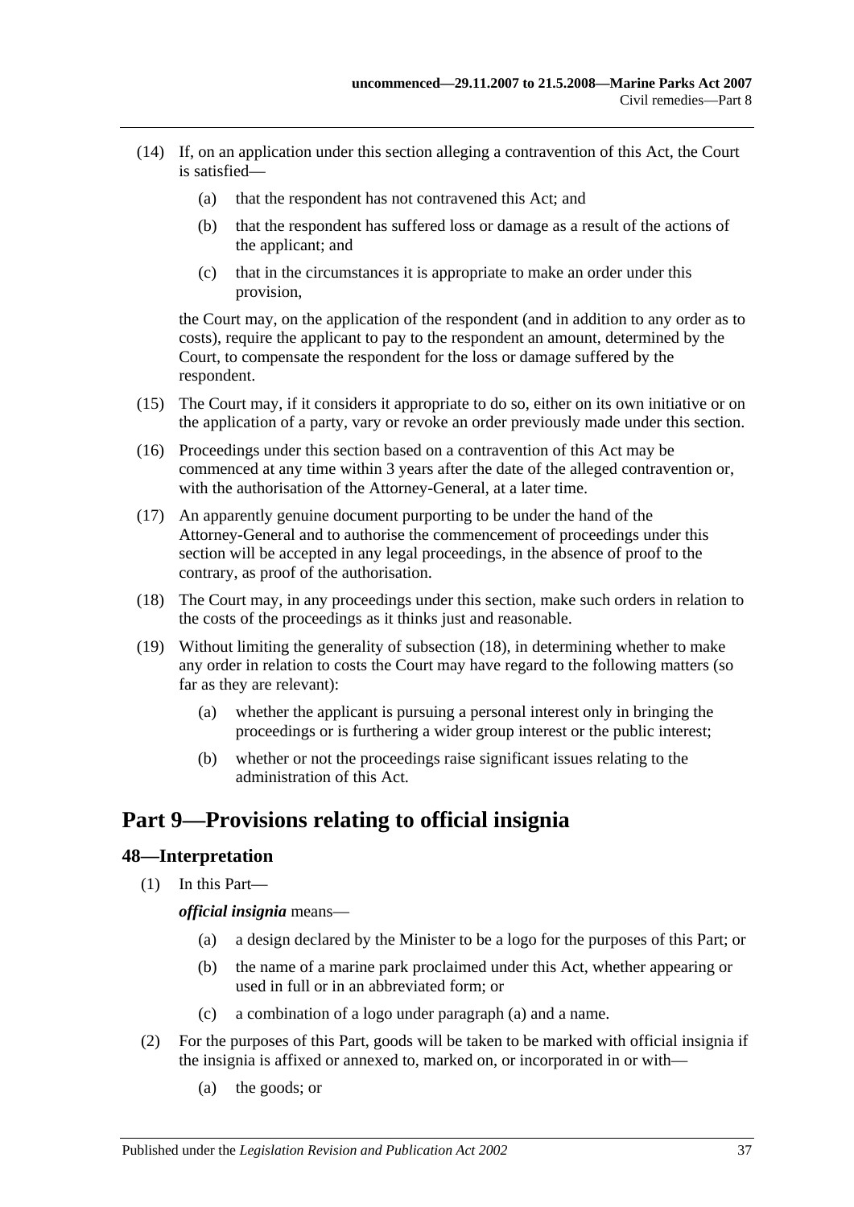(14) If, on an application under this section alleging a contravention of this Act, the Court is satisfied—

  (a) that the respondent has not contravened this Act; and

  (b) that the respondent has suffered loss or damage as a result of the actions of the applicant; and

  (c) that in the circumstances it is appropriate to make an order under this provision,

the Court may, on the application of the respondent (and in addition to any order as to costs), require the applicant to pay to the respondent an amount, determined by the Court, to compensate the respondent for the loss or damage suffered by the respondent.

(15) The Court may, if it considers it appropriate to do so, either on its own initiative or on the application of a party, vary or revoke an order previously made under this section.

(16) Proceedings under this section based on a contravention of this Act may be commenced at any time within 3 years after the date of the alleged contravention or, with the authorisation of the Attorney-General, at a later time.

(17) An apparently genuine document purporting to be under the hand of the Attorney-General and to authorise the commencement of proceedings under this section will be accepted in any legal proceedings, in the absence of proof to the contrary, as proof of the authorisation.

(18) The Court may, in any proceedings under this section, make such orders in relation to the costs of the proceedings as it thinks just and reasonable.

(19) Without limiting the generality of subsection (18), in determining whether to make any order in relation to costs the Court may have regard to the following matters (so far as they are relevant):

  (a) whether the applicant is pursuing a personal interest only in bringing the proceedings or is furthering a wider group interest or the public interest;

  (b) whether or not the proceedings raise significant issues relating to the administration of this Act.

# Part 9—Provisions relating to official insignia

## 48—Interpretation

(1) In this Part—

***official insignia*** means—

  (a) a design declared by the Minister to be a logo for the purposes of this Part; or

  (b) the name of a marine park proclaimed under this Act, whether appearing or used in full or in an abbreviated form; or

  (c) a combination of a logo under paragraph (a) and a name.

(2) For the purposes of this Part, goods will be taken to be marked with official insignia if the insignia is affixed or annexed to, marked on, or incorporated in or with—

  (a) the goods; or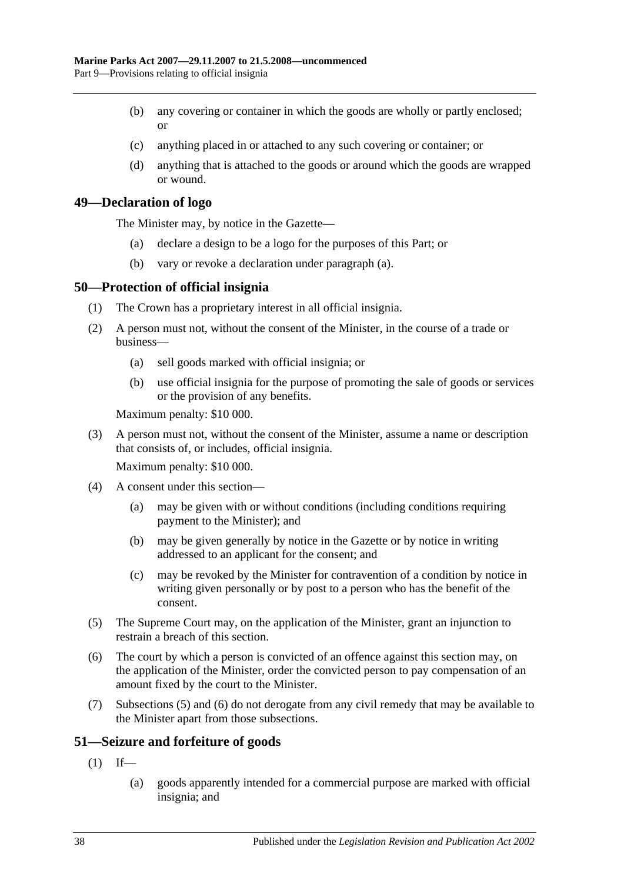(b) any covering or container in which the goods are wholly or partly enclosed; or

(c) anything placed in or attached to any such covering or container; or

(d) anything that is attached to the goods or around which the goods are wrapped or wound.

## 49—Declaration of logo

The Minister may, by notice in the Gazette—

(a) declare a design to be a logo for the purposes of this Part; or

(b) vary or revoke a declaration under paragraph (a).

## 50—Protection of official insignia

(1) The Crown has a proprietary interest in all official insignia.

(2) A person must not, without the consent of the Minister, in the course of a trade or business—

(a) sell goods marked with official insignia; or

(b) use official insignia for the purpose of promoting the sale of goods or services or the provision of any benefits.

Maximum penalty: $10 000.

(3) A person must not, without the consent of the Minister, assume a name or description that consists of, or includes, official insignia.

Maximum penalty: $10 000.

(4) A consent under this section—

(a) may be given with or without conditions (including conditions requiring payment to the Minister); and

(b) may be given generally by notice in the Gazette or by notice in writing addressed to an applicant for the consent; and

(c) may be revoked by the Minister for contravention of a condition by notice in writing given personally or by post to a person who has the benefit of the consent.

(5) The Supreme Court may, on the application of the Minister, grant an injunction to restrain a breach of this section.

(6) The court by which a person is convicted of an offence against this section may, on the application of the Minister, order the convicted person to pay compensation of an amount fixed by the court to the Minister.

(7) Subsections (5) and (6) do not derogate from any civil remedy that may be available to the Minister apart from those subsections.

## 51—Seizure and forfeiture of goods

(1) If—

(a) goods apparently intended for a commercial purpose are marked with official insignia; and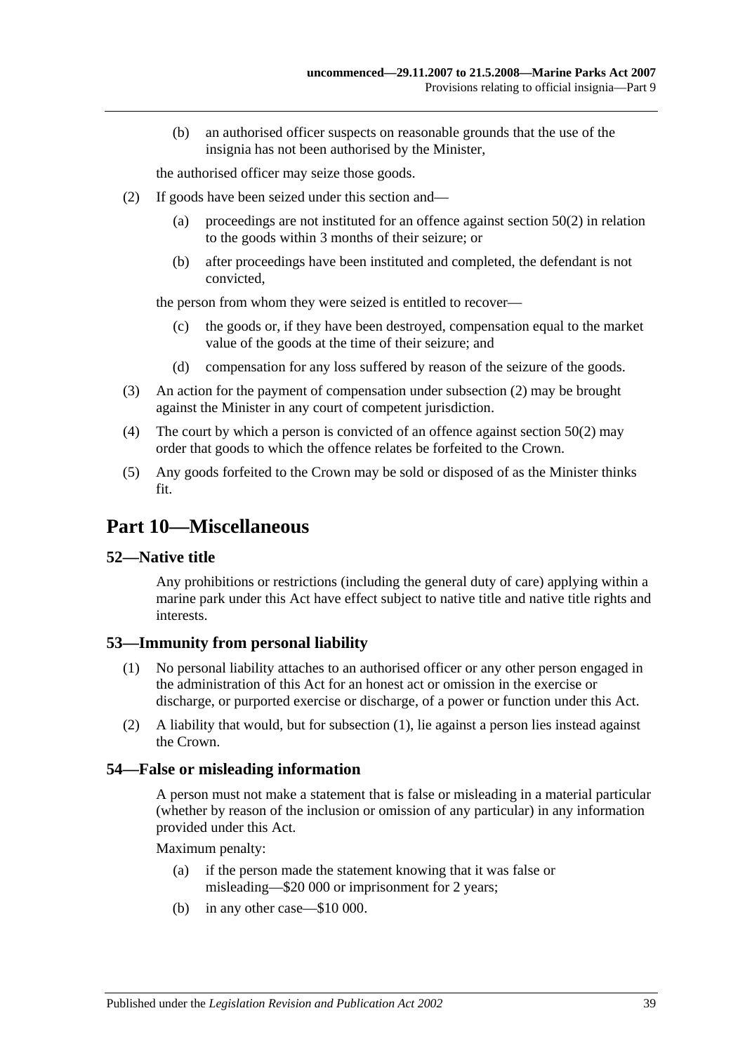(b) an authorised officer suspects on reasonable grounds that the use of the insignia has not been authorised by the Minister,

the authorised officer may seize those goods.

(2) If goods have been seized under this section and—

(a) proceedings are not instituted for an offence against section 50(2) in relation to the goods within 3 months of their seizure; or

(b) after proceedings have been instituted and completed, the defendant is not convicted,

the person from whom they were seized is entitled to recover—

(c) the goods or, if they have been destroyed, compensation equal to the market value of the goods at the time of their seizure; and

(d) compensation for any loss suffered by reason of the seizure of the goods.

(3) An action for the payment of compensation under subsection (2) may be brought against the Minister in any court of competent jurisdiction.

(4) The court by which a person is convicted of an offence against section 50(2) may order that goods to which the offence relates be forfeited to the Crown.

(5) Any goods forfeited to the Crown may be sold or disposed of as the Minister thinks fit.

# Part 10—Miscellaneous

## 52—Native title

Any prohibitions or restrictions (including the general duty of care) applying within a marine park under this Act have effect subject to native title and native title rights and interests.

## 53—Immunity from personal liability

(1) No personal liability attaches to an authorised officer or any other person engaged in the administration of this Act for an honest act or omission in the exercise or discharge, or purported exercise or discharge, of a power or function under this Act.

(2) A liability that would, but for subsection (1), lie against a person lies instead against the Crown.

## 54—False or misleading information

A person must not make a statement that is false or misleading in a material particular (whether by reason of the inclusion or omission of any particular) in any information provided under this Act.

Maximum penalty:

(a) if the person made the statement knowing that it was false or misleading—$20 000 or imprisonment for 2 years;

(b) in any other case—$10 000.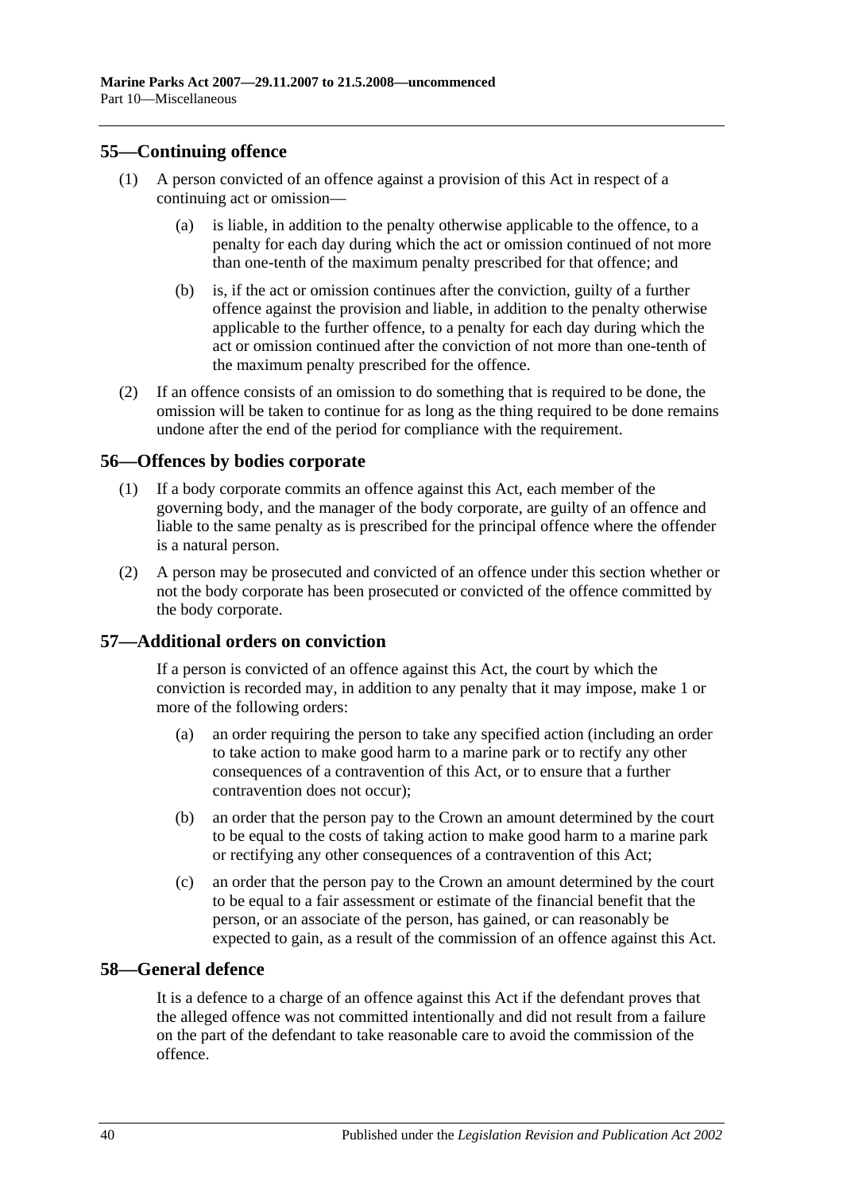## 55—Continuing offence

(1) A person convicted of an offence against a provision of this Act in respect of a continuing act or omission—

(a) is liable, in addition to the penalty otherwise applicable to the offence, to a penalty for each day during which the act or omission continued of not more than one-tenth of the maximum penalty prescribed for that offence; and

(b) is, if the act or omission continues after the conviction, guilty of a further offence against the provision and liable, in addition to the penalty otherwise applicable to the further offence, to a penalty for each day during which the act or omission continued after the conviction of not more than one-tenth of the maximum penalty prescribed for the offence.

(2) If an offence consists of an omission to do something that is required to be done, the omission will be taken to continue for as long as the thing required to be done remains undone after the end of the period for compliance with the requirement.

## 56—Offences by bodies corporate

(1) If a body corporate commits an offence against this Act, each member of the governing body, and the manager of the body corporate, are guilty of an offence and liable to the same penalty as is prescribed for the principal offence where the offender is a natural person.

(2) A person may be prosecuted and convicted of an offence under this section whether or not the body corporate has been prosecuted or convicted of the offence committed by the body corporate.

## 57—Additional orders on conviction

If a person is convicted of an offence against this Act, the court by which the conviction is recorded may, in addition to any penalty that it may impose, make 1 or more of the following orders:

(a) an order requiring the person to take any specified action (including an order to take action to make good harm to a marine park or to rectify any other consequences of a contravention of this Act, or to ensure that a further contravention does not occur);

(b) an order that the person pay to the Crown an amount determined by the court to be equal to the costs of taking action to make good harm to a marine park or rectifying any other consequences of a contravention of this Act;

(c) an order that the person pay to the Crown an amount determined by the court to be equal to a fair assessment or estimate of the financial benefit that the person, or an associate of the person, has gained, or can reasonably be expected to gain, as a result of the commission of an offence against this Act.

## 58—General defence

It is a defence to a charge of an offence against this Act if the defendant proves that the alleged offence was not committed intentionally and did not result from a failure on the part of the defendant to take reasonable care to avoid the commission of the offence.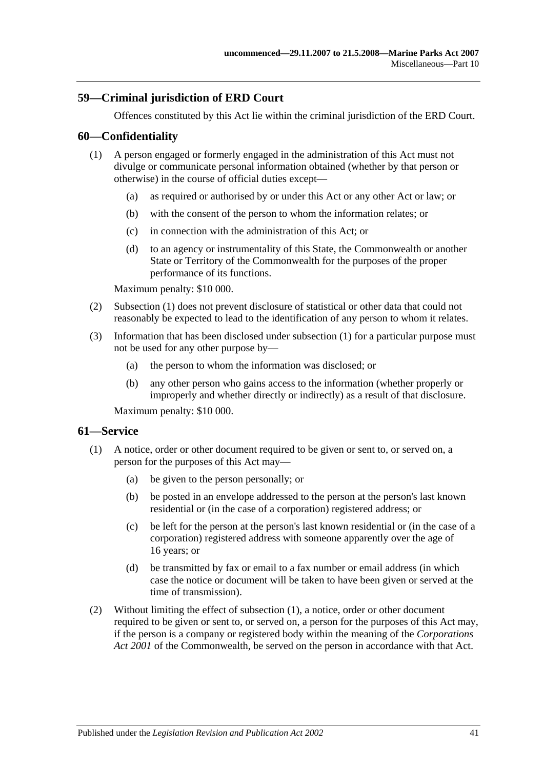## 59—Criminal jurisdiction of ERD Court

Offences constituted by this Act lie within the criminal jurisdiction of the ERD Court.

## 60—Confidentiality

(1) A person engaged or formerly engaged in the administration of this Act must not divulge or communicate personal information obtained (whether by that person or otherwise) in the course of official duties except—

(a) as required or authorised by or under this Act or any other Act or law; or

(b) with the consent of the person to whom the information relates; or

(c) in connection with the administration of this Act; or

(d) to an agency or instrumentality of this State, the Commonwealth or another State or Territory of the Commonwealth for the purposes of the proper performance of its functions.

Maximum penalty: $10 000.

(2) Subsection (1) does not prevent disclosure of statistical or other data that could not reasonably be expected to lead to the identification of any person to whom it relates.

(3) Information that has been disclosed under subsection (1) for a particular purpose must not be used for any other purpose by—

(a) the person to whom the information was disclosed; or

(b) any other person who gains access to the information (whether properly or improperly and whether directly or indirectly) as a result of that disclosure.

Maximum penalty: $10 000.

## 61—Service

(1) A notice, order or other document required to be given or sent to, or served on, a person for the purposes of this Act may—

(a) be given to the person personally; or

(b) be posted in an envelope addressed to the person at the person's last known residential or (in the case of a corporation) registered address; or

(c) be left for the person at the person's last known residential or (in the case of a corporation) registered address with someone apparently over the age of 16 years; or

(d) be transmitted by fax or email to a fax number or email address (in which case the notice or document will be taken to have been given or served at the time of transmission).

(2) Without limiting the effect of subsection (1), a notice, order or other document required to be given or sent to, or served on, a person for the purposes of this Act may, if the person is a company or registered body within the meaning of the *Corporations Act 2001* of the Commonwealth, be served on the person in accordance with that Act.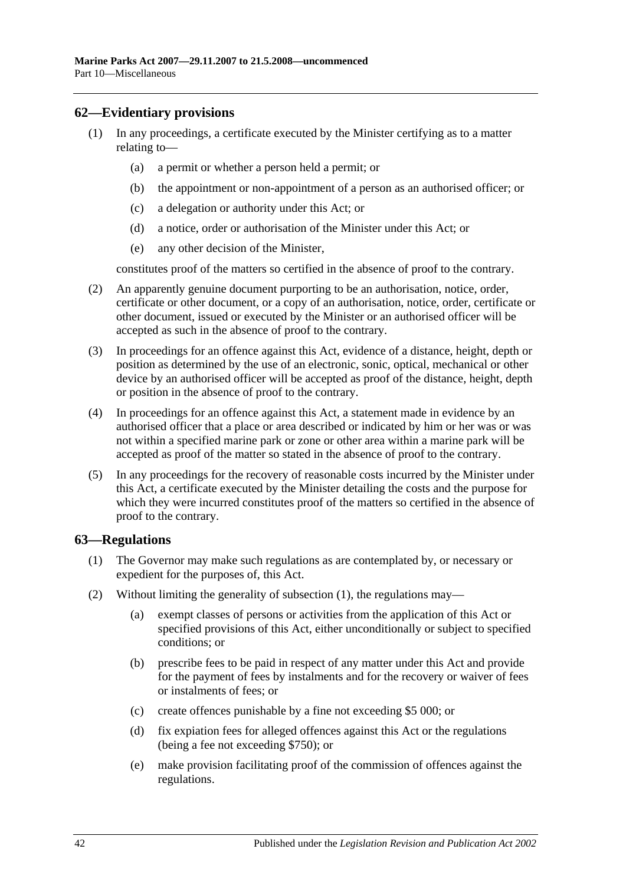## 62—Evidentiary provisions

(1) In any proceedings, a certificate executed by the Minister certifying as to a matter relating to—

(a) a permit or whether a person held a permit; or

(b) the appointment or non-appointment of a person as an authorised officer; or

(c) a delegation or authority under this Act; or

(d) a notice, order or authorisation of the Minister under this Act; or

(e) any other decision of the Minister,

constitutes proof of the matters so certified in the absence of proof to the contrary.

(2) An apparently genuine document purporting to be an authorisation, notice, order, certificate or other document, or a copy of an authorisation, notice, order, certificate or other document, issued or executed by the Minister or an authorised officer will be accepted as such in the absence of proof to the contrary.

(3) In proceedings for an offence against this Act, evidence of a distance, height, depth or position as determined by the use of an electronic, sonic, optical, mechanical or other device by an authorised officer will be accepted as proof of the distance, height, depth or position in the absence of proof to the contrary.

(4) In proceedings for an offence against this Act, a statement made in evidence by an authorised officer that a place or area described or indicated by him or her was or was not within a specified marine park or zone or other area within a marine park will be accepted as proof of the matter so stated in the absence of proof to the contrary.

(5) In any proceedings for the recovery of reasonable costs incurred by the Minister under this Act, a certificate executed by the Minister detailing the costs and the purpose for which they were incurred constitutes proof of the matters so certified in the absence of proof to the contrary.

## 63—Regulations

(1) The Governor may make such regulations as are contemplated by, or necessary or expedient for the purposes of, this Act.

(2) Without limiting the generality of subsection (1), the regulations may—

(a) exempt classes of persons or activities from the application of this Act or specified provisions of this Act, either unconditionally or subject to specified conditions; or

(b) prescribe fees to be paid in respect of any matter under this Act and provide for the payment of fees by instalments and for the recovery or waiver of fees or instalments of fees; or

(c) create offences punishable by a fine not exceeding $5 000; or

(d) fix expiation fees for alleged offences against this Act or the regulations (being a fee not exceeding $750); or

(e) make provision facilitating proof of the commission of offences against the regulations.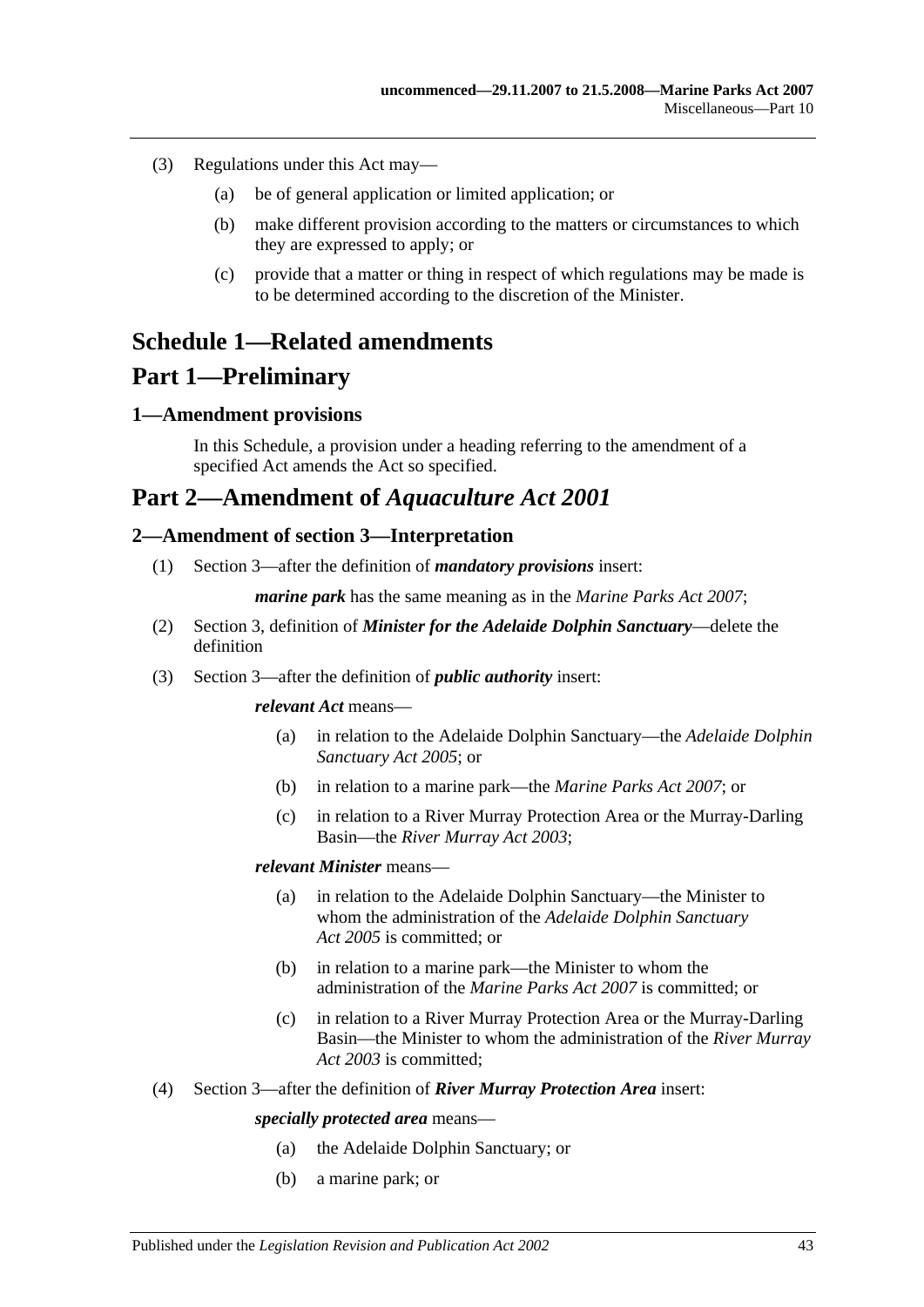(3) Regulations under this Act may—

(a) be of general application or limited application; or

(b) make different provision according to the matters or circumstances to which they are expressed to apply; or

(c) provide that a matter or thing in respect of which regulations may be made is to be determined according to the discretion of the Minister.

# Schedule 1—Related amendments

# Part 1—Preliminary

## 1—Amendment provisions

In this Schedule, a provision under a heading referring to the amendment of a specified Act amends the Act so specified.

# Part 2—Amendment of *Aquaculture Act 2001*

## 2—Amendment of section 3—Interpretation

(1) Section 3—after the definition of ***mandatory provisions*** insert:

***marine park*** has the same meaning as in the *Marine Parks Act 2007*;

(2) Section 3, definition of ***Minister for the Adelaide Dolphin Sanctuary***—delete the definition

(3) Section 3—after the definition of ***public authority*** insert:

***relevant Act*** means—

(a) in relation to the Adelaide Dolphin Sanctuary—the *Adelaide Dolphin Sanctuary Act 2005*; or

(b) in relation to a marine park—the *Marine Parks Act 2007*; or

(c) in relation to a River Murray Protection Area or the Murray-Darling Basin—the *River Murray Act 2003*;

***relevant Minister*** means—

(a) in relation to the Adelaide Dolphin Sanctuary—the Minister to whom the administration of the *Adelaide Dolphin Sanctuary Act 2005* is committed; or

(b) in relation to a marine park—the Minister to whom the administration of the *Marine Parks Act 2007* is committed; or

(c) in relation to a River Murray Protection Area or the Murray-Darling Basin—the Minister to whom the administration of the *River Murray Act 2003* is committed;

(4) Section 3—after the definition of ***River Murray Protection Area*** insert:

***specially protected area*** means—

(a) the Adelaide Dolphin Sanctuary; or

(b) a marine park; or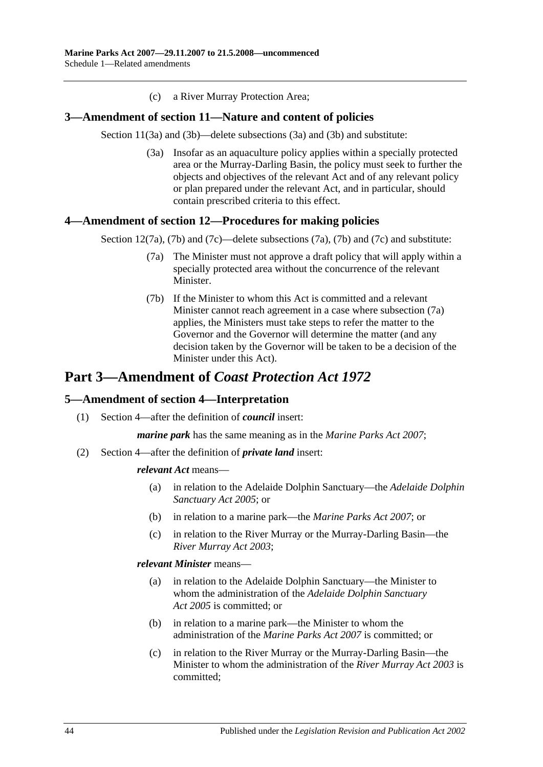(c) a River Murray Protection Area;

### 3—Amendment of section 11—Nature and content of policies

Section 11(3a) and (3b)—delete subsections (3a) and (3b) and substitute:

(3a) Insofar as an aquaculture policy applies within a specially protected area or the Murray-Darling Basin, the policy must seek to further the objects and objectives of the relevant Act and of any relevant policy or plan prepared under the relevant Act, and in particular, should contain prescribed criteria to this effect.

### 4—Amendment of section 12—Procedures for making policies

Section 12(7a), (7b) and (7c)—delete subsections (7a), (7b) and (7c) and substitute:

(7a) The Minister must not approve a draft policy that will apply within a specially protected area without the concurrence of the relevant Minister.

(7b) If the Minister to whom this Act is committed and a relevant Minister cannot reach agreement in a case where subsection (7a) applies, the Ministers must take steps to refer the matter to the Governor and the Governor will determine the matter (and any decision taken by the Governor will be taken to be a decision of the Minister under this Act).

## Part 3—Amendment of *Coast Protection Act 1972*

### 5—Amendment of section 4—Interpretation

(1) Section 4—after the definition of ***council*** insert:

***marine park*** has the same meaning as in the *Marine Parks Act 2007*;

(2) Section 4—after the definition of ***private land*** insert:

***relevant Act*** means—

(a) in relation to the Adelaide Dolphin Sanctuary—the *Adelaide Dolphin Sanctuary Act 2005*; or

(b) in relation to a marine park—the *Marine Parks Act 2007*; or

(c) in relation to the River Murray or the Murray-Darling Basin—the *River Murray Act 2003*;

***relevant Minister*** means—

(a) in relation to the Adelaide Dolphin Sanctuary—the Minister to whom the administration of the *Adelaide Dolphin Sanctuary Act 2005* is committed; or

(b) in relation to a marine park—the Minister to whom the administration of the *Marine Parks Act 2007* is committed; or

(c) in relation to the River Murray or the Murray-Darling Basin—the Minister to whom the administration of the *River Murray Act 2003* is committed;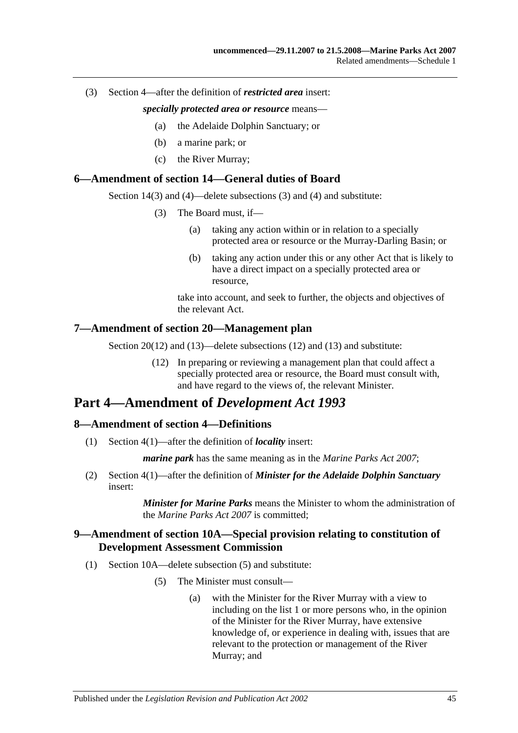(3) Section 4—after the definition of ***restricted area*** insert:

***specially protected area or resource*** means—

(a) the Adelaide Dolphin Sanctuary; or

(b) a marine park; or

(c) the River Murray;

### 6—Amendment of section 14—General duties of Board

Section 14(3) and (4)—delete subsections (3) and (4) and substitute:

(3) The Board must, if—

(a) taking any action within or in relation to a specially protected area or resource or the Murray-Darling Basin; or

(b) taking any action under this or any other Act that is likely to have a direct impact on a specially protected area or resource,

take into account, and seek to further, the objects and objectives of the relevant Act.

### 7—Amendment of section 20—Management plan

Section 20(12) and (13)—delete subsections (12) and (13) and substitute:

(12) In preparing or reviewing a management plan that could affect a specially protected area or resource, the Board must consult with, and have regard to the views of, the relevant Minister.

## Part 4—Amendment of *Development Act 1993*

### 8—Amendment of section 4—Definitions

(1) Section 4(1)—after the definition of ***locality*** insert:

***marine park*** has the same meaning as in the *Marine Parks Act 2007*;

(2) Section 4(1)—after the definition of ***Minister for the Adelaide Dolphin Sanctuary*** insert:

***Minister for Marine Parks*** means the Minister to whom the administration of the *Marine Parks Act 2007* is committed;

### 9—Amendment of section 10A—Special provision relating to constitution of Development Assessment Commission

(1) Section 10A—delete subsection (5) and substitute:

(5) The Minister must consult—

(a) with the Minister for the River Murray with a view to including on the list 1 or more persons who, in the opinion of the Minister for the River Murray, have extensive knowledge of, or experience in dealing with, issues that are relevant to the protection or management of the River Murray; and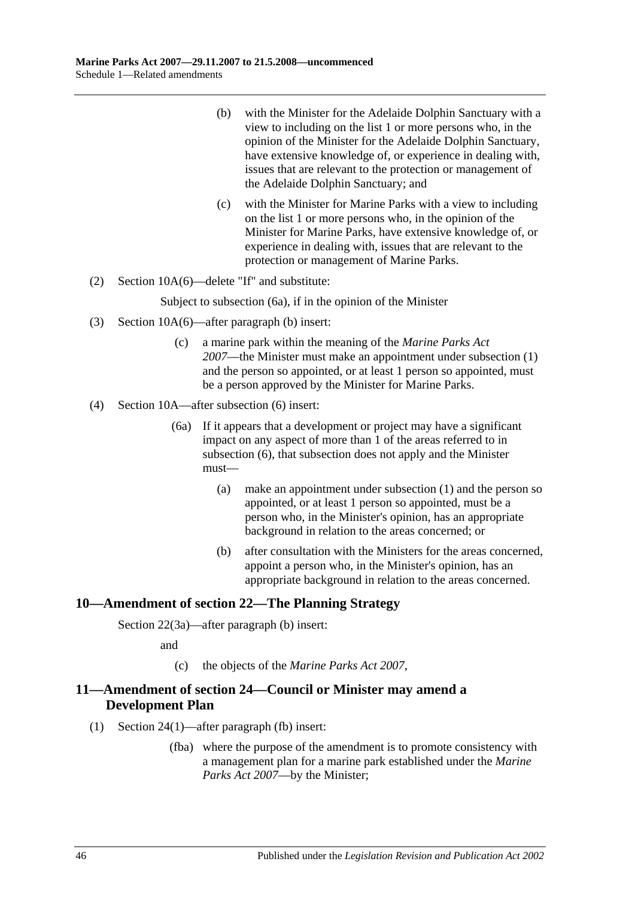(b) with the Minister for the Adelaide Dolphin Sanctuary with a view to including on the list 1 or more persons who, in the opinion of the Minister for the Adelaide Dolphin Sanctuary, have extensive knowledge of, or experience in dealing with, issues that are relevant to the protection or management of the Adelaide Dolphin Sanctuary; and

(c) with the Minister for Marine Parks with a view to including on the list 1 or more persons who, in the opinion of the Minister for Marine Parks, have extensive knowledge of, or experience in dealing with, issues that are relevant to the protection or management of Marine Parks.

(2) Section 10A(6)—delete "If" and substitute:

Subject to subsection (6a), if in the opinion of the Minister

(3) Section 10A(6)—after paragraph (b) insert:

(c) a marine park within the meaning of the *Marine Parks Act 2007*—the Minister must make an appointment under subsection (1) and the person so appointed, or at least 1 person so appointed, must be a person approved by the Minister for Marine Parks.

(4) Section 10A—after subsection (6) insert:

(6a) If it appears that a development or project may have a significant impact on any aspect of more than 1 of the areas referred to in subsection (6), that subsection does not apply and the Minister must—

(a) make an appointment under subsection (1) and the person so appointed, or at least 1 person so appointed, must be a person who, in the Minister's opinion, has an appropriate background in relation to the areas concerned; or

(b) after consultation with the Ministers for the areas concerned, appoint a person who, in the Minister's opinion, has an appropriate background in relation to the areas concerned.

## 10—Amendment of section 22—The Planning Strategy

Section 22(3a)—after paragraph (b) insert:

and

(c) the objects of the *Marine Parks Act 2007*,

## 11—Amendment of section 24—Council or Minister may amend a Development Plan

(1) Section 24(1)—after paragraph (fb) insert:

(fba) where the purpose of the amendment is to promote consistency with a management plan for a marine park established under the *Marine Parks Act 2007*—by the Minister;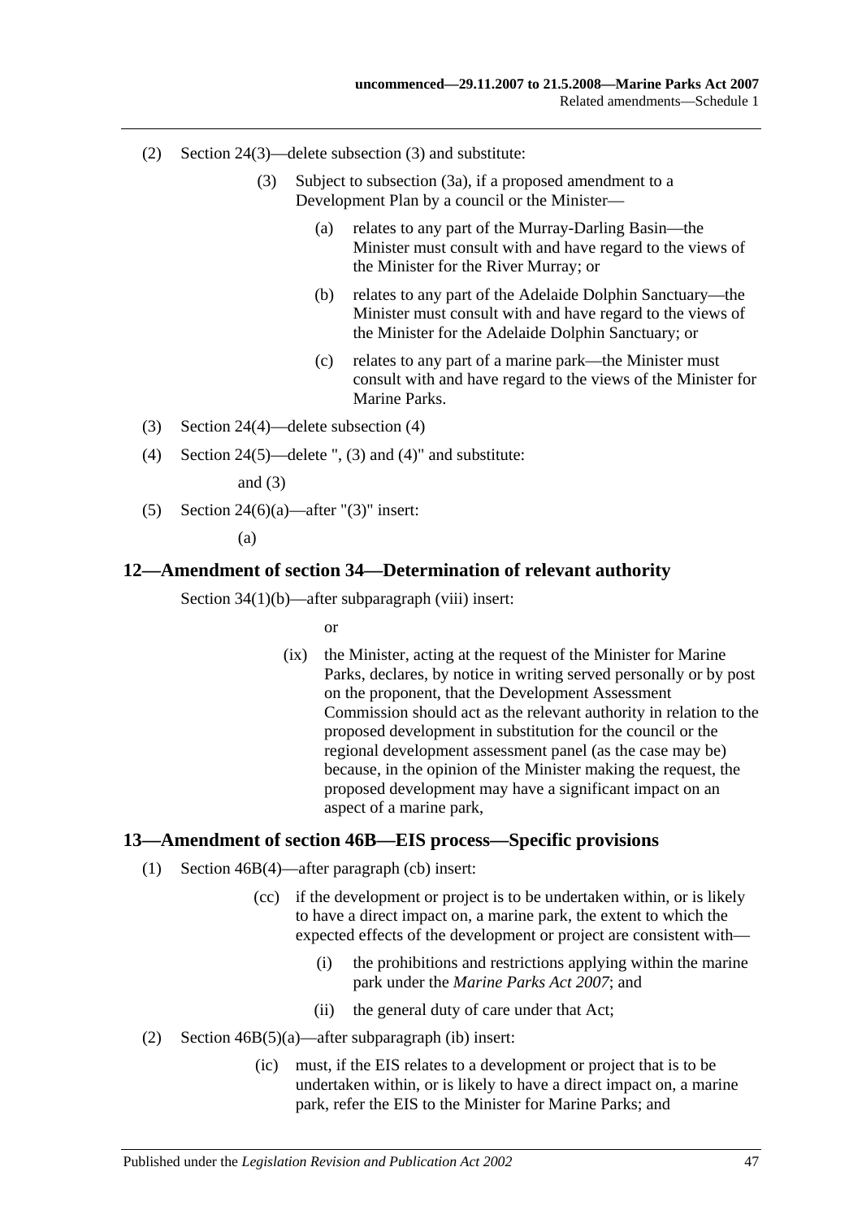(2) Section 24(3)—delete subsection (3) and substitute:

> (3) Subject to subsection (3a), if a proposed amendment to a Development Plan by a council or the Minister—
>
> > (a) relates to any part of the Murray-Darling Basin—the Minister must consult with and have regard to the views of the Minister for the River Murray; or
> >
> > (b) relates to any part of the Adelaide Dolphin Sanctuary—the Minister must consult with and have regard to the views of the Minister for the Adelaide Dolphin Sanctuary; or
> >
> > (c) relates to any part of a marine park—the Minister must consult with and have regard to the views of the Minister for Marine Parks.

(3) Section 24(4)—delete subsection (4)

(4) Section 24(5)—delete ", (3) and (4)" and substitute:

> and (3)

(5) Section 24(6)(a)—after "(3)" insert:

> (a)

## 12—Amendment of section 34—Determination of relevant authority

Section 34(1)(b)—after subparagraph (viii) insert:

> or
>
> (ix) the Minister, acting at the request of the Minister for Marine Parks, declares, by notice in writing served personally or by post on the proponent, that the Development Assessment Commission should act as the relevant authority in relation to the proposed development in substitution for the council or the regional development assessment panel (as the case may be) because, in the opinion of the Minister making the request, the proposed development may have a significant impact on an aspect of a marine park,

## 13—Amendment of section 46B—EIS process—Specific provisions

(1) Section 46B(4)—after paragraph (cb) insert:

> (cc) if the development or project is to be undertaken within, or is likely to have a direct impact on, a marine park, the extent to which the expected effects of the development or project are consistent with—
>
> > (i) the prohibitions and restrictions applying within the marine park under the *Marine Parks Act 2007*; and
> >
> > (ii) the general duty of care under that Act;

(2) Section 46B(5)(a)—after subparagraph (ib) insert:

> (ic) must, if the EIS relates to a development or project that is to be undertaken within, or is likely to have a direct impact on, a marine park, refer the EIS to the Minister for Marine Parks; and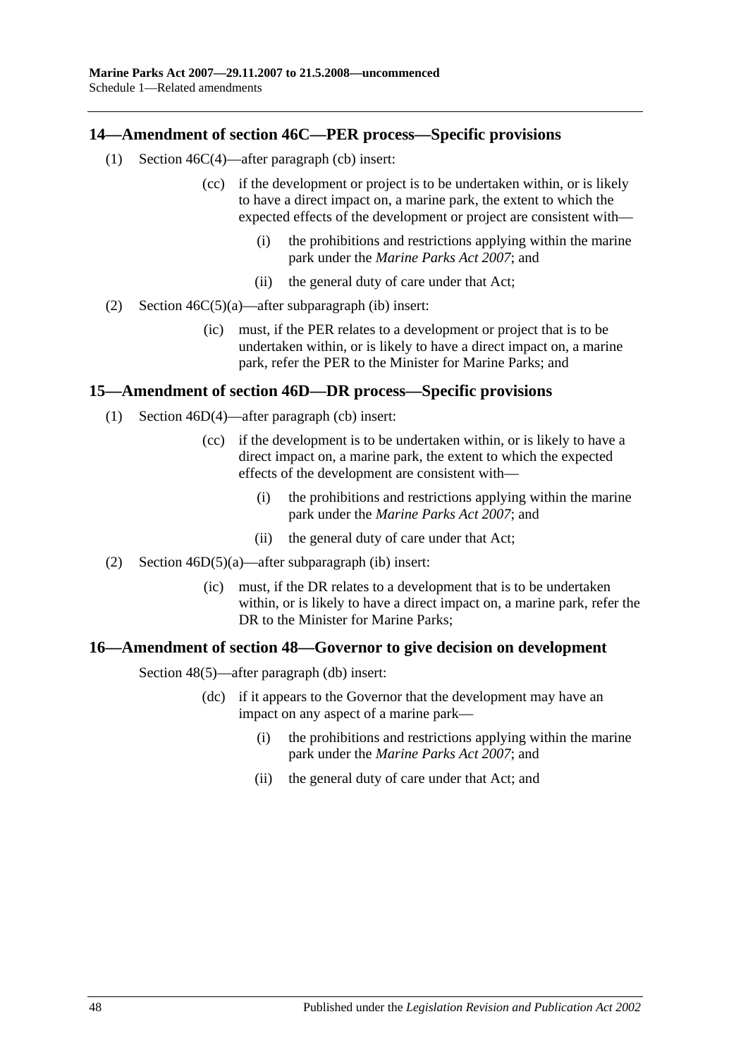## 14—Amendment of section 46C—PER process—Specific provisions

(1) Section 46C(4)—after paragraph (cb) insert:

> (cc) if the development or project is to be undertaken within, or is likely to have a direct impact on, a marine park, the extent to which the expected effects of the development or project are consistent with—
>
> > (i) the prohibitions and restrictions applying within the marine park under the *Marine Parks Act 2007*; and
> >
> > (ii) the general duty of care under that Act;

(2) Section 46C(5)(a)—after subparagraph (ib) insert:

> (ic) must, if the PER relates to a development or project that is to be undertaken within, or is likely to have a direct impact on, a marine park, refer the PER to the Minister for Marine Parks; and

## 15—Amendment of section 46D—DR process—Specific provisions

(1) Section 46D(4)—after paragraph (cb) insert:

> (cc) if the development is to be undertaken within, or is likely to have a direct impact on, a marine park, the extent to which the expected effects of the development are consistent with—
>
> > (i) the prohibitions and restrictions applying within the marine park under the *Marine Parks Act 2007*; and
> >
> > (ii) the general duty of care under that Act;

(2) Section 46D(5)(a)—after subparagraph (ib) insert:

> (ic) must, if the DR relates to a development that is to be undertaken within, or is likely to have a direct impact on, a marine park, refer the DR to the Minister for Marine Parks;

## 16—Amendment of section 48—Governor to give decision on development

Section 48(5)—after paragraph (db) insert:

> (dc) if it appears to the Governor that the development may have an impact on any aspect of a marine park—
>
> > (i) the prohibitions and restrictions applying within the marine park under the *Marine Parks Act 2007*; and
> >
> > (ii) the general duty of care under that Act; and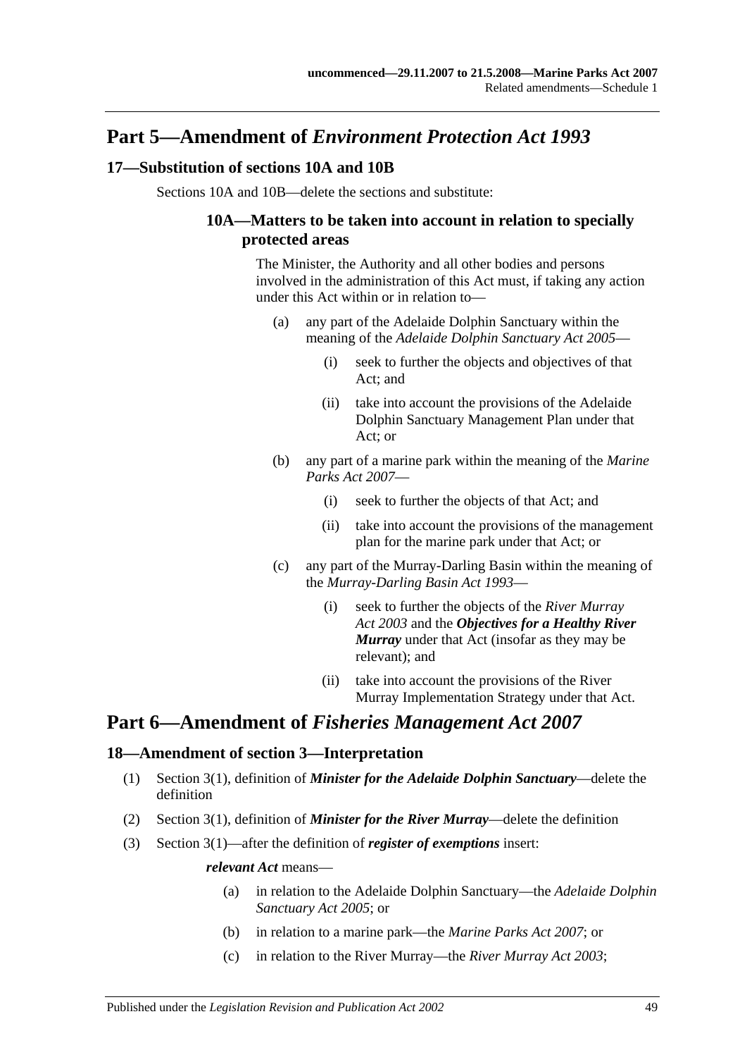## Part 5—Amendment of *Environment Protection Act 1993*

### 17—Substitution of sections 10A and 10B

Sections 10A and 10B—delete the sections and substitute:

#### 10A—Matters to be taken into account in relation to specially protected areas

The Minister, the Authority and all other bodies and persons involved in the administration of this Act must, if taking any action under this Act within or in relation to—

(a) any part of the Adelaide Dolphin Sanctuary within the meaning of the *Adelaide Dolphin Sanctuary Act 2005*—

(i) seek to further the objects and objectives of that Act; and

(ii) take into account the provisions of the Adelaide Dolphin Sanctuary Management Plan under that Act; or

(b) any part of a marine park within the meaning of the *Marine Parks Act 2007*—

(i) seek to further the objects of that Act; and

(ii) take into account the provisions of the management plan for the marine park under that Act; or

(c) any part of the Murray-Darling Basin within the meaning of the *Murray-Darling Basin Act 1993*—

(i) seek to further the objects of the *River Murray Act 2003* and the ***Objectives for a Healthy River Murray*** under that Act (insofar as they may be relevant); and

(ii) take into account the provisions of the River Murray Implementation Strategy under that Act.

## Part 6—Amendment of *Fisheries Management Act 2007*

### 18—Amendment of section 3—Interpretation

(1) Section 3(1), definition of ***Minister for the Adelaide Dolphin Sanctuary***—delete the definition

(2) Section 3(1), definition of ***Minister for the River Murray***—delete the definition

(3) Section 3(1)—after the definition of ***register of exemptions*** insert:

***relevant Act*** means—

(a) in relation to the Adelaide Dolphin Sanctuary—the *Adelaide Dolphin Sanctuary Act 2005*; or

(b) in relation to a marine park—the *Marine Parks Act 2007*; or

(c) in relation to the River Murray—the *River Murray Act 2003*;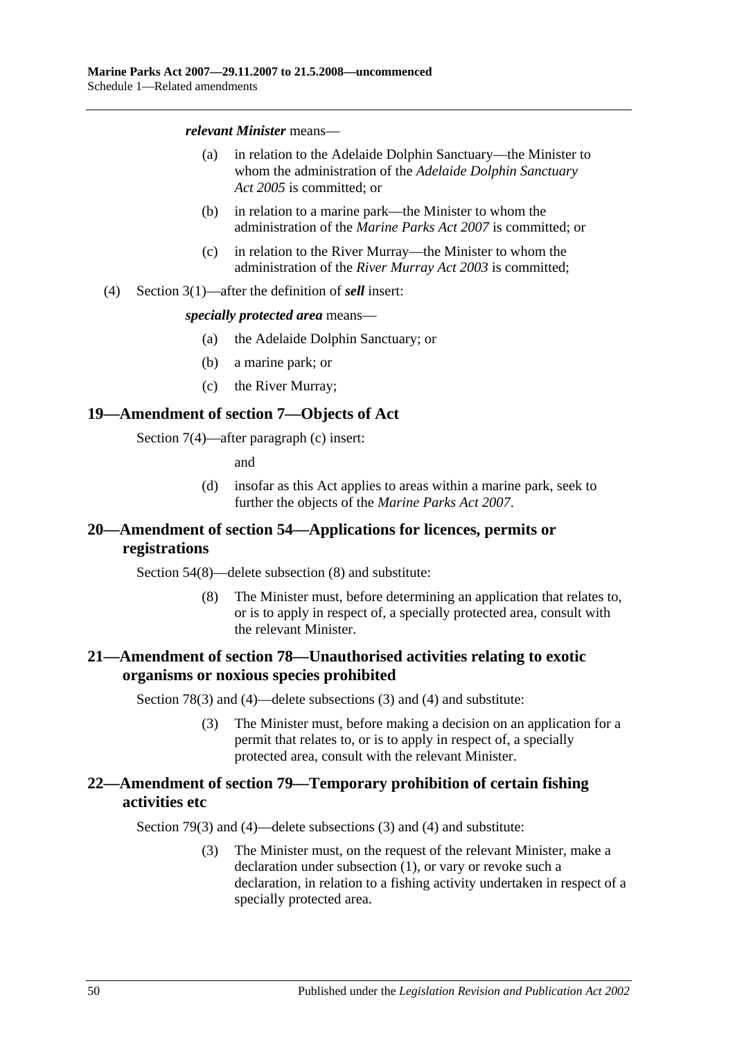***relevant Minister*** means—

(a) in relation to the Adelaide Dolphin Sanctuary—the Minister to whom the administration of the *Adelaide Dolphin Sanctuary Act 2005* is committed; or

(b) in relation to a marine park—the Minister to whom the administration of the *Marine Parks Act 2007* is committed; or

(c) in relation to the River Murray—the Minister to whom the administration of the *River Murray Act 2003* is committed;

(4) Section 3(1)—after the definition of ***sell*** insert:

***specially protected area*** means—

(a) the Adelaide Dolphin Sanctuary; or

(b) a marine park; or

(c) the River Murray;

## 19—Amendment of section 7—Objects of Act

Section 7(4)—after paragraph (c) insert:

and

(d) insofar as this Act applies to areas within a marine park, seek to further the objects of the *Marine Parks Act 2007*.

## 20—Amendment of section 54—Applications for licences, permits or registrations

Section 54(8)—delete subsection (8) and substitute:

(8) The Minister must, before determining an application that relates to, or is to apply in respect of, a specially protected area, consult with the relevant Minister.

## 21—Amendment of section 78—Unauthorised activities relating to exotic organisms or noxious species prohibited

Section 78(3) and (4)—delete subsections (3) and (4) and substitute:

(3) The Minister must, before making a decision on an application for a permit that relates to, or is to apply in respect of, a specially protected area, consult with the relevant Minister.

## 22—Amendment of section 79—Temporary prohibition of certain fishing activities etc

Section 79(3) and (4)—delete subsections (3) and (4) and substitute:

(3) The Minister must, on the request of the relevant Minister, make a declaration under subsection (1), or vary or revoke such a declaration, in relation to a fishing activity undertaken in respect of a specially protected area.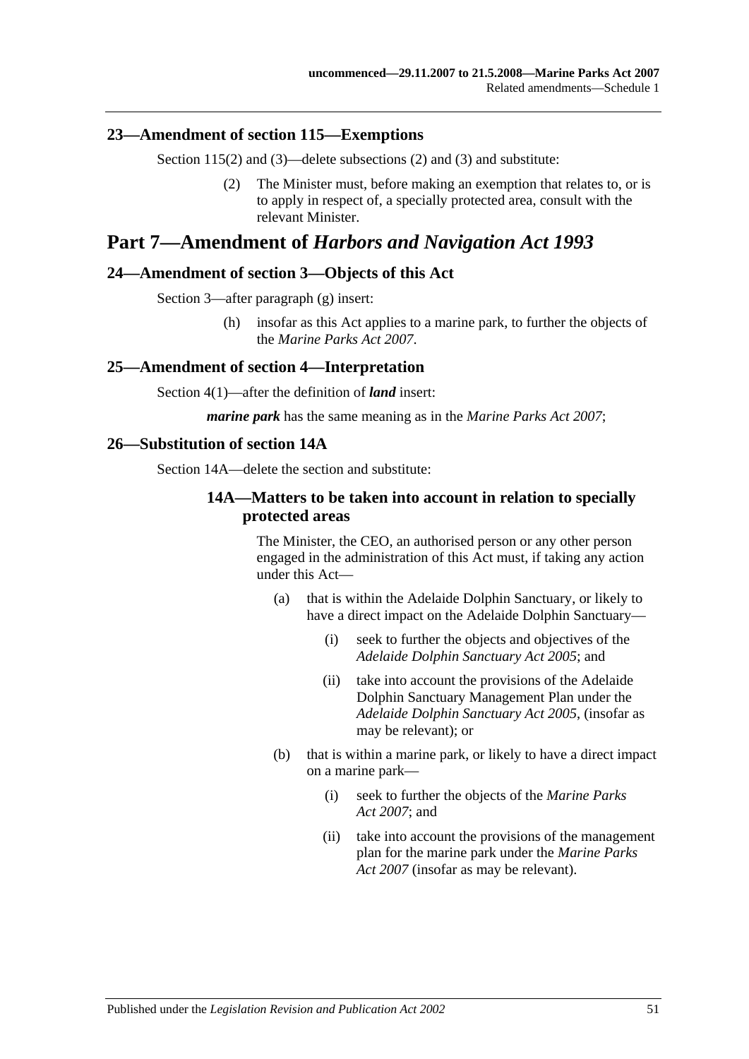### 23—Amendment of section 115—Exemptions

Section 115(2) and (3)—delete subsections (2) and (3) and substitute:

(2) The Minister must, before making an exemption that relates to, or is to apply in respect of, a specially protected area, consult with the relevant Minister.

## Part 7—Amendment of *Harbors and Navigation Act 1993*

### 24—Amendment of section 3—Objects of this Act

Section 3—after paragraph (g) insert:

(h) insofar as this Act applies to a marine park, to further the objects of the *Marine Parks Act 2007*.

### 25—Amendment of section 4—Interpretation

Section 4(1)—after the definition of ***land*** insert:

***marine park*** has the same meaning as in the *Marine Parks Act 2007*;

### 26—Substitution of section 14A

Section 14A—delete the section and substitute:

#### 14A—Matters to be taken into account in relation to specially protected areas

The Minister, the CEO, an authorised person or any other person engaged in the administration of this Act must, if taking any action under this Act—

(a) that is within the Adelaide Dolphin Sanctuary, or likely to have a direct impact on the Adelaide Dolphin Sanctuary—

(i) seek to further the objects and objectives of the *Adelaide Dolphin Sanctuary Act 2005*; and

(ii) take into account the provisions of the Adelaide Dolphin Sanctuary Management Plan under the *Adelaide Dolphin Sanctuary Act 2005*, (insofar as may be relevant); or

(b) that is within a marine park, or likely to have a direct impact on a marine park—

(i) seek to further the objects of the *Marine Parks Act 2007*; and

(ii) take into account the provisions of the management plan for the marine park under the *Marine Parks Act 2007* (insofar as may be relevant).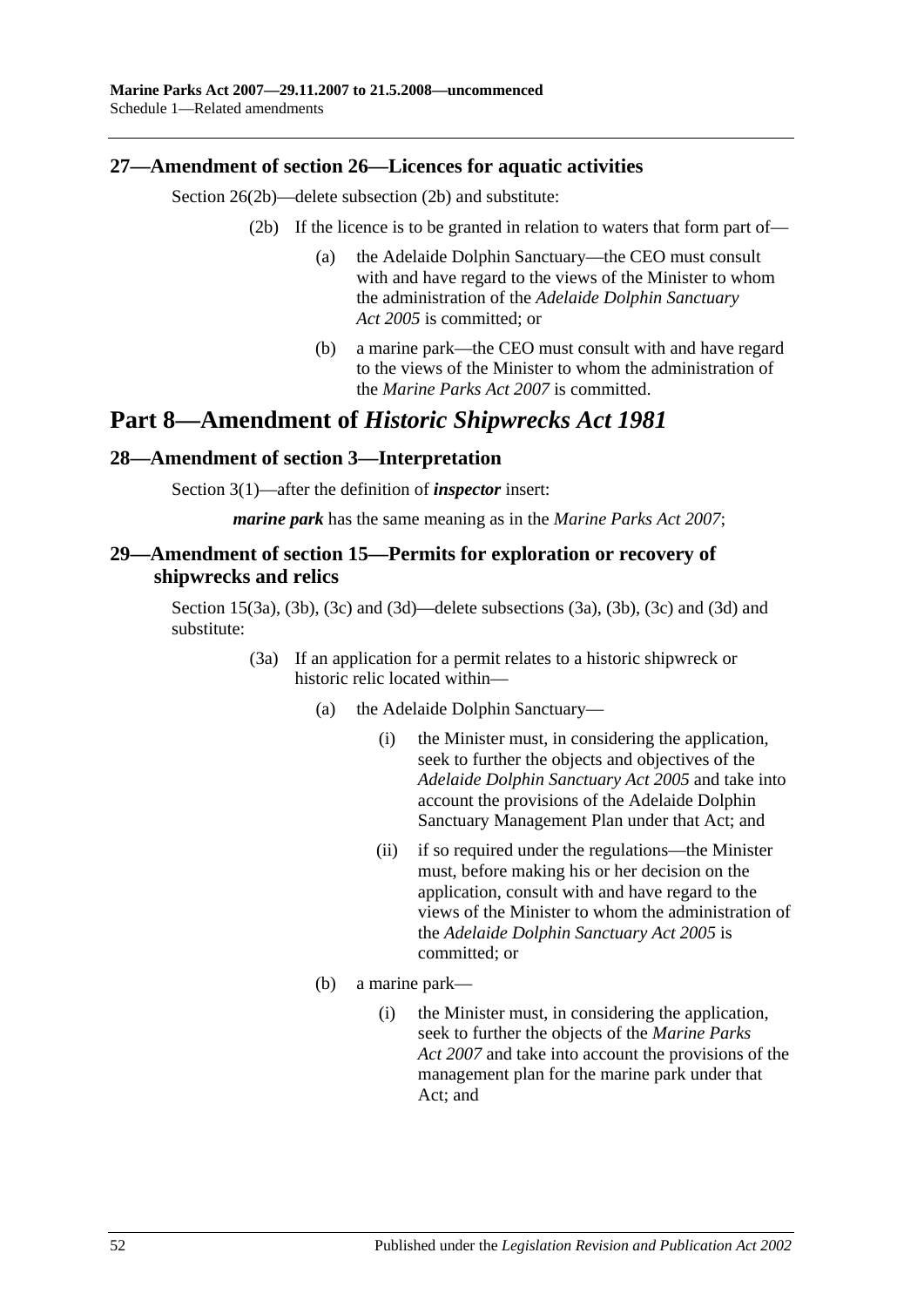### 27—Amendment of section 26—Licences for aquatic activities

Section 26(2b)—delete subsection (2b) and substitute:

(2b) If the licence is to be granted in relation to waters that form part of—

(a) the Adelaide Dolphin Sanctuary—the CEO must consult with and have regard to the views of the Minister to whom the administration of the *Adelaide Dolphin Sanctuary Act 2005* is committed; or

(b) a marine park—the CEO must consult with and have regard to the views of the Minister to whom the administration of the *Marine Parks Act 2007* is committed.

## Part 8—Amendment of *Historic Shipwrecks Act 1981*

### 28—Amendment of section 3—Interpretation

Section 3(1)—after the definition of ***inspector*** insert:

***marine park*** has the same meaning as in the *Marine Parks Act 2007*;

### 29—Amendment of section 15—Permits for exploration or recovery of shipwrecks and relics

Section 15(3a), (3b), (3c) and (3d)—delete subsections (3a), (3b), (3c) and (3d) and substitute:

(3a) If an application for a permit relates to a historic shipwreck or historic relic located within—

(a) the Adelaide Dolphin Sanctuary—

(i) the Minister must, in considering the application, seek to further the objects and objectives of the *Adelaide Dolphin Sanctuary Act 2005* and take into account the provisions of the Adelaide Dolphin Sanctuary Management Plan under that Act; and

(ii) if so required under the regulations—the Minister must, before making his or her decision on the application, consult with and have regard to the views of the Minister to whom the administration of the *Adelaide Dolphin Sanctuary Act 2005* is committed; or

(b) a marine park—

(i) the Minister must, in considering the application, seek to further the objects of the *Marine Parks Act 2007* and take into account the provisions of the management plan for the marine park under that Act; and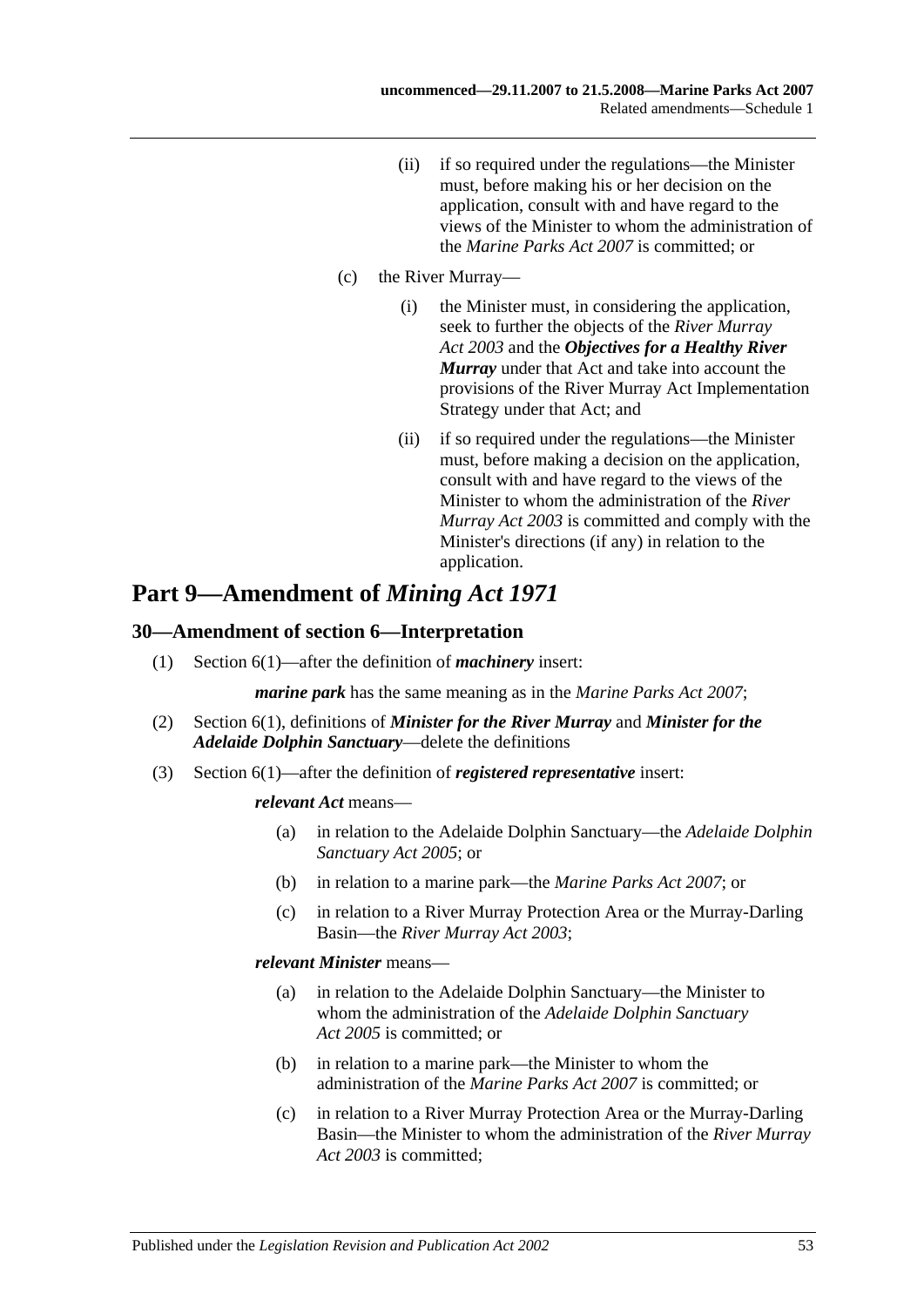(ii) if so required under the regulations—the Minister must, before making his or her decision on the application, consult with and have regard to the views of the Minister to whom the administration of the *Marine Parks Act 2007* is committed; or

(c) the River Murray—

(i) the Minister must, in considering the application, seek to further the objects of the *River Murray Act 2003* and the ***Objectives for a Healthy River Murray*** under that Act and take into account the provisions of the River Murray Act Implementation Strategy under that Act; and

(ii) if so required under the regulations—the Minister must, before making a decision on the application, consult with and have regard to the views of the Minister to whom the administration of the *River Murray Act 2003* is committed and comply with the Minister's directions (if any) in relation to the application.

## Part 9—Amendment of *Mining Act 1971*

### 30—Amendment of section 6—Interpretation

(1) Section 6(1)—after the definition of ***machinery*** insert:

***marine park*** has the same meaning as in the *Marine Parks Act 2007*;

(2) Section 6(1), definitions of ***Minister for the River Murray*** and ***Minister for the Adelaide Dolphin Sanctuary***—delete the definitions

(3) Section 6(1)—after the definition of ***registered representative*** insert:

***relevant Act*** means—

(a) in relation to the Adelaide Dolphin Sanctuary—the *Adelaide Dolphin Sanctuary Act 2005*; or

(b) in relation to a marine park—the *Marine Parks Act 2007*; or

(c) in relation to a River Murray Protection Area or the Murray-Darling Basin—the *River Murray Act 2003*;

***relevant Minister*** means—

(a) in relation to the Adelaide Dolphin Sanctuary—the Minister to whom the administration of the *Adelaide Dolphin Sanctuary Act 2005* is committed; or

(b) in relation to a marine park—the Minister to whom the administration of the *Marine Parks Act 2007* is committed; or

(c) in relation to a River Murray Protection Area or the Murray-Darling Basin—the Minister to whom the administration of the *River Murray Act 2003* is committed;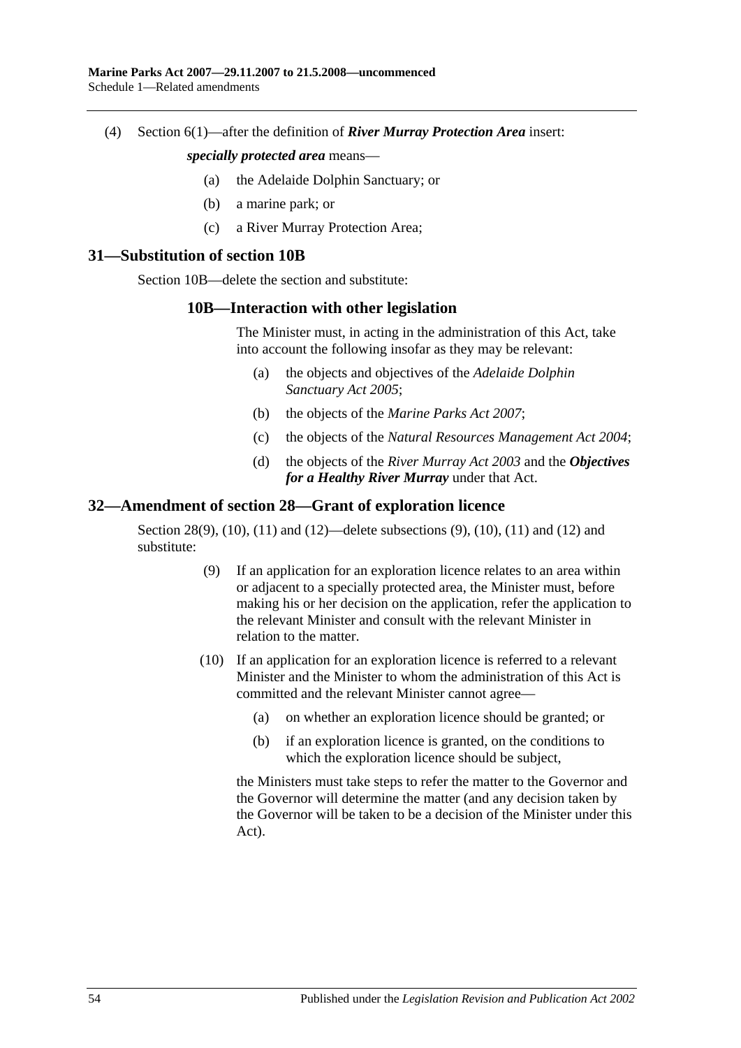(4) Section 6(1)—after the definition of ***River Murray Protection Area*** insert:

***specially protected area*** means—

(a) the Adelaide Dolphin Sanctuary; or

(b) a marine park; or

(c) a River Murray Protection Area;

## 31—Substitution of section 10B

Section 10B—delete the section and substitute:

### 10B—Interaction with other legislation

The Minister must, in acting in the administration of this Act, take into account the following insofar as they may be relevant:

(a) the objects and objectives of the *Adelaide Dolphin Sanctuary Act 2005*;

(b) the objects of the *Marine Parks Act 2007*;

(c) the objects of the *Natural Resources Management Act 2004*;

(d) the objects of the *River Murray Act 2003* and the ***Objectives for a Healthy River Murray*** under that Act.

## 32—Amendment of section 28—Grant of exploration licence

Section 28(9), (10), (11) and (12)—delete subsections (9), (10), (11) and (12) and substitute:

(9) If an application for an exploration licence relates to an area within or adjacent to a specially protected area, the Minister must, before making his or her decision on the application, refer the application to the relevant Minister and consult with the relevant Minister in relation to the matter.

(10) If an application for an exploration licence is referred to a relevant Minister and the Minister to whom the administration of this Act is committed and the relevant Minister cannot agree—

(a) on whether an exploration licence should be granted; or

(b) if an exploration licence is granted, on the conditions to which the exploration licence should be subject,

the Ministers must take steps to refer the matter to the Governor and the Governor will determine the matter (and any decision taken by the Governor will be taken to be a decision of the Minister under this Act).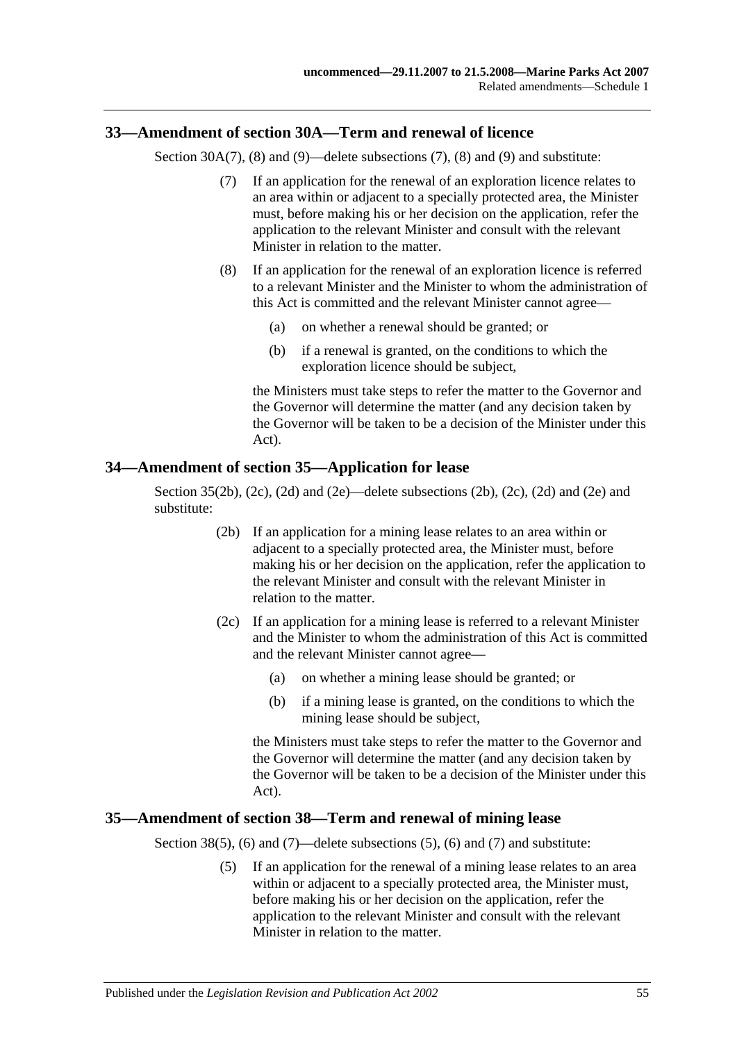## 33—Amendment of section 30A—Term and renewal of licence

Section 30A(7), (8) and (9)—delete subsections (7), (8) and (9) and substitute:

(7) If an application for the renewal of an exploration licence relates to an area within or adjacent to a specially protected area, the Minister must, before making his or her decision on the application, refer the application to the relevant Minister and consult with the relevant Minister in relation to the matter.

(8) If an application for the renewal of an exploration licence is referred to a relevant Minister and the Minister to whom the administration of this Act is committed and the relevant Minister cannot agree—

(a) on whether a renewal should be granted; or

(b) if a renewal is granted, on the conditions to which the exploration licence should be subject,

the Ministers must take steps to refer the matter to the Governor and the Governor will determine the matter (and any decision taken by the Governor will be taken to be a decision of the Minister under this Act).

## 34—Amendment of section 35—Application for lease

Section 35(2b), (2c), (2d) and (2e)—delete subsections (2b), (2c), (2d) and (2e) and substitute:

(2b) If an application for a mining lease relates to an area within or adjacent to a specially protected area, the Minister must, before making his or her decision on the application, refer the application to the relevant Minister and consult with the relevant Minister in relation to the matter.

(2c) If an application for a mining lease is referred to a relevant Minister and the Minister to whom the administration of this Act is committed and the relevant Minister cannot agree—

(a) on whether a mining lease should be granted; or

(b) if a mining lease is granted, on the conditions to which the mining lease should be subject,

the Ministers must take steps to refer the matter to the Governor and the Governor will determine the matter (and any decision taken by the Governor will be taken to be a decision of the Minister under this Act).

## 35—Amendment of section 38—Term and renewal of mining lease

Section 38(5), (6) and (7)—delete subsections (5), (6) and (7) and substitute:

(5) If an application for the renewal of a mining lease relates to an area within or adjacent to a specially protected area, the Minister must, before making his or her decision on the application, refer the application to the relevant Minister and consult with the relevant Minister in relation to the matter.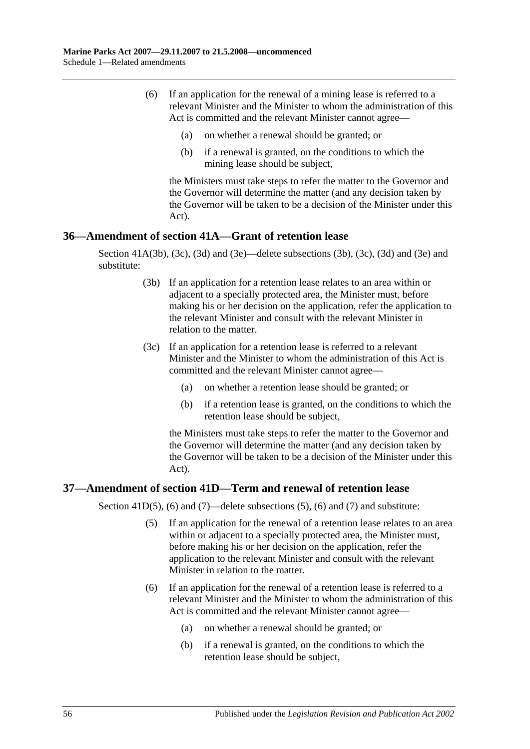(6) If an application for the renewal of a mining lease is referred to a relevant Minister and the Minister to whom the administration of this Act is committed and the relevant Minister cannot agree—

(a) on whether a renewal should be granted; or

(b) if a renewal is granted, on the conditions to which the mining lease should be subject,

the Ministers must take steps to refer the matter to the Governor and the Governor will determine the matter (and any decision taken by the Governor will be taken to be a decision of the Minister under this Act).

## 36—Amendment of section 41A—Grant of retention lease

Section 41A(3b), (3c), (3d) and (3e)—delete subsections (3b), (3c), (3d) and (3e) and substitute:

(3b) If an application for a retention lease relates to an area within or adjacent to a specially protected area, the Minister must, before making his or her decision on the application, refer the application to the relevant Minister and consult with the relevant Minister in relation to the matter.

(3c) If an application for a retention lease is referred to a relevant Minister and the Minister to whom the administration of this Act is committed and the relevant Minister cannot agree—

(a) on whether a retention lease should be granted; or

(b) if a retention lease is granted, on the conditions to which the retention lease should be subject,

the Ministers must take steps to refer the matter to the Governor and the Governor will determine the matter (and any decision taken by the Governor will be taken to be a decision of the Minister under this Act).

## 37—Amendment of section 41D—Term and renewal of retention lease

Section 41D(5), (6) and (7)—delete subsections (5), (6) and (7) and substitute:

(5) If an application for the renewal of a retention lease relates to an area within or adjacent to a specially protected area, the Minister must, before making his or her decision on the application, refer the application to the relevant Minister and consult with the relevant Minister in relation to the matter.

(6) If an application for the renewal of a retention lease is referred to a relevant Minister and the Minister to whom the administration of this Act is committed and the relevant Minister cannot agree—

(a) on whether a renewal should be granted; or

(b) if a renewal is granted, on the conditions to which the retention lease should be subject,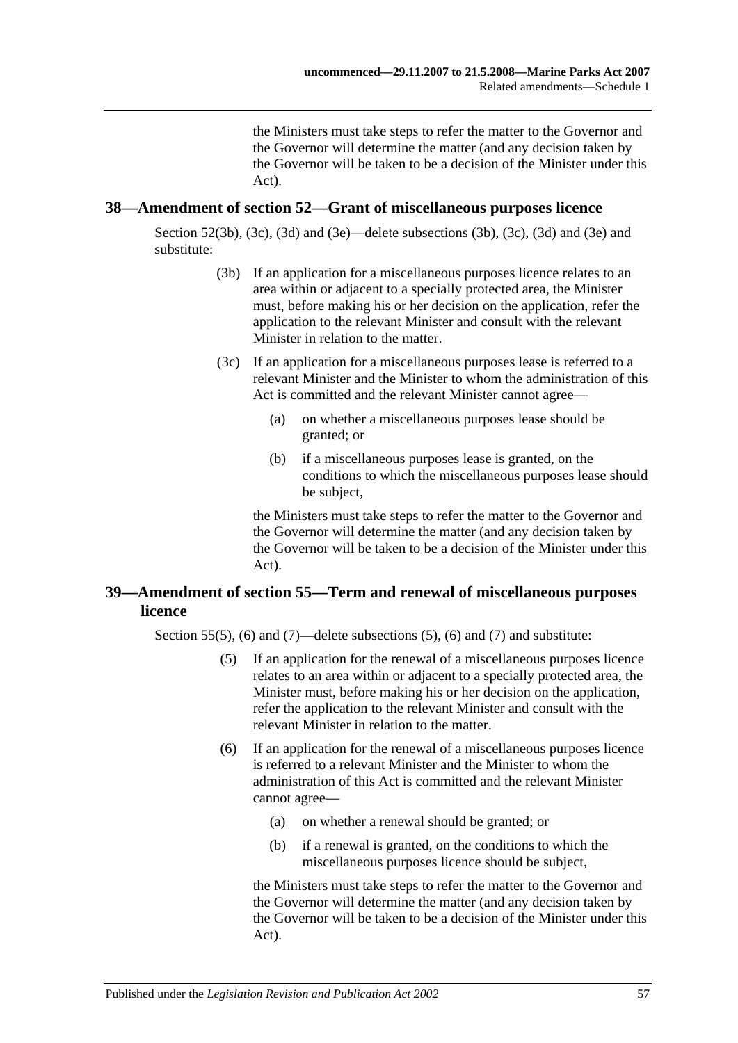the Ministers must take steps to refer the matter to the Governor and the Governor will determine the matter (and any decision taken by the Governor will be taken to be a decision of the Minister under this Act).

## 38—Amendment of section 52—Grant of miscellaneous purposes licence

Section 52(3b), (3c), (3d) and (3e)—delete subsections (3b), (3c), (3d) and (3e) and substitute:

> (3b) If an application for a miscellaneous purposes licence relates to an area within or adjacent to a specially protected area, the Minister must, before making his or her decision on the application, refer the application to the relevant Minister and consult with the relevant Minister in relation to the matter.
>
> (3c) If an application for a miscellaneous purposes lease is referred to a relevant Minister and the Minister to whom the administration of this Act is committed and the relevant Minister cannot agree—
>
> (a) on whether a miscellaneous purposes lease should be granted; or
>
> (b) if a miscellaneous purposes lease is granted, on the conditions to which the miscellaneous purposes lease should be subject,
>
> the Ministers must take steps to refer the matter to the Governor and the Governor will determine the matter (and any decision taken by the Governor will be taken to be a decision of the Minister under this Act).

## 39—Amendment of section 55—Term and renewal of miscellaneous purposes licence

Section 55(5), (6) and (7)—delete subsections (5), (6) and (7) and substitute:

> (5) If an application for the renewal of a miscellaneous purposes licence relates to an area within or adjacent to a specially protected area, the Minister must, before making his or her decision on the application, refer the application to the relevant Minister and consult with the relevant Minister in relation to the matter.
>
> (6) If an application for the renewal of a miscellaneous purposes licence is referred to a relevant Minister and the Minister to whom the administration of this Act is committed and the relevant Minister cannot agree—
>
> (a) on whether a renewal should be granted; or
>
> (b) if a renewal is granted, on the conditions to which the miscellaneous purposes licence should be subject,
>
> the Ministers must take steps to refer the matter to the Governor and the Governor will determine the matter (and any decision taken by the Governor will be taken to be a decision of the Minister under this Act).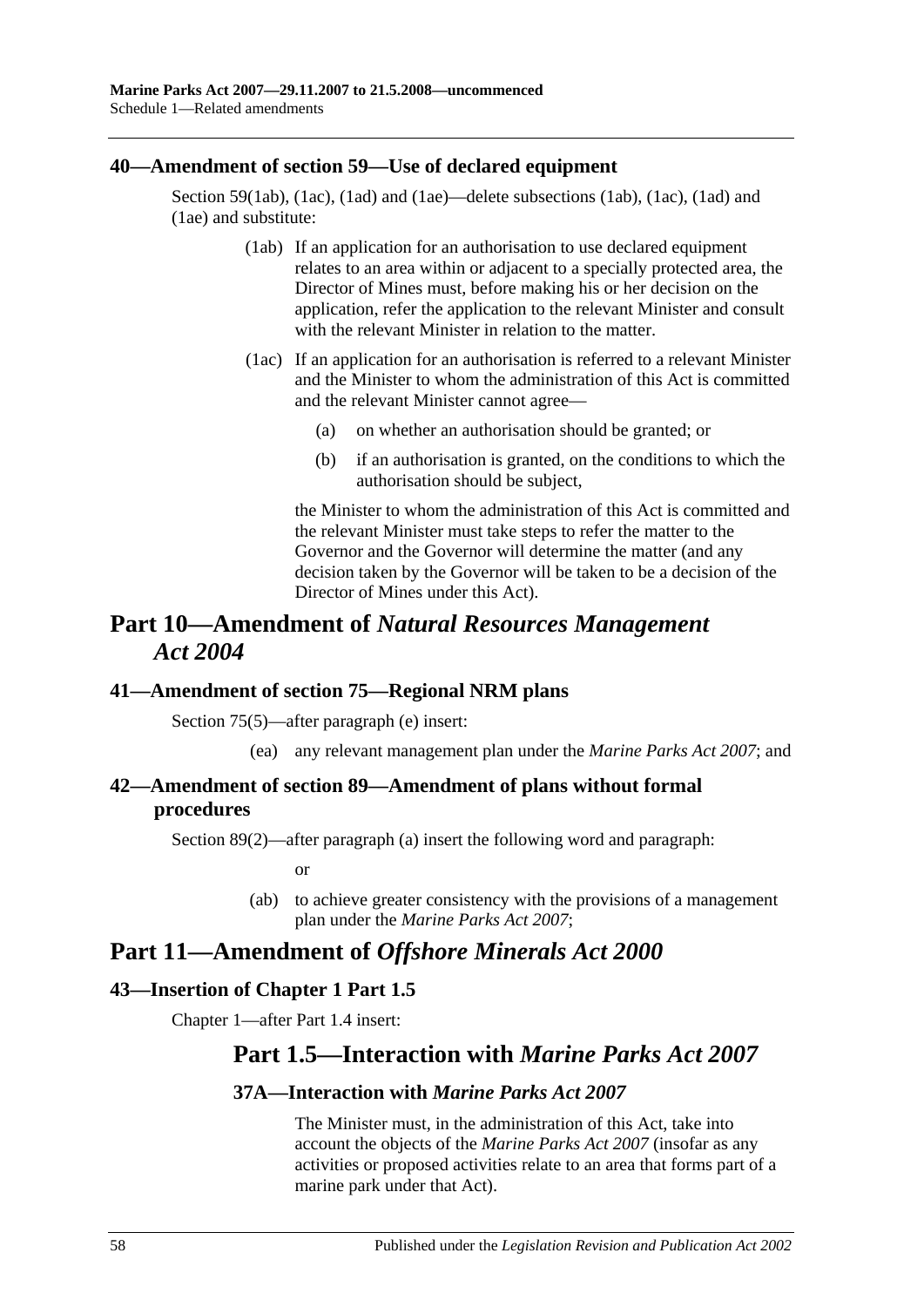### 40—Amendment of section 59—Use of declared equipment

Section 59(1ab), (1ac), (1ad) and (1ae)—delete subsections (1ab), (1ac), (1ad) and (1ae) and substitute:

(1ab) If an application for an authorisation to use declared equipment relates to an area within or adjacent to a specially protected area, the Director of Mines must, before making his or her decision on the application, refer the application to the relevant Minister and consult with the relevant Minister in relation to the matter.

(1ac) If an application for an authorisation is referred to a relevant Minister and the Minister to whom the administration of this Act is committed and the relevant Minister cannot agree—

(a) on whether an authorisation should be granted; or

(b) if an authorisation is granted, on the conditions to which the authorisation should be subject,

the Minister to whom the administration of this Act is committed and the relevant Minister must take steps to refer the matter to the Governor and the Governor will determine the matter (and any decision taken by the Governor will be taken to be a decision of the Director of Mines under this Act).

## Part 10—Amendment of *Natural Resources Management Act 2004*

### 41—Amendment of section 75—Regional NRM plans

Section 75(5)—after paragraph (e) insert:

(ea) any relevant management plan under the *Marine Parks Act 2007*; and

### 42—Amendment of section 89—Amendment of plans without formal procedures

Section 89(2)—after paragraph (a) insert the following word and paragraph:

or

(ab) to achieve greater consistency with the provisions of a management plan under the *Marine Parks Act 2007*;

## Part 11—Amendment of *Offshore Minerals Act 2000*

### 43—Insertion of Chapter 1 Part 1.5

Chapter 1—after Part 1.4 insert:

## Part 1.5—Interaction with *Marine Parks Act 2007*

### 37A—Interaction with *Marine Parks Act 2007*

The Minister must, in the administration of this Act, take into account the objects of the *Marine Parks Act 2007* (insofar as any activities or proposed activities relate to an area that forms part of a marine park under that Act).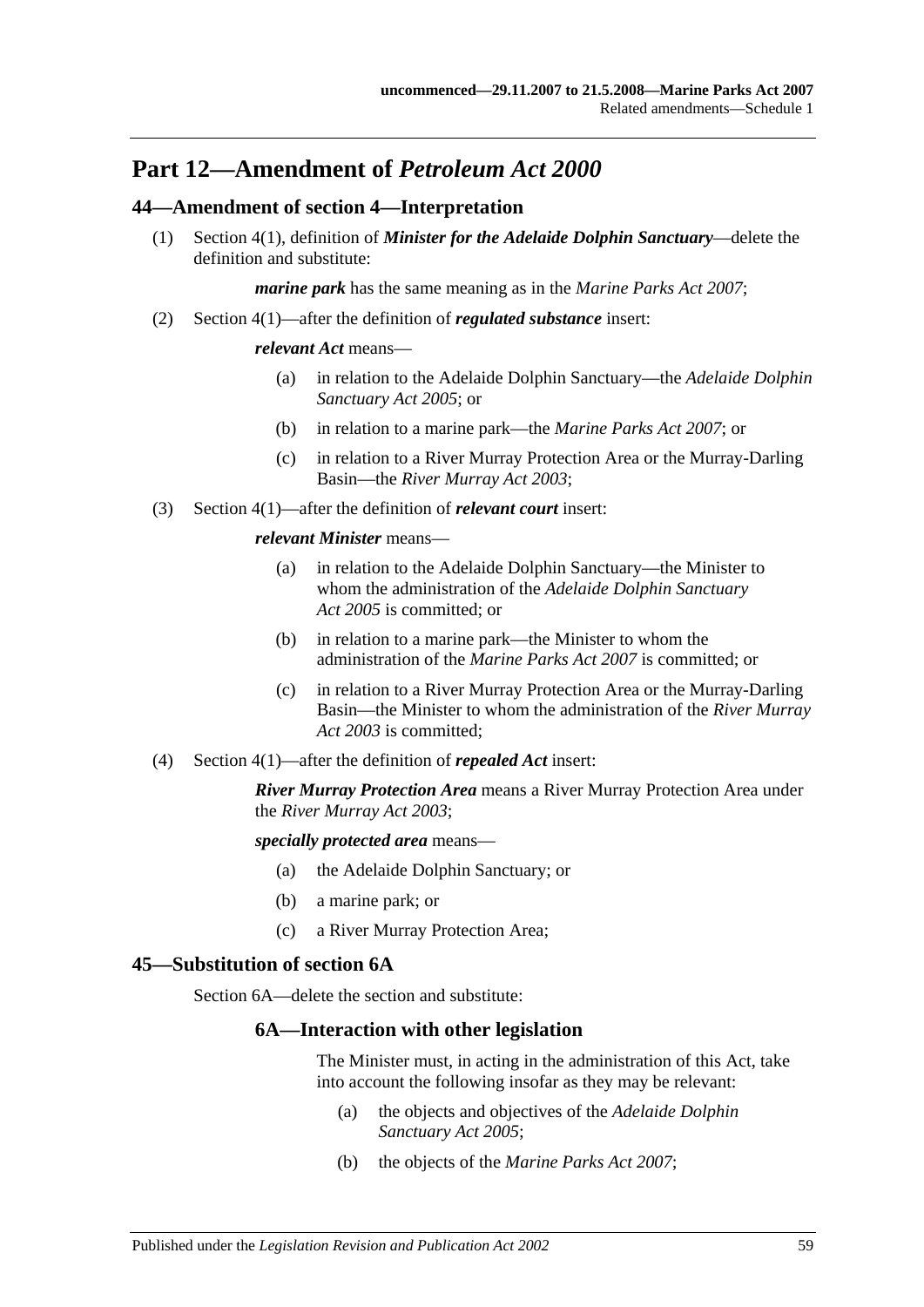## Part 12—Amendment of *Petroleum Act 2000*

### 44—Amendment of section 4—Interpretation

(1) Section 4(1), definition of ***Minister for the Adelaide Dolphin Sanctuary***—delete the definition and substitute:

***marine park*** has the same meaning as in the *Marine Parks Act 2007*;

(2) Section 4(1)—after the definition of ***regulated substance*** insert:

***relevant Act*** means—

(a) in relation to the Adelaide Dolphin Sanctuary—the *Adelaide Dolphin Sanctuary Act 2005*; or

(b) in relation to a marine park—the *Marine Parks Act 2007*; or

(c) in relation to a River Murray Protection Area or the Murray-Darling Basin—the *River Murray Act 2003*;

(3) Section 4(1)—after the definition of ***relevant court*** insert:

***relevant Minister*** means—

(a) in relation to the Adelaide Dolphin Sanctuary—the Minister to whom the administration of the *Adelaide Dolphin Sanctuary Act 2005* is committed; or

(b) in relation to a marine park—the Minister to whom the administration of the *Marine Parks Act 2007* is committed; or

(c) in relation to a River Murray Protection Area or the Murray-Darling Basin—the Minister to whom the administration of the *River Murray Act 2003* is committed;

(4) Section 4(1)—after the definition of ***repealed Act*** insert:

***River Murray Protection Area*** means a River Murray Protection Area under the *River Murray Act 2003*;

***specially protected area*** means—

(a) the Adelaide Dolphin Sanctuary; or

(b) a marine park; or

(c) a River Murray Protection Area;

### 45—Substitution of section 6A

Section 6A—delete the section and substitute:

#### 6A—Interaction with other legislation

The Minister must, in acting in the administration of this Act, take into account the following insofar as they may be relevant:

(a) the objects and objectives of the *Adelaide Dolphin Sanctuary Act 2005*;

(b) the objects of the *Marine Parks Act 2007*;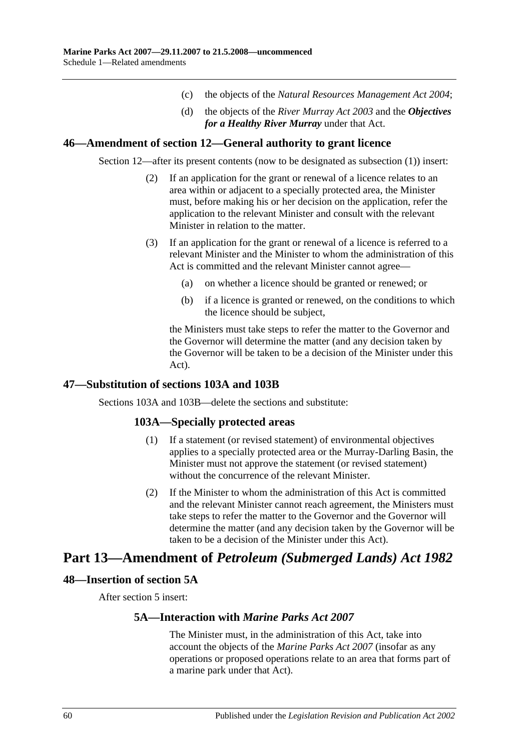(c) the objects of the *Natural Resources Management Act 2004*;

(d) the objects of the *River Murray Act 2003* and the ***Objectives for a Healthy River Murray*** under that Act.

### 46—Amendment of section 12—General authority to grant licence

Section 12—after its present contents (now to be designated as subsection (1)) insert:

(2) If an application for the grant or renewal of a licence relates to an area within or adjacent to a specially protected area, the Minister must, before making his or her decision on the application, refer the application to the relevant Minister and consult with the relevant Minister in relation to the matter.

(3) If an application for the grant or renewal of a licence is referred to a relevant Minister and the Minister to whom the administration of this Act is committed and the relevant Minister cannot agree—

(a) on whether a licence should be granted or renewed; or

(b) if a licence is granted or renewed, on the conditions to which the licence should be subject,

the Ministers must take steps to refer the matter to the Governor and the Governor will determine the matter (and any decision taken by the Governor will be taken to be a decision of the Minister under this Act).

### 47—Substitution of sections 103A and 103B

Sections 103A and 103B—delete the sections and substitute:

#### 103A—Specially protected areas

(1) If a statement (or revised statement) of environmental objectives applies to a specially protected area or the Murray-Darling Basin, the Minister must not approve the statement (or revised statement) without the concurrence of the relevant Minister.

(2) If the Minister to whom the administration of this Act is committed and the relevant Minister cannot reach agreement, the Ministers must take steps to refer the matter to the Governor and the Governor will determine the matter (and any decision taken by the Governor will be taken to be a decision of the Minister under this Act).

## Part 13—Amendment of *Petroleum (Submerged Lands) Act 1982*

### 48—Insertion of section 5A

After section 5 insert:

#### 5A—Interaction with *Marine Parks Act 2007*

The Minister must, in the administration of this Act, take into account the objects of the *Marine Parks Act 2007* (insofar as any operations or proposed operations relate to an area that forms part of a marine park under that Act).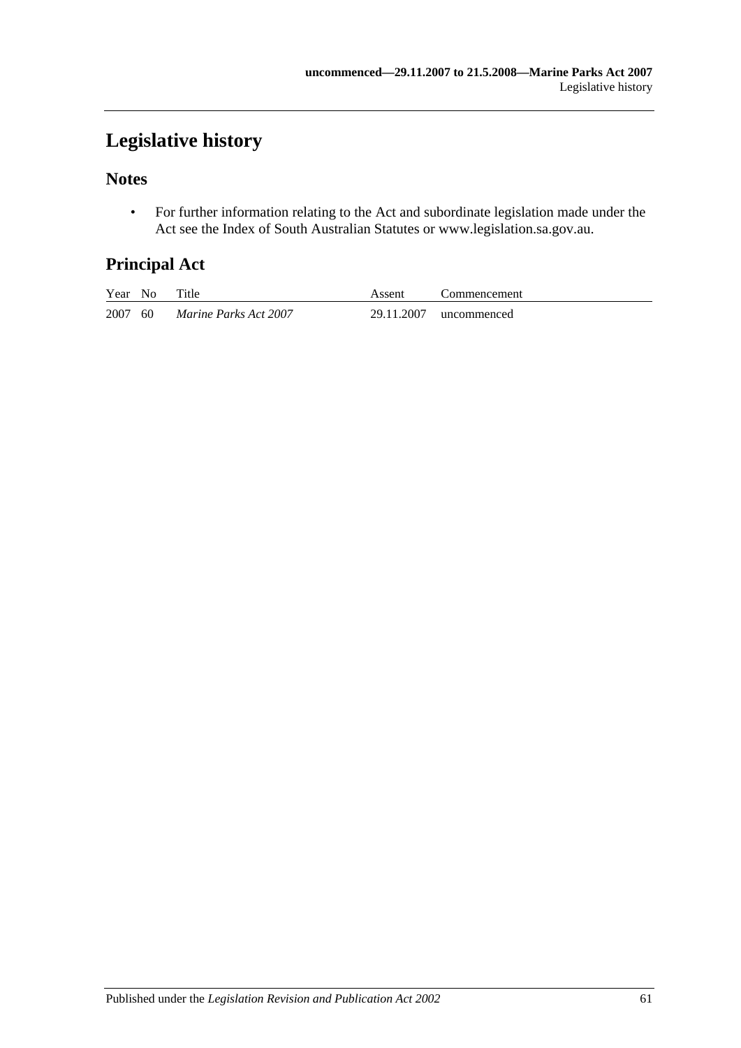# Legislative history

## Notes

- For further information relating to the Act and subordinate legislation made under the Act see the Index of South Australian Statutes or www.legislation.sa.gov.au.

## Principal Act

| Year | No | Title | Assent | Commencement |
|---|---|---|---|---|
| 2007 | 60 | *Marine Parks Act 2007* | 29.11.2007 | uncommenced |